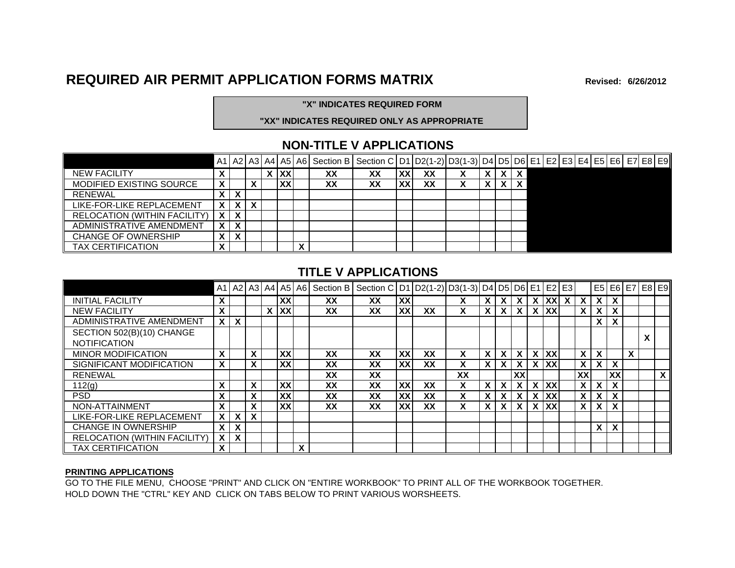# REQUIRED AIR PERMIT APPLICATION FORMS MATRIX

**Revised: 6/26/2012**

**"X" INDICATES REQUIRED FORM**

**"XX" INDICATES REQUIRED ONLY AS APPROPRIATE**

## NON-TITLE V APPLICATIONS

| | A1 | A2 | A3 | A4 | A5 | A6 | Section B | Section C | D1 | D2(1-2) | D3(1-3) | D4 | D5 | D6 | E1 | E2 | E3 | E4 | E5 | E6 | E7 | E8 | E9 |
|---|---|---|---|---|---|---|---|---|---|---|---|---|---|---|---|---|---|---|---|---|---|---|---|
| NEW FACILITY | X | | | X | XX | | XX | XX | XX | XX | X | X | X | X | | | | | | | | | |
| MODIFIED EXISTING SOURCE | X | | X | | XX | | XX | XX | XX | XX | X | X | X | X | | | | | | | | | |
| RENEWAL | X | X | | | | | | | | | | | | | | | | | | | | | |
| LIKE-FOR-LIKE REPLACEMENT | X | X | X | | | | | | | | | | | | | | | | | | | | |
| RELOCATION (WITHIN FACILITY) | X | X | | | | | | | | | | | | | | | | | | | | | |
| ADMINISTRATIVE AMENDMENT | X | X | | | | | | | | | | | | | | | | | | | | | |
| CHANGE OF OWNERSHIP | X | X | | | | | | | | | | | | | | | | | | | | | |
| TAX CERTIFICATION | X | | | | | X | | | | | | | | | | | | | | | | | |

## TITLE V APPLICATIONS

| | A1 | A2 | A3 | A4 | A5 | A6 | Section B | Section C | D1 | D2(1-2) | D3(1-3) | D4 | D5 | D6 | E1 | E2 | E3 | | E5 | E6 | E7 | E8 | E9 |
|---|---|---|---|---|---|---|---|---|---|---|---|---|---|---|---|---|---|---|---|---|---|---|---|
| INITIAL FACILITY | X | | | | XX | | XX | XX | XX | | X | X | X | X | X | XX | X | X | X | X | | | |
| NEW FACILITY | X | | | X | XX | | XX | XX | XX | XX | X | X | X | X | X | XX | | X | X | X | | | |
| ADMINISTRATIVE AMENDMENT | X | X | | | | | | | | | | | | | | | | | X | X | | | |
| SECTION 502(B)(10) CHANGE NOTIFICATION | | | | | | | | | | | | | | | | | | | | | | X | |
| MINOR MODIFICATION | X | | X | | XX | | XX | XX | XX | XX | X | X | X | X | X | XX | | X | X | | X | | |
| SIGNIFICANT MODIFICATION | X | | X | | XX | | XX | XX | XX | XX | X | X | X | X | X | XX | | X | X | X | | | |
| RENEWAL | | | | | | | XX | XX | | | XX | | | XX | | | | XX | | XX | | | X |
| 112(g) | X | | X | | XX | | XX | XX | XX | XX | X | X | X | X | X | XX | | X | X | X | | | |
| PSD | X | | X | | XX | | XX | XX | XX | XX | X | X | X | X | X | XX | | X | X | X | | | |
| NON-ATTAINMENT | X | | X | | XX | | XX | XX | XX | XX | X | X | X | X | X | XX | | X | X | X | | | |
| LIKE-FOR-LIKE REPLACEMENT | X | X | X | | | | | | | | | | | | | | | | | | | | |
| CHANGE IN OWNERSHIP | X | X | | | | | | | | | | | | | | | | | X | X | | | |
| RELOCATION (WITHIN FACILITY) | X | X | | | | | | | | | | | | | | | | | | | | | |
| TAX CERTIFICATION | X | | | | | X | | | | | | | | | | | | | | | | | |

**PRINTING APPLICATIONS**

GO TO THE FILE MENU, CHOOSE "PRINT" AND CLICK ON "ENTIRE WORKBOOK" TO PRINT ALL OF THE WORKBOOK TOGETHER.
HOLD DOWN THE "CTRL" KEY AND CLICK ON TABS BELOW TO PRINT VARIOUS WORSHEETS.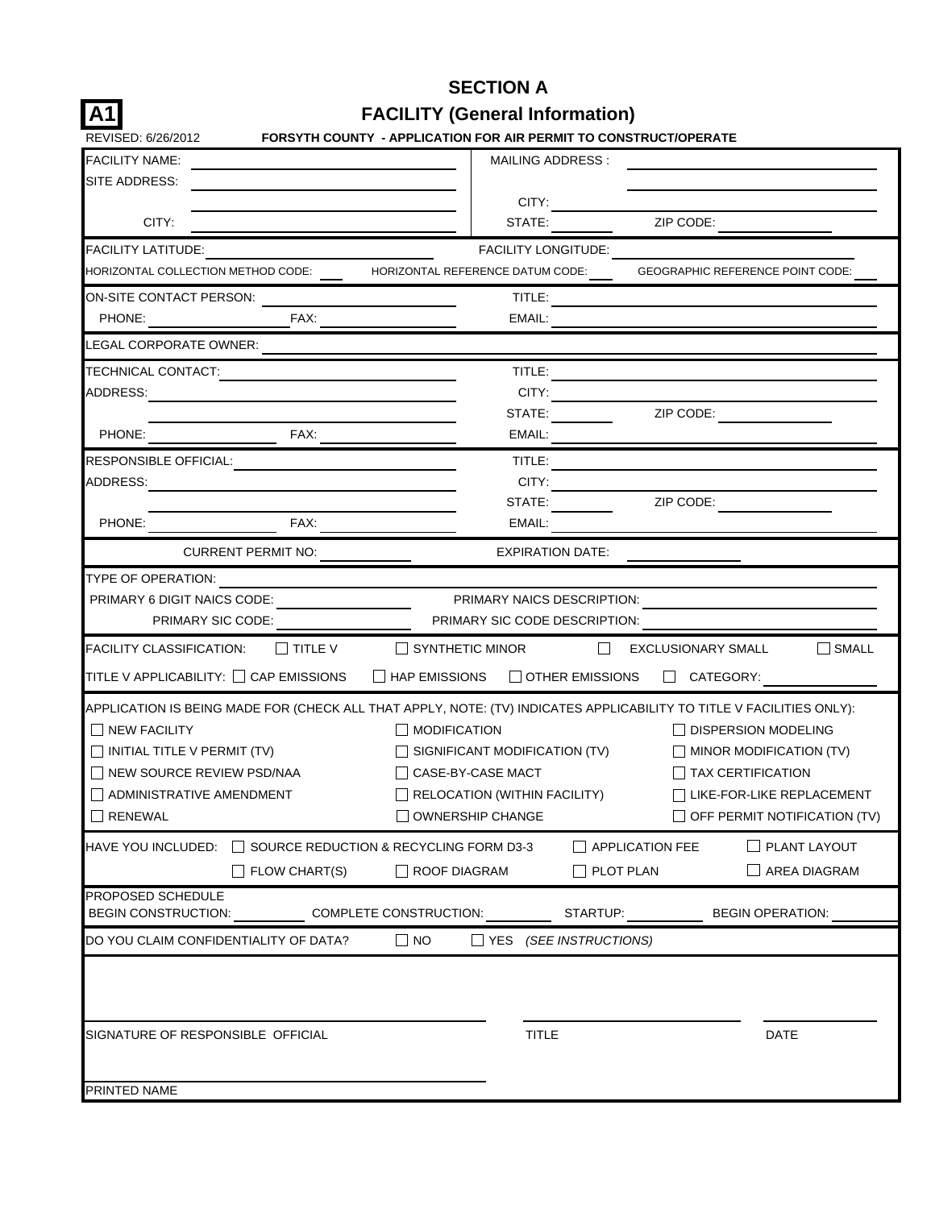# SECTION A

## A1 FACILITY (General Information)

REVISED: 6/26/2012 **FORSYTH COUNTY - APPLICATION FOR AIR PERMIT TO CONSTRUCT/OPERATE**

FACILITY NAME: ______________________ MAILING ADDRESS: ______________________

SITE ADDRESS: ______________________ ______________________

CITY: ______________________

CITY: ______________________ STATE: ________ ZIP CODE: ________

FACILITY LATITUDE: ______________________ FACILITY LONGITUDE: ______________________

HORIZONTAL COLLECTION METHOD CODE: ____ HORIZONTAL REFERENCE DATUM CODE: ____ GEOGRAPHIC REFERENCE POINT CODE: ____

ON-SITE CONTACT PERSON: ______________________ TITLE: ______________________

PHONE: ____________ FAX: ____________ EMAIL: ______________________

LEGAL CORPORATE OWNER: ______________________

TECHNICAL CONTACT: ______________________ TITLE: ______________________

ADDRESS: ______________________ CITY: ______________________

______________________ STATE: ________ ZIP CODE: ________

PHONE: ____________ FAX: ____________ EMAIL: ______________________

RESPONSIBLE OFFICIAL: ______________________ TITLE: ______________________

ADDRESS: ______________________ CITY: ______________________

______________________ STATE: ________ ZIP CODE: ________

PHONE: ____________ FAX: ____________ EMAIL: ______________________

CURRENT PERMIT NO: ____________ EXPIRATION DATE: ____________

TYPE OF OPERATION: ______________________

PRIMARY 6 DIGIT NAICS CODE: ____________ PRIMARY NAICS DESCRIPTION: ______________________

PRIMARY SIC CODE: ____________ PRIMARY SIC CODE DESCRIPTION: ______________________

FACILITY CLASSIFICATION: ☐ TITLE V ☐ SYNTHETIC MINOR ☐ EXCLUSIONARY SMALL ☐ SMALL

TITLE V APPLICABILITY: ☐ CAP EMISSIONS ☐ HAP EMISSIONS ☐ OTHER EMISSIONS ☐ CATEGORY: ____________

APPLICATION IS BEING MADE FOR (CHECK ALL THAT APPLY, NOTE: (TV) INDICATES APPLICABILITY TO TITLE V FACILITIES ONLY):

| | | |
|---|---|---|
| ☐ NEW FACILITY | ☐ MODIFICATION | ☐ DISPERSION MODELING |
| ☐ INITIAL TITLE V PERMIT (TV) | ☐ SIGNIFICANT MODIFICATION (TV) | ☐ MINOR MODIFICATION (TV) |
| ☐ NEW SOURCE REVIEW PSD/NAA | ☐ CASE-BY-CASE MACT | ☐ TAX CERTIFICATION |
| ☐ ADMINISTRATIVE AMENDMENT | ☐ RELOCATION (WITHIN FACILITY) | ☐ LIKE-FOR-LIKE REPLACEMENT |
| ☐ RENEWAL | ☐ OWNERSHIP CHANGE | ☐ OFF PERMIT NOTIFICATION (TV) |

HAVE YOU INCLUDED: ☐ SOURCE REDUCTION & RECYCLING FORM D3-3 ☐ APPLICATION FEE ☐ PLANT LAYOUT

☐ FLOW CHART(S) ☐ ROOF DIAGRAM ☐ PLOT PLAN ☐ AREA DIAGRAM

PROPOSED SCHEDULE

BEGIN CONSTRUCTION: ________ COMPLETE CONSTRUCTION: ________ STARTUP: ________ BEGIN OPERATION: ________

DO YOU CLAIM CONFIDENTIALITY OF DATA? ☐ NO ☐ YES *(SEE INSTRUCTIONS)*

______________________ ______________________ ____________

SIGNATURE OF RESPONSIBLE OFFICIAL TITLE DATE

______________________

PRINTED NAME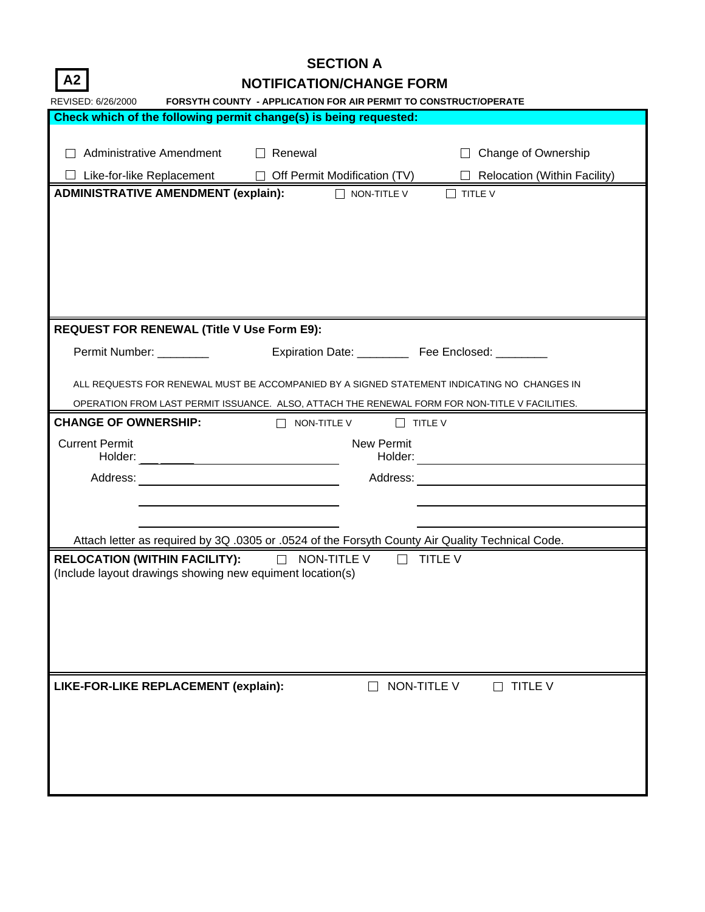**A2**

# SECTION A

## NOTIFICATION/CHANGE FORM

REVISED: 6/26/2000 **FORSYTH COUNTY - APPLICATION FOR AIR PERMIT TO CONSTRUCT/OPERATE**

**Check which of the following permit change(s) is being requested:**

☐ Administrative Amendment ☐ Renewal ☐ Change of Ownership

☐ Like-for-like Replacement ☐ Off Permit Modification (TV) ☐ Relocation (Within Facility)

**ADMINISTRATIVE AMENDMENT (explain):** ☐ NON-TITLE V ☐ TITLE V

**REQUEST FOR RENEWAL (Title V Use Form E9):**

Permit Number: ________ Expiration Date: ________ Fee Enclosed: ________

ALL REQUESTS FOR RENEWAL MUST BE ACCOMPANIED BY A SIGNED STATEMENT INDICATING NO CHANGES IN OPERATION FROM LAST PERMIT ISSUANCE. ALSO, ATTACH THE RENEWAL FORM FOR NON-TITLE V FACILITIES.

**CHANGE OF OWNERSHIP:** ☐ NON-TITLE V ☐ TITLE V

| Current Permit Holder: | ______________ | New Permit Holder: | ______________ |
|---|---|---|---|
| Address: | ______________ | Address: | ______________ |
| | ______________ | | ______________ |
| | ______________ | | ______________ |

Attach letter as required by 3Q .0305 or .0524 of the Forsyth County Air Quality Technical Code.

**RELOCATION (WITHIN FACILITY):** ☐ NON-TITLE V ☐ TITLE V

(Include layout drawings showing new equiment location(s)

**LIKE-FOR-LIKE REPLACEMENT (explain):** ☐ NON-TITLE V ☐ TITLE V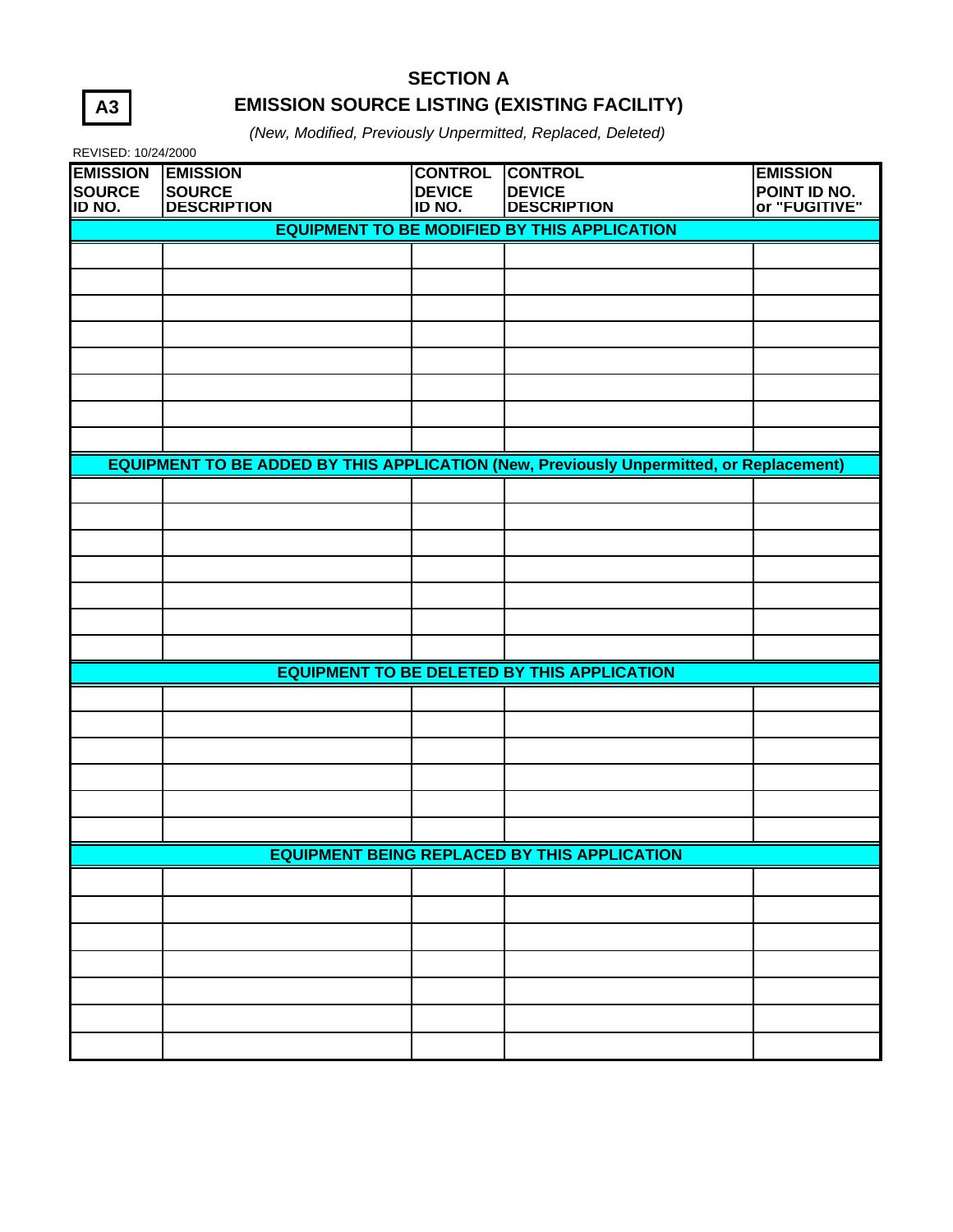**A3**

# SECTION A

## EMISSION SOURCE LISTING (EXISTING FACILITY)

*(New, Modified, Previously Unpermitted, Replaced, Deleted)*

REVISED: 10/24/2000

| EMISSION SOURCE ID NO. | EMISSION SOURCE DESCRIPTION | CONTROL DEVICE ID NO. | CONTROL DEVICE DESCRIPTION | EMISSION POINT ID NO. or "FUGITIVE" |
|---|---|---|---|---|
| **EQUIPMENT TO BE MODIFIED BY THIS APPLICATION** | | | | |
| | | | | |
| | | | | |
| | | | | |
| | | | | |
| | | | | |
| | | | | |
| | | | | |
| | | | | |
| **EQUIPMENT TO BE ADDED BY THIS APPLICATION (New, Previously Unpermitted, or Replacement)** | | | | |
| | | | | |
| | | | | |
| | | | | |
| | | | | |
| | | | | |
| | | | | |
| | | | | |
| **EQUIPMENT TO BE DELETED BY THIS APPLICATION** | | | | |
| | | | | |
| | | | | |
| | | | | |
| | | | | |
| | | | | |
| | | | | |
| **EQUIPMENT BEING REPLACED BY THIS APPLICATION** | | | | |
| | | | | |
| | | | | |
| | | | | |
| | | | | |
| | | | | |
| | | | | |
| | | | | |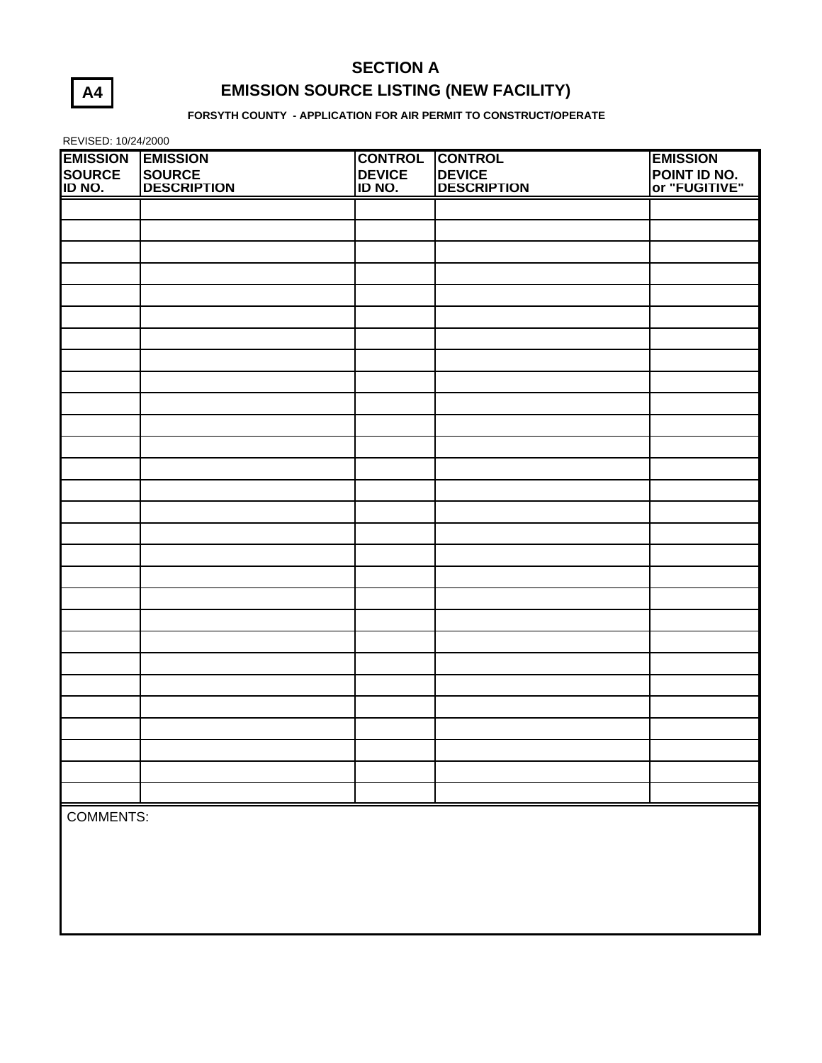**A4**

# SECTION A

## EMISSION SOURCE LISTING (NEW FACILITY)

**FORSYTH COUNTY - APPLICATION FOR AIR PERMIT TO CONSTRUCT/OPERATE**

REVISED: 10/24/2000

| EMISSION SOURCE ID NO. | EMISSION SOURCE DESCRIPTION | CONTROL DEVICE ID NO. | CONTROL DEVICE DESCRIPTION | EMISSION POINT ID NO. or "FUGITIVE" |
|---|---|---|---|---|
| | | | | |
| | | | | |
| | | | | |
| | | | | |
| | | | | |
| | | | | |
| | | | | |
| | | | | |
| | | | | |
| | | | | |
| | | | | |
| | | | | |
| | | | | |
| | | | | |
| | | | | |
| | | | | |
| | | | | |
| | | | | |
| | | | | |
| | | | | |
| | | | | |
| | | | | |
| | | | | |
| | | | | |
| | | | | |
| | | | | |
| | | | | |
| | | | | |

COMMENTS: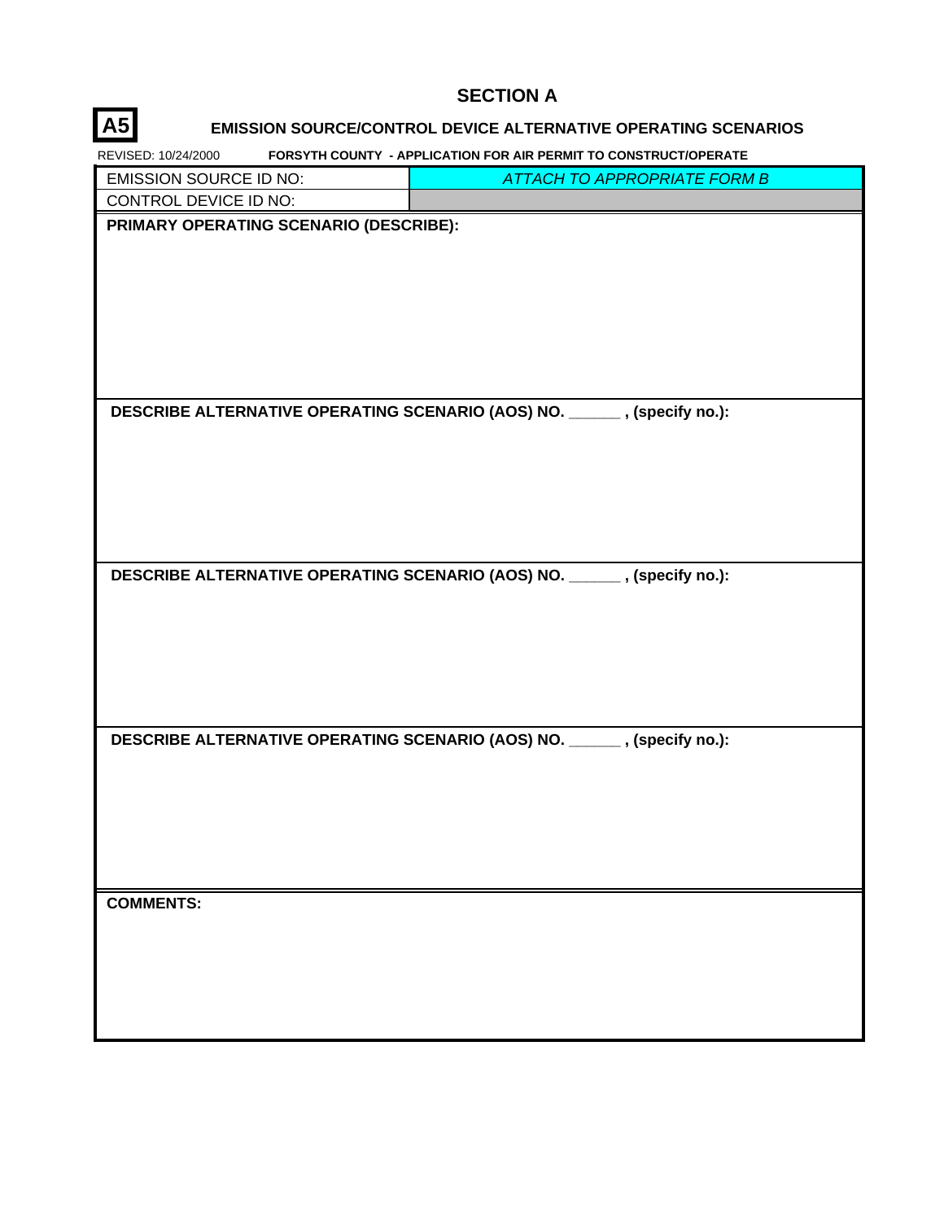# SECTION A

## A5 EMISSION SOURCE/CONTROL DEVICE ALTERNATIVE OPERATING SCENARIOS

REVISED: 10/24/2000 **FORSYTH COUNTY - APPLICATION FOR AIR PERMIT TO CONSTRUCT/OPERATE**

| EMISSION SOURCE ID NO: | *ATTACH TO APPROPRIATE FORM B* |
|---|---|
| CONTROL DEVICE ID NO: | |

**PRIMARY OPERATING SCENARIO (DESCRIBE):**

**DESCRIBE ALTERNATIVE OPERATING SCENARIO (AOS) NO. ______ , (specify no.):**

**DESCRIBE ALTERNATIVE OPERATING SCENARIO (AOS) NO. ______ , (specify no.):**

**DESCRIBE ALTERNATIVE OPERATING SCENARIO (AOS) NO. ______ , (specify no.):**

**COMMENTS:**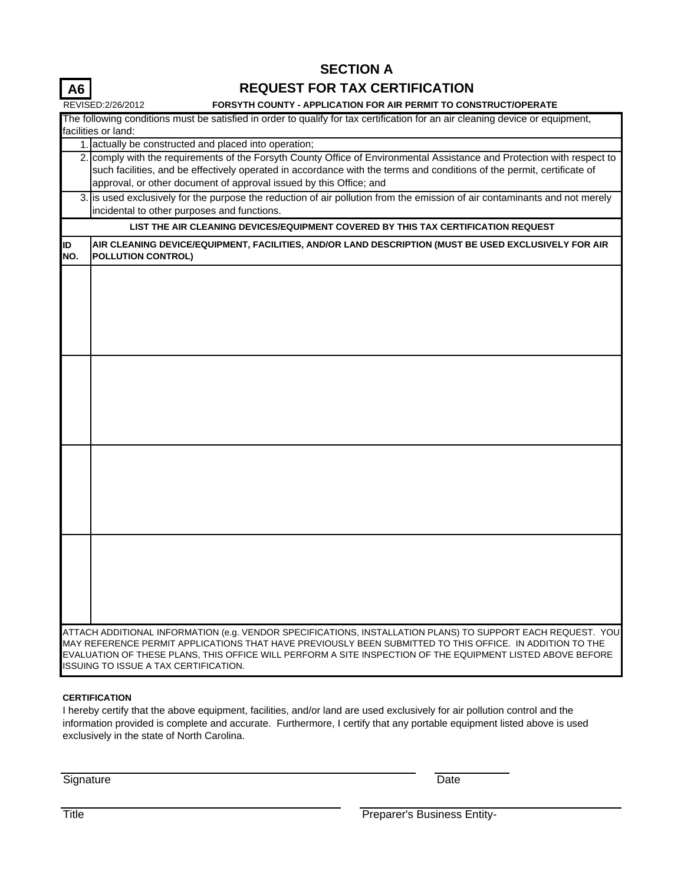**A6**

# SECTION A

## REQUEST FOR TAX CERTIFICATION

REVISED:2/26/2012

**FORSYTH COUNTY - APPLICATION FOR AIR PERMIT TO CONSTRUCT/OPERATE**

The following conditions must be satisfied in order to qualify for tax certification for an air cleaning device or equipment, facilities or land:

1. actually be constructed and placed into operation;
2. comply with the requirements of the Forsyth County Office of Environmental Assistance and Protection with respect to such facilities, and be effectively operated in accordance with the terms and conditions of the permit, certificate of approval, or other document of approval issued by this Office; and
3. is used exclusively for the purpose the reduction of air pollution from the emission of air contaminants and not merely incidental to other purposes and functions.

**LIST THE AIR CLEANING DEVICES/EQUIPMENT COVERED BY THIS TAX CERTIFICATION REQUEST**

| ID NO. | AIR CLEANING DEVICE/EQUIPMENT, FACILITIES, AND/OR LAND DESCRIPTION (MUST BE USED EXCLUSIVELY FOR AIR POLLUTION CONTROL) |
|---|---|
| | |
| | |
| | |
| | |

ATTACH ADDITIONAL INFORMATION (e.g. VENDOR SPECIFICATIONS, INSTALLATION PLANS) TO SUPPORT EACH REQUEST. YOU MAY REFERENCE PERMIT APPLICATIONS THAT HAVE PREVIOUSLY BEEN SUBMITTED TO THIS OFFICE. IN ADDITION TO THE EVALUATION OF THESE PLANS, THIS OFFICE WILL PERFORM A SITE INSPECTION OF THE EQUIPMENT LISTED ABOVE BEFORE ISSUING TO ISSUE A TAX CERTIFICATION.

**CERTIFICATION**

I hereby certify that the above equipment, facilities, and/or land are used exclusively for air pollution control and the information provided is complete and accurate. Furthermore, I certify that any portable equipment listed above is used exclusively in the state of North Carolina.

Signature ______________________ Date __________

Title ______________________ Preparer's Business Entity- ______________________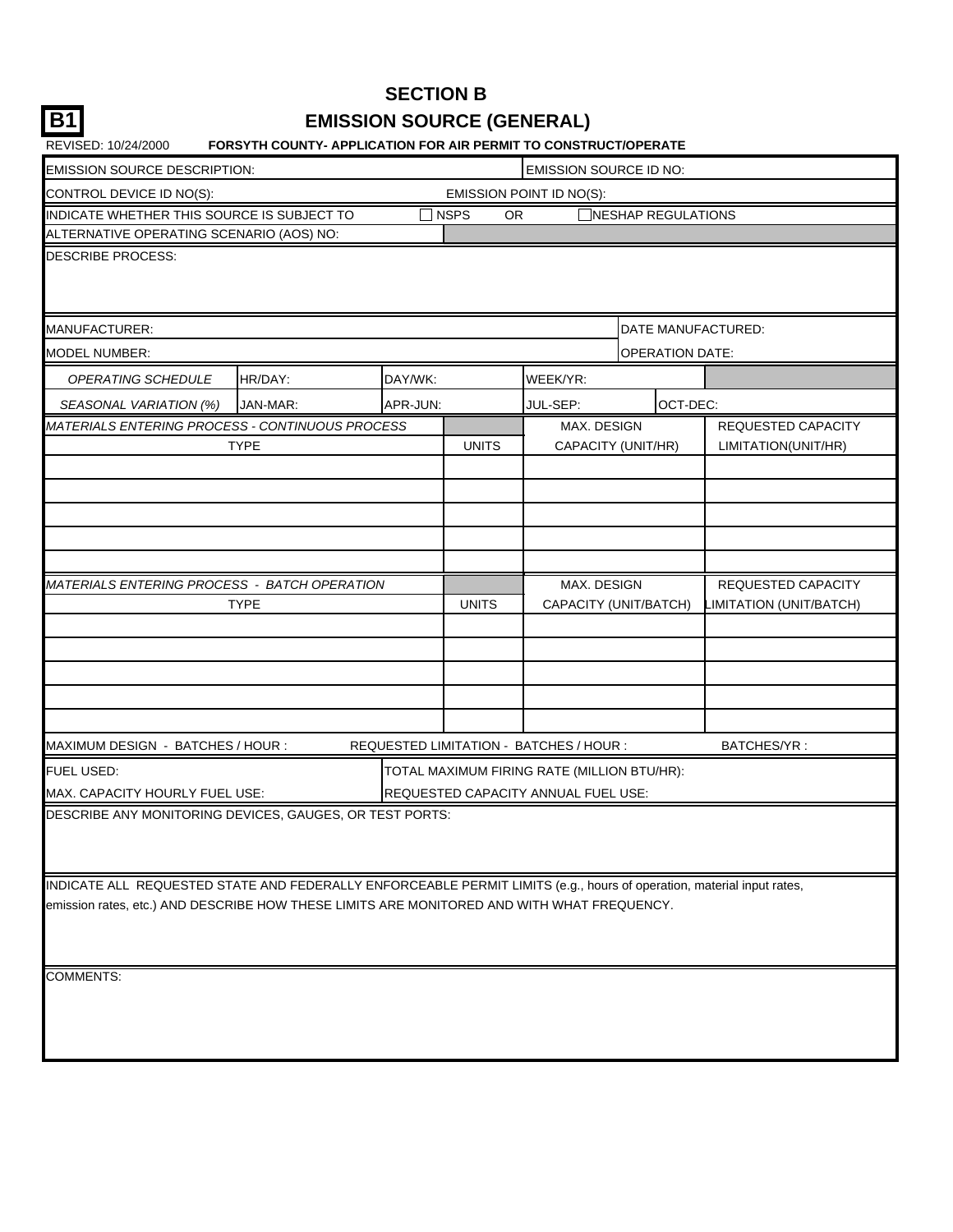**B1**

## SECTION B

## EMISSION SOURCE (GENERAL)

REVISED: 10/24/2000 **FORSYTH COUNTY- APPLICATION FOR AIR PERMIT TO CONSTRUCT/OPERATE**

| EMISSION SOURCE DESCRIPTION: | | | EMISSION SOURCE ID NO: | | |
|---|---|---|---|---|---|
| CONTROL DEVICE ID NO(S): | | | EMISSION POINT ID NO(S): | | |
| INDICATE WHETHER THIS SOURCE IS SUBJECT TO | | ☐ NSPS OR | ☐ NESHAP REGULATIONS | | |
| ALTERNATIVE OPERATING SCENARIO (AOS) NO: | | | | | |
| DESCRIBE PROCESS: | | | | | |
| MANUFACTURER: | | | | DATE MANUFACTURED: | |
| MODEL NUMBER: | | | | OPERATION DATE: | |
| *OPERATING SCHEDULE* | HR/DAY: | DAY/WK: | WEEK/YR: | | |
| *SEASONAL VARIATION (%)* | JAN-MAR: | APR-JUN: | JUL-SEP: | OCT-DEC: | |

| *MATERIALS ENTERING PROCESS - CONTINUOUS PROCESS* | | MAX. DESIGN | REQUESTED CAPACITY |
|---|---|---|---|
| TYPE | UNITS | CAPACITY (UNIT/HR) | LIMITATION(UNIT/HR) |
| | | | |
| | | | |
| | | | |
| | | | |
| | | | |

| *MATERIALS ENTERING PROCESS - BATCH OPERATION* | | MAX. DESIGN | REQUESTED CAPACITY |
|---|---|---|---|
| TYPE | UNITS | CAPACITY (UNIT/BATCH) | LIMITATION (UNIT/BATCH) |
| | | | |
| | | | |
| | | | |
| | | | |
| | | | |

| MAXIMUM DESIGN - BATCHES / HOUR : | REQUESTED LIMITATION - BATCHES / HOUR : | BATCHES/YR : |
|---|---|---|

| FUEL USED: | TOTAL MAXIMUM FIRING RATE (MILLION BTU/HR): |
|---|---|
| MAX. CAPACITY HOURLY FUEL USE: | REQUESTED CAPACITY ANNUAL FUEL USE: |

DESCRIBE ANY MONITORING DEVICES, GAUGES, OR TEST PORTS:

INDICATE ALL REQUESTED STATE AND FEDERALLY ENFORCEABLE PERMIT LIMITS (e.g., hours of operation, material input rates, emission rates, etc.) AND DESCRIBE HOW THESE LIMITS ARE MONITORED AND WITH WHAT FREQUENCY.

COMMENTS: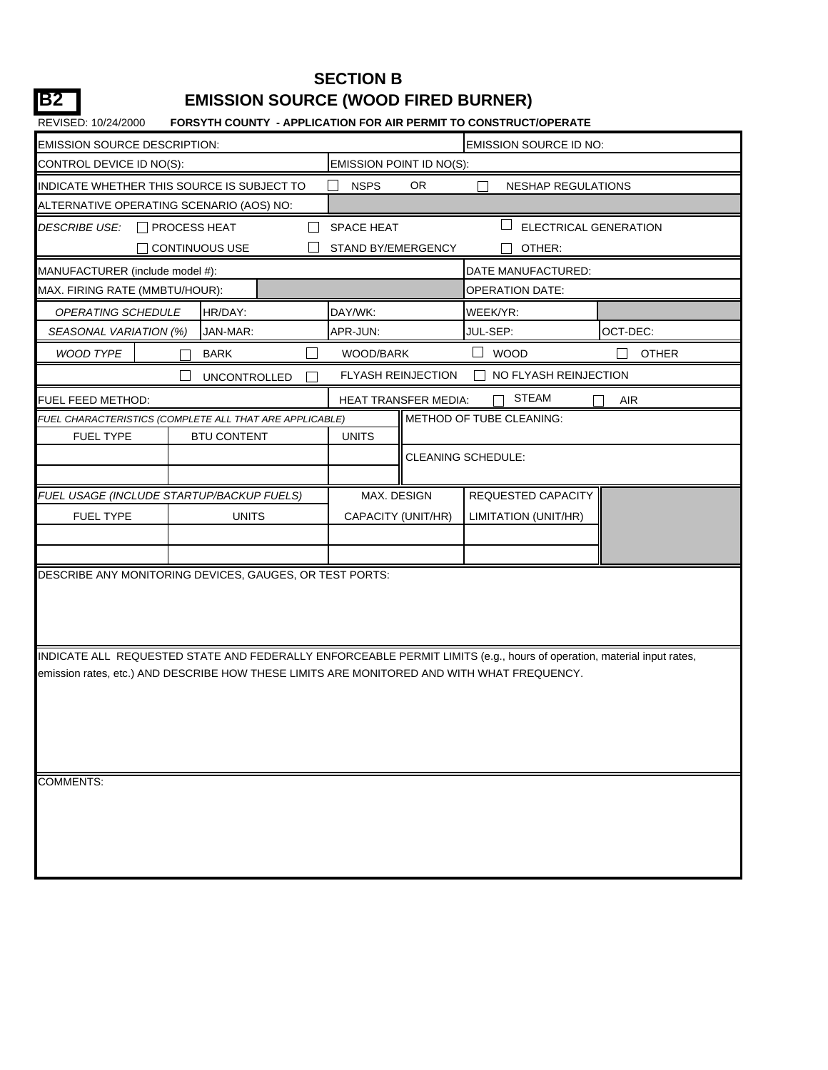# SECTION B

## B2 EMISSION SOURCE (WOOD FIRED BURNER)

REVISED: 10/24/2000 **FORSYTH COUNTY - APPLICATION FOR AIR PERMIT TO CONSTRUCT/OPERATE**

| | | | |
|---|---|---|---|
| EMISSION SOURCE DESCRIPTION: | | | EMISSION SOURCE ID NO: |
| CONTROL DEVICE ID NO(S): | | EMISSION POINT ID NO(S): | |
| INDICATE WHETHER THIS SOURCE IS SUBJECT TO | ☐ NSPS OR | ☐ NESHAP REGULATIONS | |
| ALTERNATIVE OPERATING SCENARIO (AOS) NO: | | | |

*DESCRIBE USE:* ☐ PROCESS HEAT ☐ SPACE HEAT ☐ ELECTRICAL GENERATION
☐ CONTINUOUS USE ☐ STAND BY/EMERGENCY ☐ OTHER:

| | | | |
|---|---|---|---|
| MANUFACTURER (include model #): | | | DATE MANUFACTURED: |
| MAX. FIRING RATE (MMBTU/HOUR): | | | OPERATION DATE: |

| | | | | |
|---|---|---|---|---|
| *OPERATING SCHEDULE* | HR/DAY: | DAY/WK: | WEEK/YR: | |
| *SEASONAL VARIATION (%)* | JAN-MAR: | APR-JUN: | JUL-SEP: | OCT-DEC: |

*WOOD TYPE* ☐ BARK ☐ WOOD/BARK ☐ WOOD ☐ OTHER

☐ UNCONTROLLED ☐ FLYASH REINJECTION ☐ NO FLYASH REINJECTION

FUEL FEED METHOD: HEAT TRANSFER MEDIA: ☐ STEAM ☐ AIR

*FUEL CHARACTERISTICS (COMPLETE ALL THAT ARE APPLICABLE)*

| FUEL TYPE | BTU CONTENT | UNITS |
|---|---|---|
| | | |
| | | |

METHOD OF TUBE CLEANING:

CLEANING SCHEDULE:

*FUEL USAGE (INCLUDE STARTUP/BACKUP FUELS)*

| FUEL TYPE | UNITS | MAX. DESIGN CAPACITY (UNIT/HR) | REQUESTED CAPACITY LIMITATION (UNIT/HR) |
|---|---|---|---|
| | | | |
| | | | |

DESCRIBE ANY MONITORING DEVICES, GAUGES, OR TEST PORTS:

INDICATE ALL REQUESTED STATE AND FEDERALLY ENFORCEABLE PERMIT LIMITS (e.g., hours of operation, material input rates, emission rates, etc.) AND DESCRIBE HOW THESE LIMITS ARE MONITORED AND WITH WHAT FREQUENCY.

COMMENTS: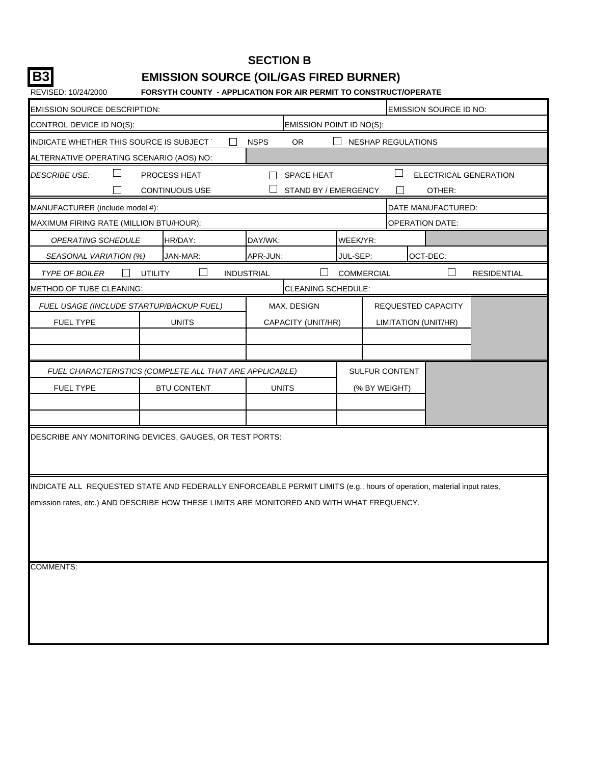# SECTION B

## B3 EMISSION SOURCE (OIL/GAS FIRED BURNER)

REVISED: 10/24/2000

**FORSYTH COUNTY - APPLICATION FOR AIR PERMIT TO CONSTRUCT/OPERATE**

EMISSION SOURCE DESCRIPTION:

EMISSION SOURCE ID NO:

CONTROL DEVICE ID NO(S):

EMISSION POINT ID NO(S):

INDICATE WHETHER THIS SOURCE IS SUBJECT ☐ NSPS OR ☐ NESHAP REGULATIONS

ALTERNATIVE OPERATING SCENARIO (AOS) NO:

*DESCRIBE USE:* ☐ PROCESS HEAT ☐ SPACE HEAT ☐ ELECTRICAL GENERATION

☐ CONTINUOUS USE ☐ STAND BY / EMERGENCY ☐ OTHER:

MANUFACTURER (include model #):

DATE MANUFACTURED:

MAXIMUM FIRING RATE (MILLION BTU/HOUR):

OPERATION DATE:

| *OPERATING SCHEDULE* | HR/DAY: | DAY/WK: | WEEK/YR: |
|---|---|---|---|
| *SEASONAL VARIATION (%)* | JAN-MAR: | APR-JUN: | JUL-SEP: | OCT-DEC: |

*TYPE OF BOILER* ☐ UTILITY ☐ INDUSTRIAL ☐ COMMERCIAL ☐ RESIDENTIAL

METHOD OF TUBE CLEANING:

CLEANING SCHEDULE:

| *FUEL USAGE (INCLUDE STARTUP/BACKUP FUEL)* | | MAX. DESIGN | REQUESTED CAPACITY |
|---|---|---|---|
| FUEL TYPE | UNITS | CAPACITY (UNIT/HR) | LIMITATION (UNIT/HR) |
| | | | |
| | | | |

| *FUEL CHARACTERISTICS (COMPLETE ALL THAT ARE APPLICABLE)* | | | SULFUR CONTENT |
|---|---|---|---|
| FUEL TYPE | BTU CONTENT | UNITS | (% BY WEIGHT) |
| | | | |
| | | | |

DESCRIBE ANY MONITORING DEVICES, GAUGES, OR TEST PORTS:

INDICATE ALL REQUESTED STATE AND FEDERALLY ENFORCEABLE PERMIT LIMITS (e.g., hours of operation, material input rates, emission rates, etc.) AND DESCRIBE HOW THESE LIMITS ARE MONITORED AND WITH WHAT FREQUENCY.

COMMENTS: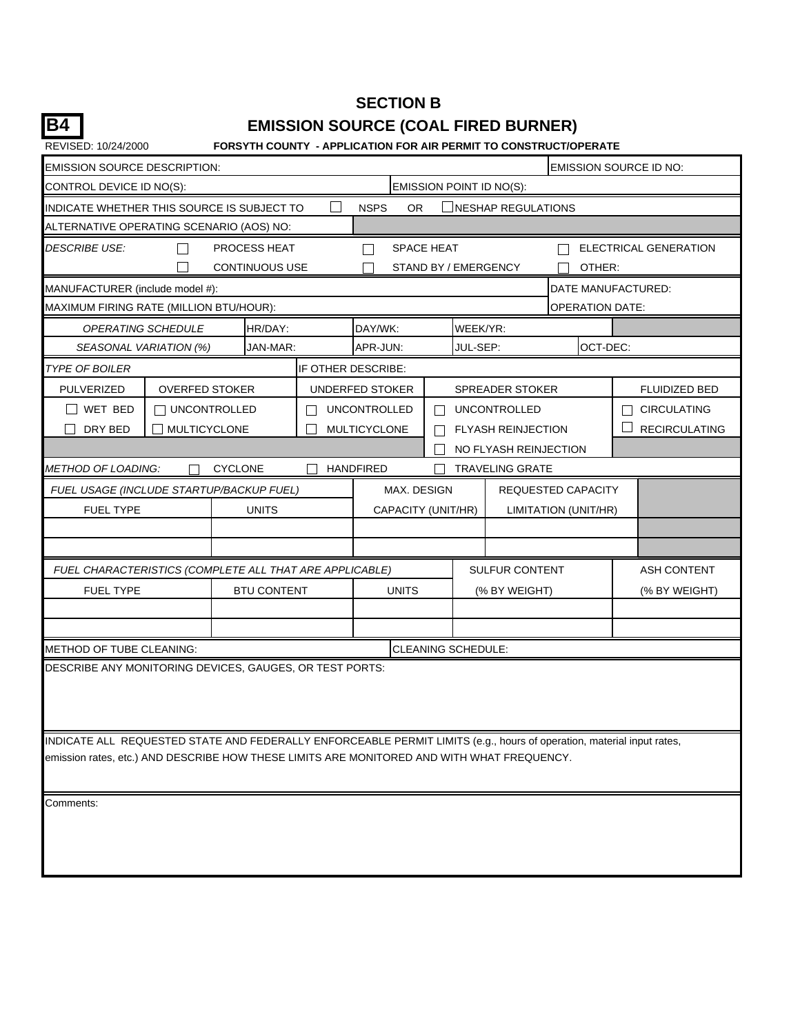# SECTION B

## B4 EMISSION SOURCE (COAL FIRED BURNER)

REVISED: 10/24/2000

**FORSYTH COUNTY - APPLICATION FOR AIR PERMIT TO CONSTRUCT/OPERATE**

| | |
|---|---|
| EMISSION SOURCE DESCRIPTION: | EMISSION SOURCE ID NO: |
| CONTROL DEVICE ID NO(S): | EMISSION POINT ID NO(S): |

INDICATE WHETHER THIS SOURCE IS SUBJECT TO ☐ NSPS OR ☐ NESHAP REGULATIONS

ALTERNATIVE OPERATING SCENARIO (AOS) NO:

*DESCRIBE USE:* ☐ PROCESS HEAT ☐ SPACE HEAT ☐ ELECTRICAL GENERATION
☐ CONTINUOUS USE ☐ STAND BY / EMERGENCY ☐ OTHER:

| | |
|---|---|
| MANUFACTURER (include model #): | DATE MANUFACTURED: |
| MAXIMUM FIRING RATE (MILLION BTU/HOUR): | OPERATION DATE: |

| | | | | |
|---|---|---|---|---|
| *OPERATING SCHEDULE* | HR/DAY: | DAY/WK: | WEEK/YR: | |
| *SEASONAL VARIATION (%)* | JAN-MAR: | APR-JUN: | JUL-SEP: | OCT-DEC: |

*TYPE OF BOILER* IF OTHER DESCRIBE:

| PULVERIZED | OVERFED STOKER | UNDERFED STOKER | SPREADER STOKER | FLUIDIZED BED |
|---|---|---|---|---|
| ☐ WET BED | ☐ UNCONTROLLED | ☐ UNCONTROLLED | ☐ UNCONTROLLED | ☐ CIRCULATING |
| ☐ DRY BED | ☐ MULTICYCLONE | ☐ MULTICYCLONE | ☐ FLYASH REINJECTION | ☐ RECIRCULATING |
| | | | ☐ NO FLYASH REINJECTION | |

*METHOD OF LOADING:* ☐ CYCLONE ☐ HANDFIRED ☐ TRAVELING GRATE

| *FUEL USAGE (INCLUDE STARTUP/BACKUP FUEL)* | | MAX. DESIGN | REQUESTED CAPACITY |
|---|---|---|---|
| FUEL TYPE | UNITS | CAPACITY (UNIT/HR) | LIMITATION (UNIT/HR) |
| | | | |
| | | | |

| *FUEL CHARACTERISTICS (COMPLETE ALL THAT ARE APPLICABLE)* | | | SULFUR CONTENT | ASH CONTENT |
|---|---|---|---|---|
| FUEL TYPE | BTU CONTENT | UNITS | (% BY WEIGHT) | (% BY WEIGHT) |
| | | | | |
| | | | | |

| | |
|---|---|
| METHOD OF TUBE CLEANING: | CLEANING SCHEDULE: |

DESCRIBE ANY MONITORING DEVICES, GAUGES, OR TEST PORTS:

INDICATE ALL REQUESTED STATE AND FEDERALLY ENFORCEABLE PERMIT LIMITS (e.g., hours of operation, material input rates, emission rates, etc.) AND DESCRIBE HOW THESE LIMITS ARE MONITORED AND WITH WHAT FREQUENCY.

Comments: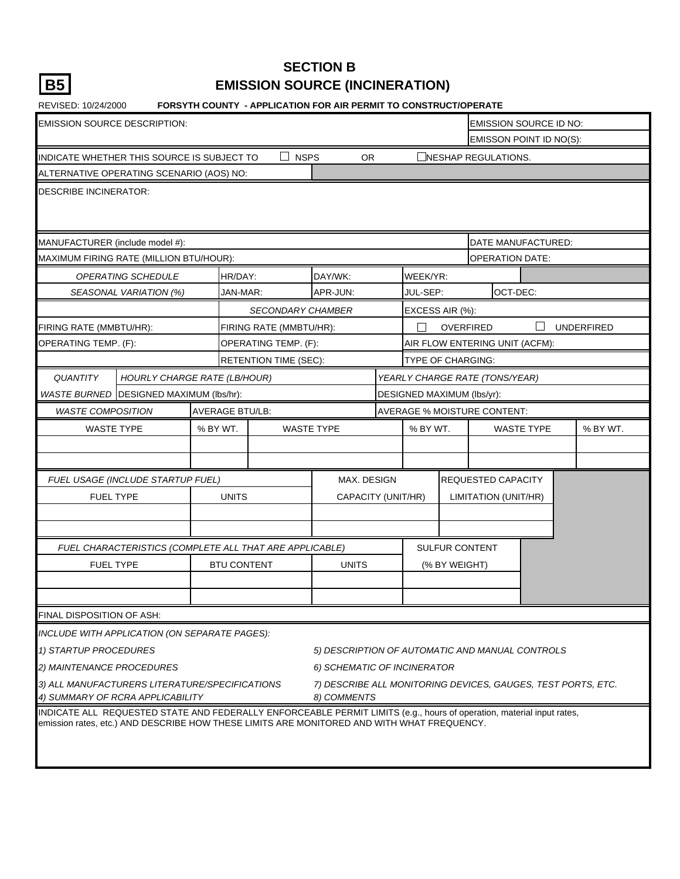**B5**

# SECTION B
## EMISSION SOURCE (INCINERATION)

REVISED: 10/24/2000 **FORSYTH COUNTY - APPLICATION FOR AIR PERMIT TO CONSTRUCT/OPERATE**

| EMISSION SOURCE DESCRIPTION: | | | | EMISSION SOURCE ID NO: | |
|---|---|---|---|---|---|
| | | | | EMISSON POINT ID NO(S): | |
| INDICATE WHETHER THIS SOURCE IS SUBJECT TO ☐ NSPS OR ☐NESHAP REGULATIONS. | | | | | |
| ALTERNATIVE OPERATING SCENARIO (AOS) NO: | | | | | |
| DESCRIBE INCINERATOR: | | | | | |
| MANUFACTURER (include model #): | | | | DATE MANUFACTURED: | |
| MAXIMUM FIRING RATE (MILLION BTU/HOUR): | | | | OPERATION DATE: | |
| *OPERATING SCHEDULE* | HR/DAY: | DAY/WK: | WEEK/YR: | | |
| *SEASONAL VARIATION (%)* | JAN-MAR: | APR-JUN: | JUL-SEP: | OCT-DEC: | |
| | *SECONDARY CHAMBER* | | EXCESS AIR (%): | | |
| FIRING RATE (MMBTU/HR): | FIRING RATE (MMBTU/HR): | | ☐ OVERFIRED | ☐ UNDERFIRED | |
| OPERATING TEMP. (F): | OPERATING TEMP. (F): | | AIR FLOW ENTERING UNIT (ACFM): | | |
| | RETENTION TIME (SEC): | | TYPE OF CHARGING: | | |

| *QUANTITY* | *HOURLY CHARGE RATE (LB/HOUR)* | *YEARLY CHARGE RATE (TONS/YEAR)* |
|---|---|---|
| *WASTE BURNED* | DESIGNED MAXIMUM (lbs/hr): | DESIGNED MAXIMUM (lbs/yr): |

| *WASTE COMPOSITION* | AVERAGE BTU/LB: | | AVERAGE % MOISTURE CONTENT: | | |
|---|---|---|---|---|---|
| WASTE TYPE | % BY WT. | WASTE TYPE | % BY WT. | WASTE TYPE | % BY WT. |
| | | | | | |
| | | | | | |

| *FUEL USAGE (INCLUDE STARTUP FUEL)* | | MAX. DESIGN | REQUESTED CAPACITY |
|---|---|---|---|
| FUEL TYPE | UNITS | CAPACITY (UNIT/HR) | LIMITATION (UNIT/HR) |
| | | | |
| | | | |

| *FUEL CHARACTERISTICS (COMPLETE ALL THAT ARE APPLICABLE)* | | | SULFUR CONTENT |
|---|---|---|---|
| FUEL TYPE | BTU CONTENT | UNITS | (% BY WEIGHT) |
| | | | |
| | | | |

FINAL DISPOSITION OF ASH:

*INCLUDE WITH APPLICATION (ON SEPARATE PAGES):*

*1) STARTUP PROCEDURES*
*2) MAINTENANCE PROCEDURES*
*3) ALL MANUFACTURERS LITERATURE/SPECIFICATIONS*
*4) SUMMARY OF RCRA APPLICABILITY*
*5) DESCRIPTION OF AUTOMATIC AND MANUAL CONTROLS*
*6) SCHEMATIC OF INCINERATOR*
*7) DESCRIBE ALL MONITORING DEVICES, GAUGES, TEST PORTS, ETC.*
*8) COMMENTS*

INDICATE ALL REQUESTED STATE AND FEDERALLY ENFORCEABLE PERMIT LIMITS (e.g., hours of operation, material input rates, emission rates, etc.) AND DESCRIBE HOW THESE LIMITS ARE MONITORED AND WITH WHAT FREQUENCY.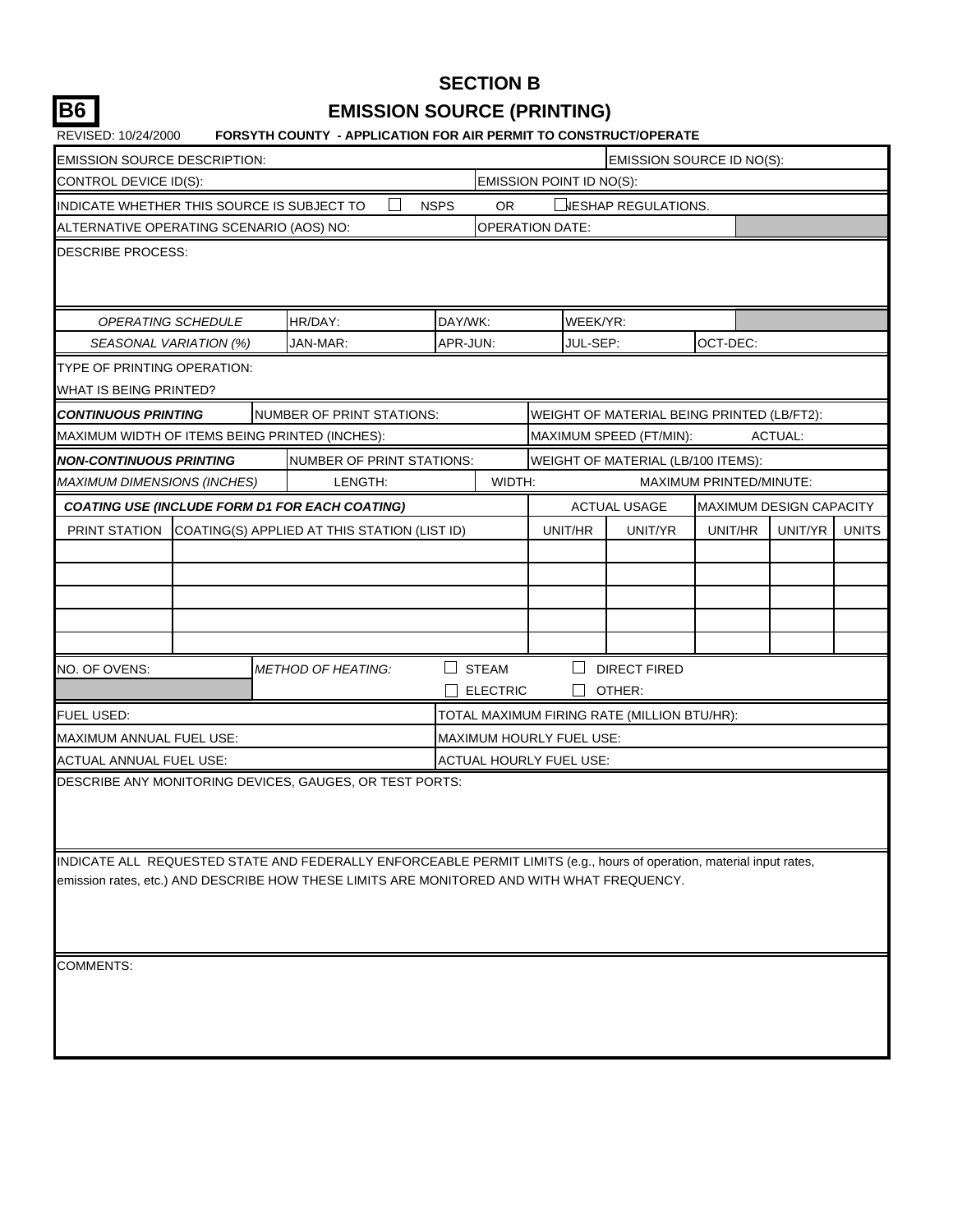# SECTION B

**B6**

## EMISSION SOURCE (PRINTING)

REVISED: 10/24/2000 **FORSYTH COUNTY - APPLICATION FOR AIR PERMIT TO CONSTRUCT/OPERATE**

| | | | |
|---|---|---|---|
| EMISSION SOURCE DESCRIPTION: | | EMISSION SOURCE ID NO(S): | |
| CONTROL DEVICE ID(S): | | EMISSION POINT ID NO(S): | |
| INDICATE WHETHER THIS SOURCE IS SUBJECT TO ☐ NSPS OR ☐ NESHAP REGULATIONS. | | | |
| ALTERNATIVE OPERATING SCENARIO (AOS) NO: | | OPERATION DATE: | |
| DESCRIBE PROCESS: | | | |

| | | | | |
|---|---|---|---|---|
| *OPERATING SCHEDULE* | HR/DAY: | DAY/WK: | WEEK/YR: | |
| *SEASONAL VARIATION (%)* | JAN-MAR: | APR-JUN: | JUL-SEP: | OCT-DEC: |

TYPE OF PRINTING OPERATION:

WHAT IS BEING PRINTED?

| | | | |
|---|---|---|---|
| ***CONTINUOUS PRINTING*** | NUMBER OF PRINT STATIONS: | WEIGHT OF MATERIAL BEING PRINTED (LB/FT2): | |
| MAXIMUM WIDTH OF ITEMS BEING PRINTED (INCHES): | | MAXIMUM SPEED (FT/MIN): | ACTUAL: |
| ***NON-CONTINUOUS PRINTING*** | NUMBER OF PRINT STATIONS: | WEIGHT OF MATERIAL (LB/100 ITEMS): | |
| *MAXIMUM DIMENSIONS (INCHES)* | LENGTH: | WIDTH: | MAXIMUM PRINTED/MINUTE: |

| ***COATING USE (INCLUDE FORM D1 FOR EACH COATING)*** | | ACTUAL USAGE | | MAXIMUM DESIGN CAPACITY | | |
|---|---|---|---|---|---|---|
| PRINT STATION | COATING(S) APPLIED AT THIS STATION (LIST ID) | UNIT/HR | UNIT/YR | UNIT/HR | UNIT/YR | UNITS |
| | | | | | | |
| | | | | | | |
| | | | | | | |
| | | | | | | |
| | | | | | | |

| | | | |
|---|---|---|---|
| NO. OF OVENS: | *METHOD OF HEATING:* | ☐ STEAM | ☐ DIRECT FIRED |
| | | ☐ ELECTRIC | ☐ OTHER: |

| | |
|---|---|
| FUEL USED: | TOTAL MAXIMUM FIRING RATE (MILLION BTU/HR): |
| MAXIMUM ANNUAL FUEL USE: | MAXIMUM HOURLY FUEL USE: |
| ACTUAL ANNUAL FUEL USE: | ACTUAL HOURLY FUEL USE: |

DESCRIBE ANY MONITORING DEVICES, GAUGES, OR TEST PORTS:

INDICATE ALL REQUESTED STATE AND FEDERALLY ENFORCEABLE PERMIT LIMITS (e.g., hours of operation, material input rates, emission rates, etc.) AND DESCRIBE HOW THESE LIMITS ARE MONITORED AND WITH WHAT FREQUENCY.

COMMENTS: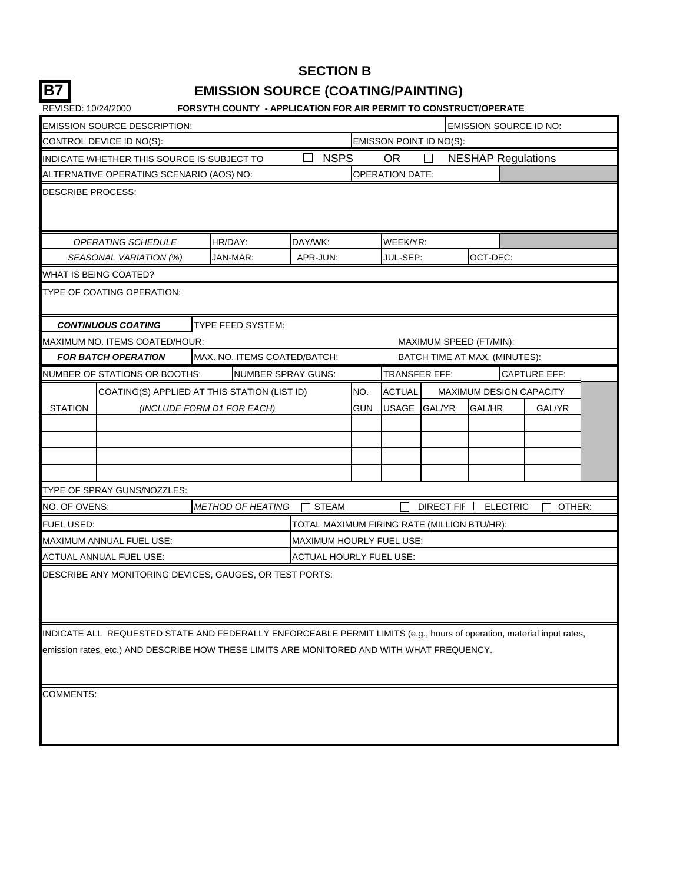# SECTION B

**B7**

## EMISSION SOURCE (COATING/PAINTING)

REVISED: 10/24/2000 **FORSYTH COUNTY - APPLICATION FOR AIR PERMIT TO CONSTRUCT/OPERATE**

EMISSION SOURCE DESCRIPTION: | EMISSION SOURCE ID NO:

CONTROL DEVICE ID NO(S): | EMISSON POINT ID NO(S):

INDICATE WHETHER THIS SOURCE IS SUBJECT TO ☐ NSPS OR ☐ NESHAP Regulations

ALTERNATIVE OPERATING SCENARIO (AOS) NO: | OPERATION DATE:

DESCRIBE PROCESS:

| *OPERATING SCHEDULE* | HR/DAY: | DAY/WK: | WEEK/YR: | |
|---|---|---|---|---|
| *SEASONAL VARIATION (%)* | JAN-MAR: | APR-JUN: | JUL-SEP: | OCT-DEC: |

WHAT IS BEING COATED?

TYPE OF COATING OPERATION:

***CONTINUOUS COATING*** | TYPE FEED SYSTEM:

MAXIMUM NO. ITEMS COATED/HOUR: | MAXIMUM SPEED (FT/MIN):

***FOR BATCH OPERATION*** | MAX. NO. ITEMS COATED/BATCH: | BATCH TIME AT MAX. (MINUTES):

NUMBER OF STATIONS OR BOOTHS: | NUMBER SPRAY GUNS: | TRANSFER EFF: | CAPTURE EFF:

| STATION | COATING(S) APPLIED AT THIS STATION (LIST ID) *(INCLUDE FORM D1 FOR EACH)* | NO. GUN | ACTUAL USAGE GAL/YR | MAXIMUM DESIGN CAPACITY GAL/HR | GAL/YR |
|---|---|---|---|---|---|
| | | | | | |
| | | | | | |
| | | | | | |
| | | | | | |

TYPE OF SPRAY GUNS/NOZZLES:

NO. OF OVENS: | *METHOD OF HEATING* ☐ STEAM ☐ DIRECT FIRE ☐ ELECTRIC ☐ OTHER:

FUEL USED: | TOTAL MAXIMUM FIRING RATE (MILLION BTU/HR):

MAXIMUM ANNUAL FUEL USE: | MAXIMUM HOURLY FUEL USE:

ACTUAL ANNUAL FUEL USE: | ACTUAL HOURLY FUEL USE:

DESCRIBE ANY MONITORING DEVICES, GAUGES, OR TEST PORTS:

INDICATE ALL REQUESTED STATE AND FEDERALLY ENFORCEABLE PERMIT LIMITS (e.g., hours of operation, material input rates, emission rates, etc.) AND DESCRIBE HOW THESE LIMITS ARE MONITORED AND WITH WHAT FREQUENCY.

COMMENTS: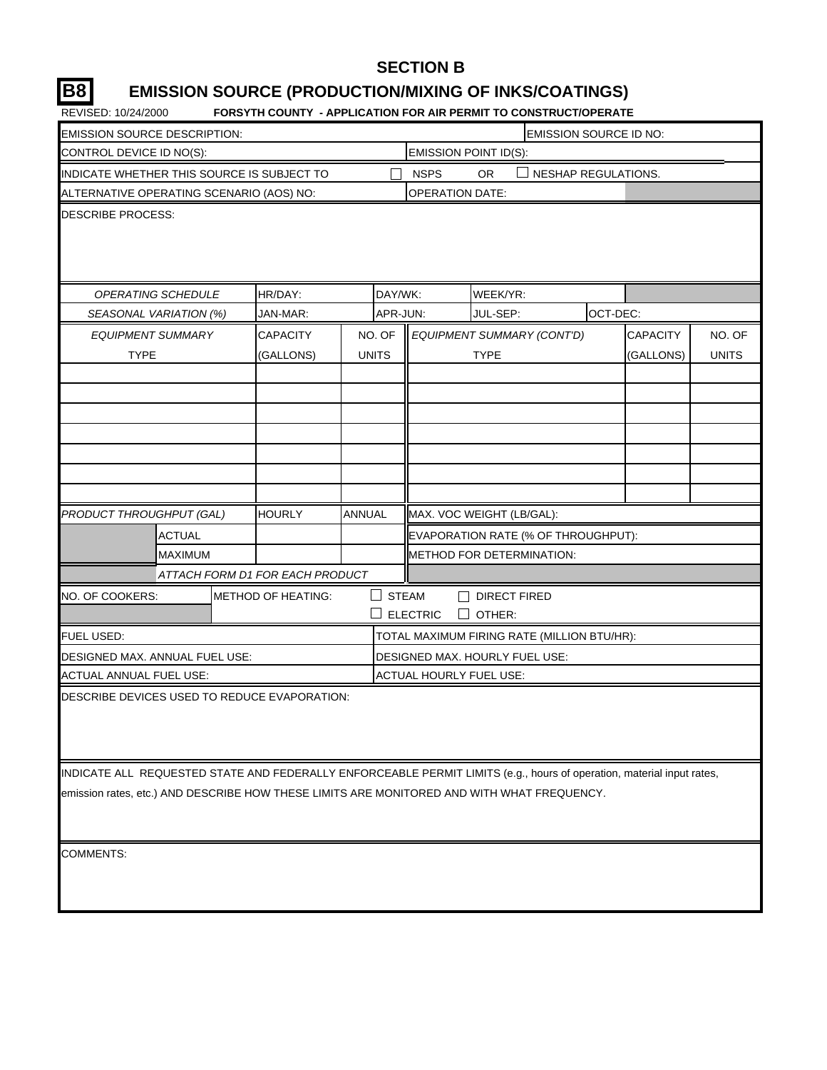# SECTION B

## B8 EMISSION SOURCE (PRODUCTION/MIXING OF INKS/COATINGS)

REVISED: 10/24/2000 **FORSYTH COUNTY - APPLICATION FOR AIR PERMIT TO CONSTRUCT/OPERATE**

| | |
|---|---|
| EMISSION SOURCE DESCRIPTION: | EMISSION SOURCE ID NO: |
| CONTROL DEVICE ID NO(S): | EMISSION POINT ID(S): |
| INDICATE WHETHER THIS SOURCE IS SUBJECT TO ☐ NSPS OR ☐ NESHAP REGULATIONS. | |
| ALTERNATIVE OPERATING SCENARIO (AOS) NO: | OPERATION DATE: |

DESCRIBE PROCESS:

| | | | | |
|---|---|---|---|---|
| *OPERATING SCHEDULE* | HR/DAY: | DAY/WK: | WEEK/YR: | |
| *SEASONAL VARIATION (%)* | JAN-MAR: | APR-JUN: | JUL-SEP: | OCT-DEC: |

| *EQUIPMENT SUMMARY* TYPE | CAPACITY (GALLONS) | NO. OF UNITS | *EQUIPMENT SUMMARY (CONT'D)* TYPE | CAPACITY (GALLONS) | NO. OF UNITS |
|---|---|---|---|---|---|
| | | | | | |
| | | | | | |
| | | | | | |
| | | | | | |
| | | | | | |
| | | | | | |
| | | | | | |

| *PRODUCT THROUGHPUT (GAL)* | HOURLY | ANNUAL | MAX. VOC WEIGHT (LB/GAL): |
|---|---|---|---|
| ACTUAL | | | EVAPORATION RATE (% OF THROUGHPUT): |
| MAXIMUM | | | METHOD FOR DETERMINATION: |
| *ATTACH FORM D1 FOR EACH PRODUCT* | | | |

| | |
|---|---|
| NO. OF COOKERS: | METHOD OF HEATING: ☐ STEAM ☐ DIRECT FIRED ☐ ELECTRIC ☐ OTHER: |
| FUEL USED: | TOTAL MAXIMUM FIRING RATE (MILLION BTU/HR): |
| DESIGNED MAX. ANNUAL FUEL USE: | DESIGNED MAX. HOURLY FUEL USE: |
| ACTUAL ANNUAL FUEL USE: | ACTUAL HOURLY FUEL USE: |

DESCRIBE DEVICES USED TO REDUCE EVAPORATION:

INDICATE ALL REQUESTED STATE AND FEDERALLY ENFORCEABLE PERMIT LIMITS (e.g., hours of operation, material input rates, emission rates, etc.) AND DESCRIBE HOW THESE LIMITS ARE MONITORED AND WITH WHAT FREQUENCY.

COMMENTS: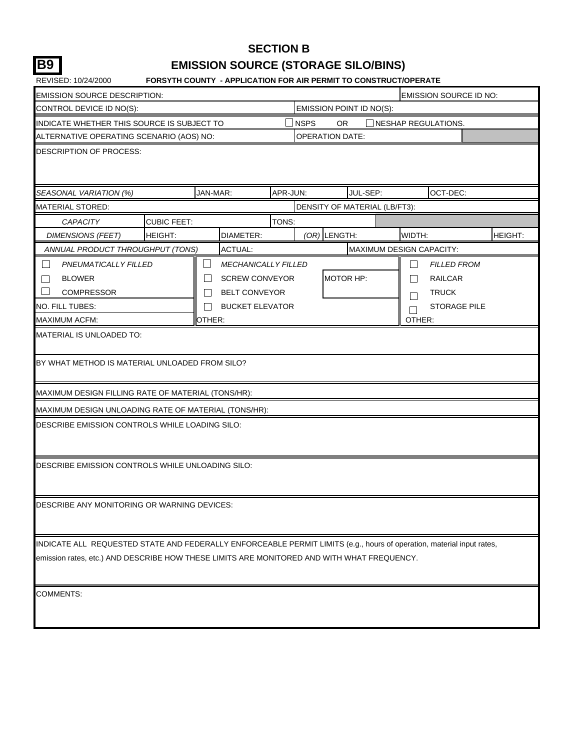# SECTION B

## B9 EMISSION SOURCE (STORAGE SILO/BINS)

REVISED: 10/24/2000 **FORSYTH COUNTY - APPLICATION FOR AIR PERMIT TO CONSTRUCT/OPERATE**

| | | | | | |
|---|---|---|---|---|---|
| EMISSION SOURCE DESCRIPTION: | | | | EMISSION SOURCE ID NO: | |
| CONTROL DEVICE ID NO(S): | | | EMISSION POINT ID NO(S): | | |
| INDICATE WHETHER THIS SOURCE IS SUBJECT TO | | | ☐ NSPS OR ☐ NESHAP REGULATIONS. | | |
| ALTERNATIVE OPERATING SCENARIO (AOS) NO: | | | OPERATION DATE: | | |

DESCRIPTION OF PROCESS:

| *SEASONAL VARIATION (%)* | JAN-MAR: | APR-JUN: | JUL-SEP: | OCT-DEC: | |
|---|---|---|---|---|---|
| MATERIAL STORED: | | | DENSITY OF MATERIAL (LB/FT3): | | |
| *CAPACITY* | CUBIC FEET: | TONS: | | | |
| *DIMENSIONS (FEET)* | HEIGHT: | DIAMETER: | *(OR)* LENGTH: | WIDTH: | HEIGHT: |
| *ANNUAL PRODUCT THROUGHPUT (TONS)* | ACTUAL: | | MAXIMUM DESIGN CAPACITY: | | |

| | | |
|---|---|---|
| ☐ *PNEUMATICALLY FILLED* | ☐ *MECHANICALLY FILLED* | ☐ *FILLED FROM* |
| ☐ BLOWER | ☐ SCREW CONVEYOR &nbsp;&nbsp; MOTOR HP: | ☐ RAILCAR |
| ☐ COMPRESSOR | ☐ BELT CONVEYOR | ☐ TRUCK |
| NO. FILL TUBES: | ☐ BUCKET ELEVATOR | ☐ STORAGE PILE |
| MAXIMUM ACFM: | OTHER: | OTHER: |

MATERIAL IS UNLOADED TO:

BY WHAT METHOD IS MATERIAL UNLOADED FROM SILO?

MAXIMUM DESIGN FILLING RATE OF MATERIAL (TONS/HR):

MAXIMUM DESIGN UNLOADING RATE OF MATERIAL (TONS/HR):

DESCRIBE EMISSION CONTROLS WHILE LOADING SILO:

DESCRIBE EMISSION CONTROLS WHILE UNLOADING SILO:

DESCRIBE ANY MONITORING OR WARNING DEVICES:

INDICATE ALL REQUESTED STATE AND FEDERALLY ENFORCEABLE PERMIT LIMITS (e.g., hours of operation, material input rates, emission rates, etc.) AND DESCRIBE HOW THESE LIMITS ARE MONITORED AND WITH WHAT FREQUENCY.

COMMENTS: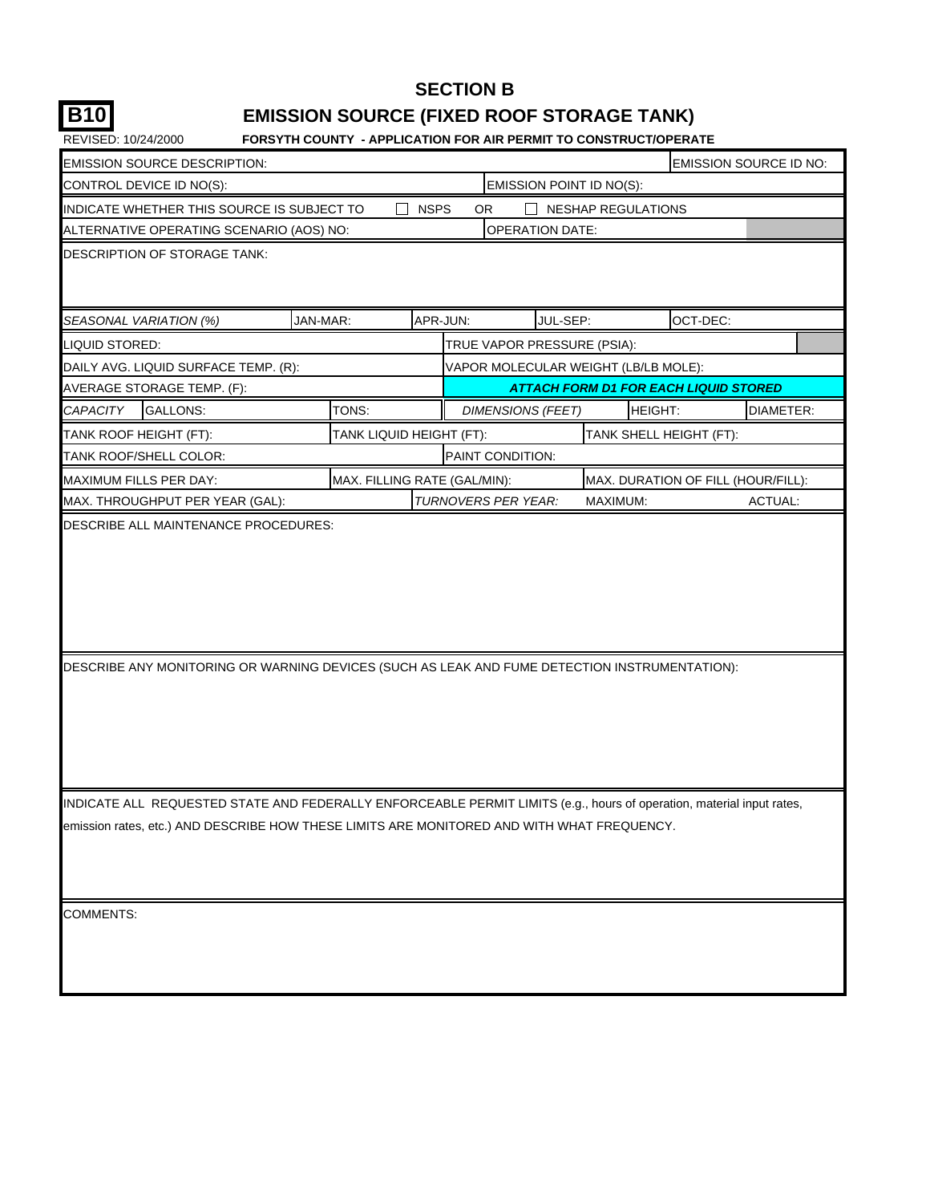# SECTION B

## B10 EMISSION SOURCE (FIXED ROOF STORAGE TANK)

REVISED: 10/24/2000 **FORSYTH COUNTY - APPLICATION FOR AIR PERMIT TO CONSTRUCT/OPERATE**

EMISSION SOURCE DESCRIPTION: | EMISSION SOURCE ID NO:

CONTROL DEVICE ID NO(S): | EMISSION POINT ID NO(S):

INDICATE WHETHER THIS SOURCE IS SUBJECT TO ☐ NSPS OR ☐ NESHAP REGULATIONS

ALTERNATIVE OPERATING SCENARIO (AOS) NO: | OPERATION DATE:

DESCRIPTION OF STORAGE TANK:

| *SEASONAL VARIATION (%)* | JAN-MAR: | APR-JUN: | JUL-SEP: | OCT-DEC: |
|---|---|---|---|---|

LIQUID STORED: | TRUE VAPOR PRESSURE (PSIA):

DAILY AVG. LIQUID SURFACE TEMP. (R): | VAPOR MOLECULAR WEIGHT (LB/LB MOLE):

AVERAGE STORAGE TEMP. (F): | ***ATTACH FORM D1 FOR EACH LIQUID STORED***

| *CAPACITY* | GALLONS: | TONS: | *DIMENSIONS (FEET)* | HEIGHT: | DIAMETER: |
|---|---|---|---|---|---|

TANK ROOF HEIGHT (FT): | TANK LIQUID HEIGHT (FT): | TANK SHELL HEIGHT (FT):

TANK ROOF/SHELL COLOR: | PAINT CONDITION:

MAXIMUM FILLS PER DAY: | MAX. FILLING RATE (GAL/MIN): | MAX. DURATION OF FILL (HOUR/FILL):

MAX. THROUGHPUT PER YEAR (GAL): | *TURNOVERS PER YEAR:* MAXIMUM: ACTUAL:

DESCRIBE ALL MAINTENANCE PROCEDURES:

DESCRIBE ANY MONITORING OR WARNING DEVICES (SUCH AS LEAK AND FUME DETECTION INSTRUMENTATION):

INDICATE ALL REQUESTED STATE AND FEDERALLY ENFORCEABLE PERMIT LIMITS (e.g., hours of operation, material input rates, emission rates, etc.) AND DESCRIBE HOW THESE LIMITS ARE MONITORED AND WITH WHAT FREQUENCY.

COMMENTS: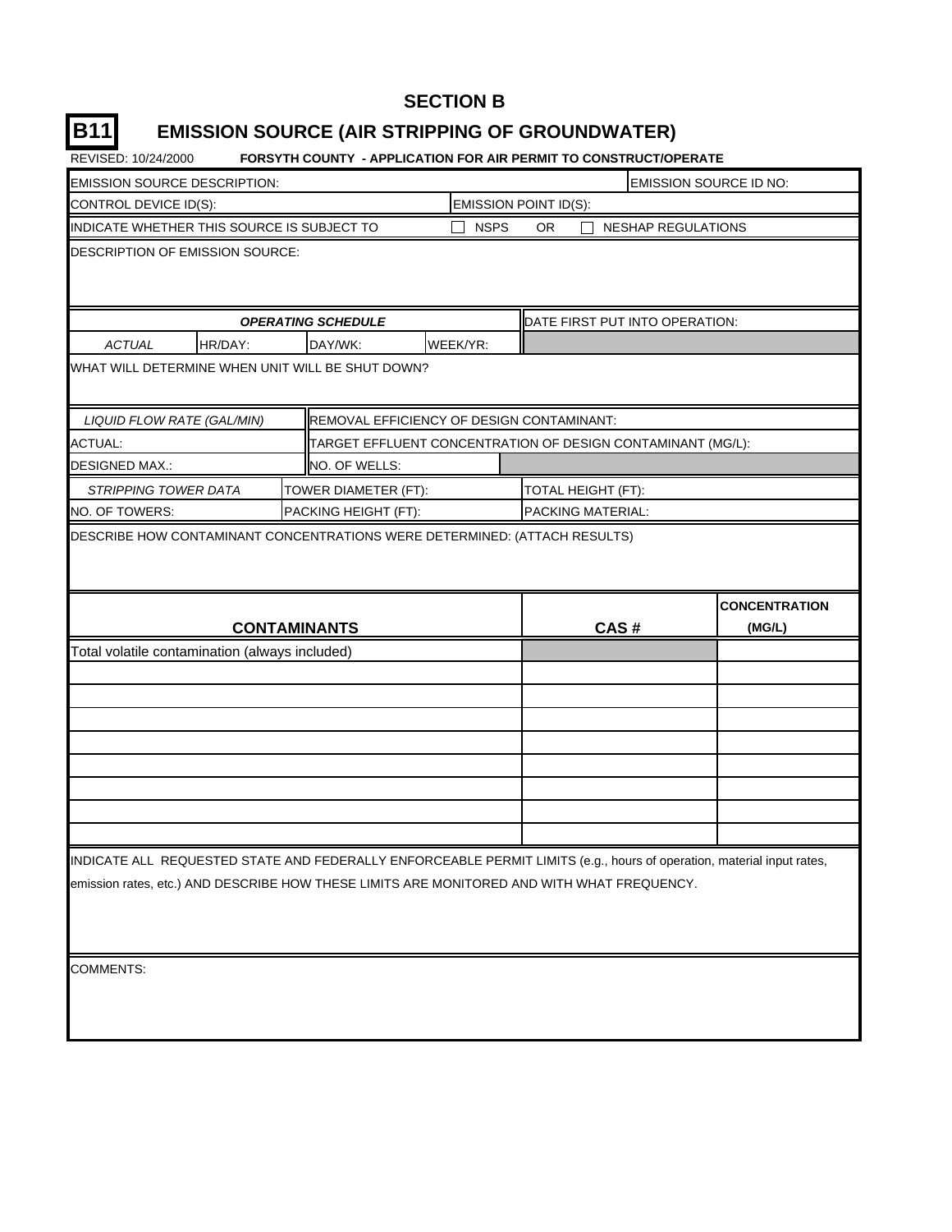# SECTION B

## B11 EMISSION SOURCE (AIR STRIPPING OF GROUNDWATER)

REVISED: 10/24/2000 **FORSYTH COUNTY - APPLICATION FOR AIR PERMIT TO CONSTRUCT/OPERATE**

| EMISSION SOURCE DESCRIPTION: | | | EMISSION SOURCE ID NO: |
|---|---|---|---|
| CONTROL DEVICE ID(S): | | EMISSION POINT ID(S): | |
| INDICATE WHETHER THIS SOURCE IS SUBJECT TO | ☐ NSPS | OR ☐ NESHAP REGULATIONS | |

DESCRIPTION OF EMISSION SOURCE:

| ***OPERATING SCHEDULE*** | | | | DATE FIRST PUT INTO OPERATION: |
|---|---|---|---|---|
| *ACTUAL* | HR/DAY: | DAY/WK: | WEEK/YR: | |

WHAT WILL DETERMINE WHEN UNIT WILL BE SHUT DOWN?

| *LIQUID FLOW RATE (GAL/MIN)* | REMOVAL EFFICIENCY OF DESIGN CONTAMINANT: |
|---|---|
| ACTUAL: | TARGET EFFLUENT CONCENTRATION OF DESIGN CONTAMINANT (MG/L): |
| DESIGNED MAX.: | NO. OF WELLS: |

| *STRIPPING TOWER DATA* | TOWER DIAMETER (FT): | TOTAL HEIGHT (FT): |
|---|---|---|
| NO. OF TOWERS: | PACKING HEIGHT (FT): | PACKING MATERIAL: |

DESCRIBE HOW CONTAMINANT CONCENTRATIONS WERE DETERMINED: (ATTACH RESULTS)

| **CONTAMINANTS** | **CAS #** | **CONCENTRATION (MG/L)** |
|---|---|---|
| Total volatile contamination (always included) | | |
| | | |
| | | |
| | | |
| | | |
| | | |
| | | |
| | | |
| | | |

INDICATE ALL REQUESTED STATE AND FEDERALLY ENFORCEABLE PERMIT LIMITS (e.g., hours of operation, material input rates, emission rates, etc.) AND DESCRIBE HOW THESE LIMITS ARE MONITORED AND WITH WHAT FREQUENCY.

COMMENTS: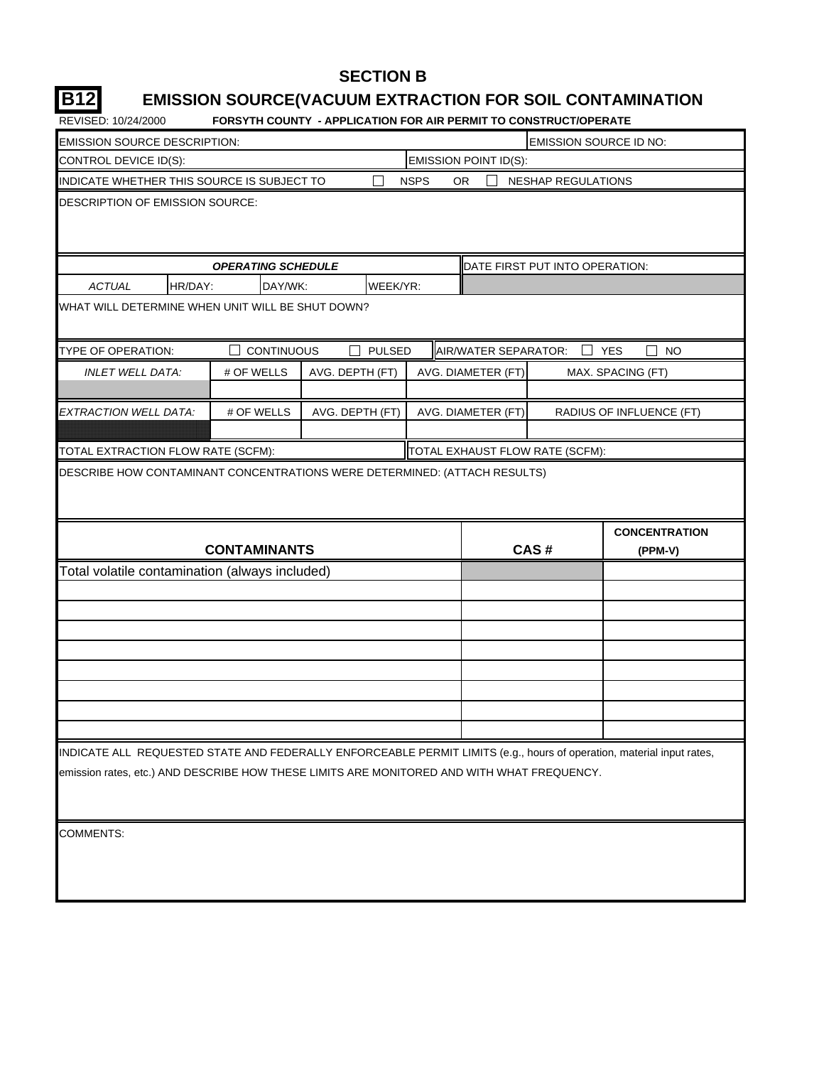# SECTION B

## B12 EMISSION SOURCE(VACUUM EXTRACTION FOR SOIL CONTAMINATION

REVISED: 10/24/2000 **FORSYTH COUNTY - APPLICATION FOR AIR PERMIT TO CONSTRUCT/OPERATE**

| EMISSION SOURCE DESCRIPTION: | EMISSION SOURCE ID NO: |
|---|---|
| CONTROL DEVICE ID(S): | EMISSION POINT ID(S): |

INDICATE WHETHER THIS SOURCE IS SUBJECT TO ☐ NSPS OR ☐ NESHAP REGULATIONS

DESCRIPTION OF EMISSION SOURCE:

| ***OPERATING SCHEDULE*** | | | | DATE FIRST PUT INTO OPERATION: |
|---|---|---|---|---|
| *ACTUAL* | HR/DAY: | DAY/WK: | WEEK/YR: | |

WHAT WILL DETERMINE WHEN UNIT WILL BE SHUT DOWN?

TYPE OF OPERATION: ☐ CONTINUOUS ☐ PULSED | AIR/WATER SEPARATOR: ☐ YES ☐ NO

| *INLET WELL DATA:* | # OF WELLS | AVG. DEPTH (FT) | AVG. DIAMETER (FT) | MAX. SPACING (FT) |
|---|---|---|---|---|
| | | | | |

| *EXTRACTION WELL DATA:* | # OF WELLS | AVG. DEPTH (FT) | AVG. DIAMETER (FT) | RADIUS OF INFLUENCE (FT) |
|---|---|---|---|---|
| | | | | |

| TOTAL EXTRACTION FLOW RATE (SCFM): | TOTAL EXHAUST FLOW RATE (SCFM): |
|---|---|

DESCRIBE HOW CONTAMINANT CONCENTRATIONS WERE DETERMINED: (ATTACH RESULTS)

| **CONTAMINANTS** | **CAS #** | **CONCENTRATION (PPM-V)** |
|---|---|---|
| Total volatile contamination (always included) | | |
| | | |
| | | |
| | | |
| | | |
| | | |
| | | |
| | | |
| | | |

INDICATE ALL REQUESTED STATE AND FEDERALLY ENFORCEABLE PERMIT LIMITS (e.g., hours of operation, material input rates, emission rates, etc.) AND DESCRIBE HOW THESE LIMITS ARE MONITORED AND WITH WHAT FREQUENCY.

COMMENTS: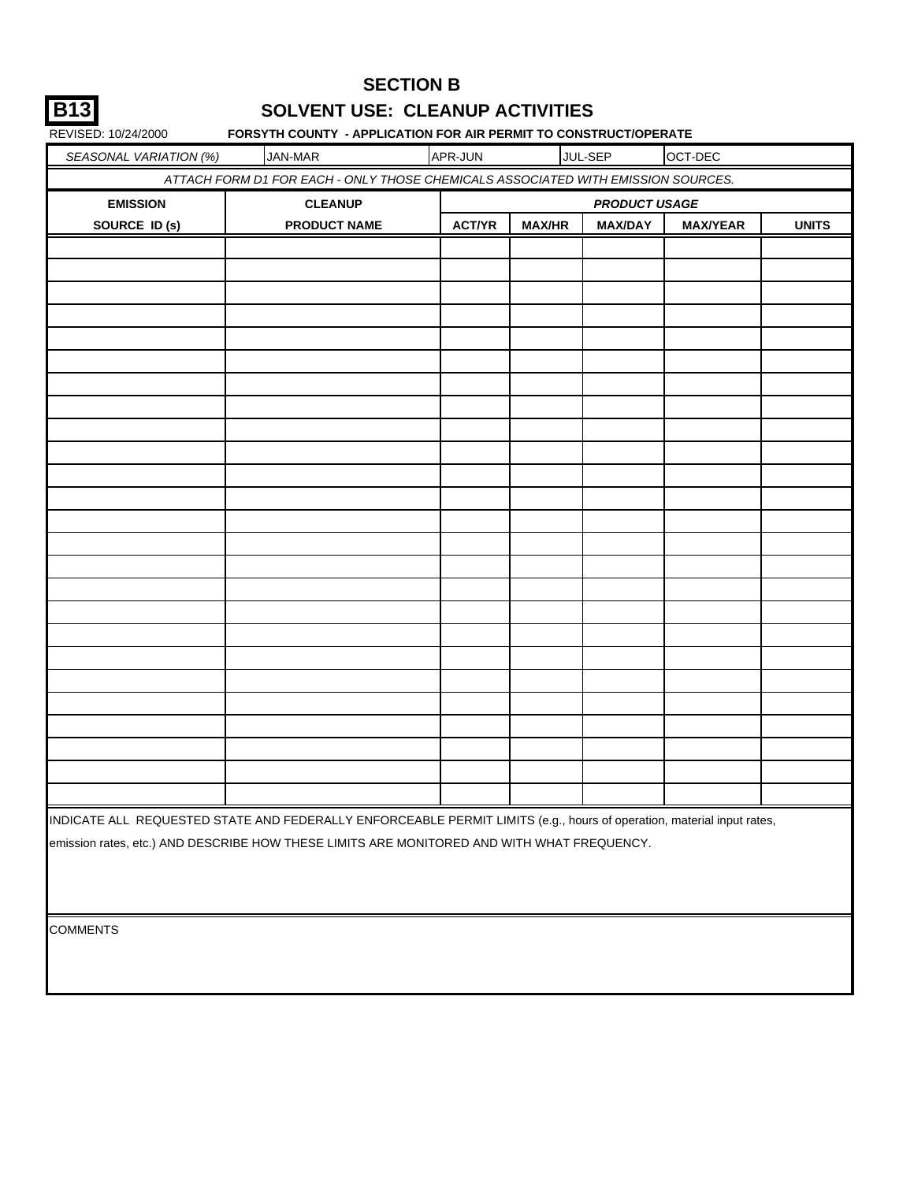**B13**

# SECTION B

## SOLVENT USE: CLEANUP ACTIVITIES

REVISED: 10/24/2000 **FORSYTH COUNTY - APPLICATION FOR AIR PERMIT TO CONSTRUCT/OPERATE**

| *SEASONAL VARIATION (%)* | JAN-MAR | APR-JUN | JUL-SEP | OCT-DEC |
|---|---|---|---|---|
| | | | | |

*ATTACH FORM D1 FOR EACH - ONLY THOSE CHEMICALS ASSOCIATED WITH EMISSION SOURCES.*

| EMISSION SOURCE ID (s) | CLEANUP PRODUCT NAME | *PRODUCT USAGE* ACT/YR | MAX/HR | MAX/DAY | MAX/YEAR | UNITS |
|---|---|---|---|---|---|---|
| | | | | | | |
| | | | | | | |
| | | | | | | |
| | | | | | | |
| | | | | | | |
| | | | | | | |
| | | | | | | |
| | | | | | | |
| | | | | | | |
| | | | | | | |
| | | | | | | |
| | | | | | | |
| | | | | | | |
| | | | | | | |
| | | | | | | |
| | | | | | | |
| | | | | | | |
| | | | | | | |
| | | | | | | |
| | | | | | | |
| | | | | | | |
| | | | | | | |
| | | | | | | |
| | | | | | | |
| | | | | | | |

INDICATE ALL REQUESTED STATE AND FEDERALLY ENFORCEABLE PERMIT LIMITS (e.g., hours of operation, material input rates, emission rates, etc.) AND DESCRIBE HOW THESE LIMITS ARE MONITORED AND WITH WHAT FREQUENCY.

COMMENTS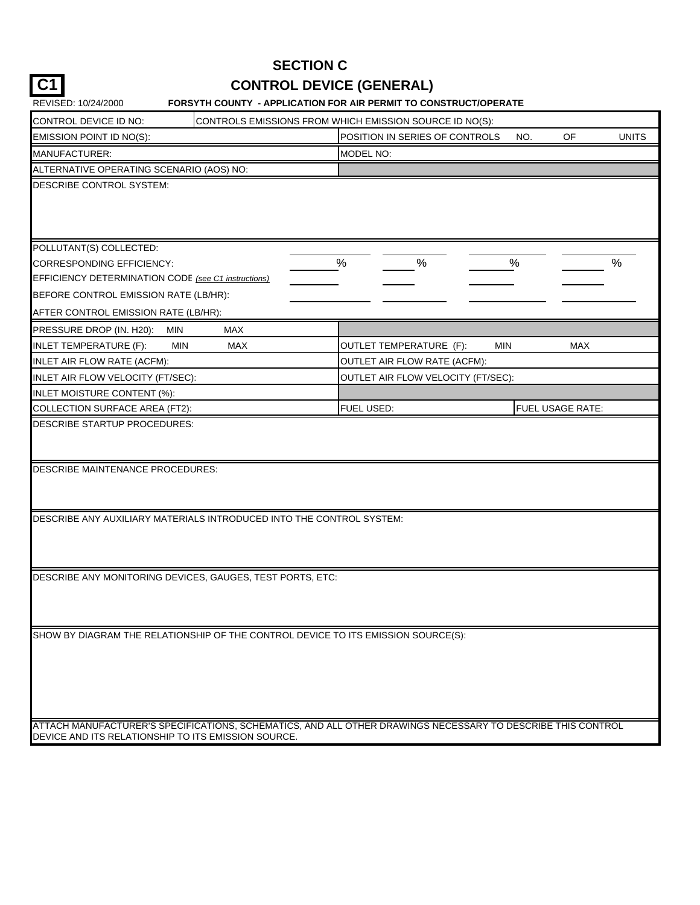# SECTION C

## C1 CONTROL DEVICE (GENERAL)

REVISED: 10/24/2000 **FORSYTH COUNTY - APPLICATION FOR AIR PERMIT TO CONSTRUCT/OPERATE**

| | | | |
|---|---|---|---|
| CONTROL DEVICE ID NO: | CONTROLS EMISSIONS FROM WHICH EMISSION SOURCE ID NO(S): | | |
| EMISSION POINT ID NO(S): | | POSITION IN SERIES OF CONTROLS NO. OF UNITS | |
| MANUFACTURER: | | MODEL NO: | |
| ALTERNATIVE OPERATING SCENARIO (AOS) NO: | | | |

DESCRIBE CONTROL SYSTEM:

| | | | | |
|---|---|---|---|---|
| POLLUTANT(S) COLLECTED: | | | | |
| CORRESPONDING EFFICIENCY: | % | % | % | % |
| EFFICIENCY DETERMINATION CODE *(see C1 instructions)* | | | | |
| BEFORE CONTROL EMISSION RATE (LB/HR): | | | | |
| AFTER CONTROL EMISSION RATE (LB/HR): | | | | |

| | |
|---|---|
| PRESSURE DROP (IN. H20): MIN MAX | |
| INLET TEMPERATURE (F): MIN MAX | OUTLET TEMPERATURE (F): MIN MAX |
| INLET AIR FLOW RATE (ACFM): | OUTLET AIR FLOW RATE (ACFM): |
| INLET AIR FLOW VELOCITY (FT/SEC): | OUTLET AIR FLOW VELOCITY (FT/SEC): |
| INLET MOISTURE CONTENT (%): | |
| COLLECTION SURFACE AREA (FT2): | FUEL USED: FUEL USAGE RATE: |

DESCRIBE STARTUP PROCEDURES:

DESCRIBE MAINTENANCE PROCEDURES:

DESCRIBE ANY AUXILIARY MATERIALS INTRODUCED INTO THE CONTROL SYSTEM:

DESCRIBE ANY MONITORING DEVICES, GAUGES, TEST PORTS, ETC:

SHOW BY DIAGRAM THE RELATIONSHIP OF THE CONTROL DEVICE TO ITS EMISSION SOURCE(S):

ATTACH MANUFACTURER'S SPECIFICATIONS, SCHEMATICS, AND ALL OTHER DRAWINGS NECESSARY TO DESCRIBE THIS CONTROL DEVICE AND ITS RELATIONSHIP TO ITS EMISSION SOURCE.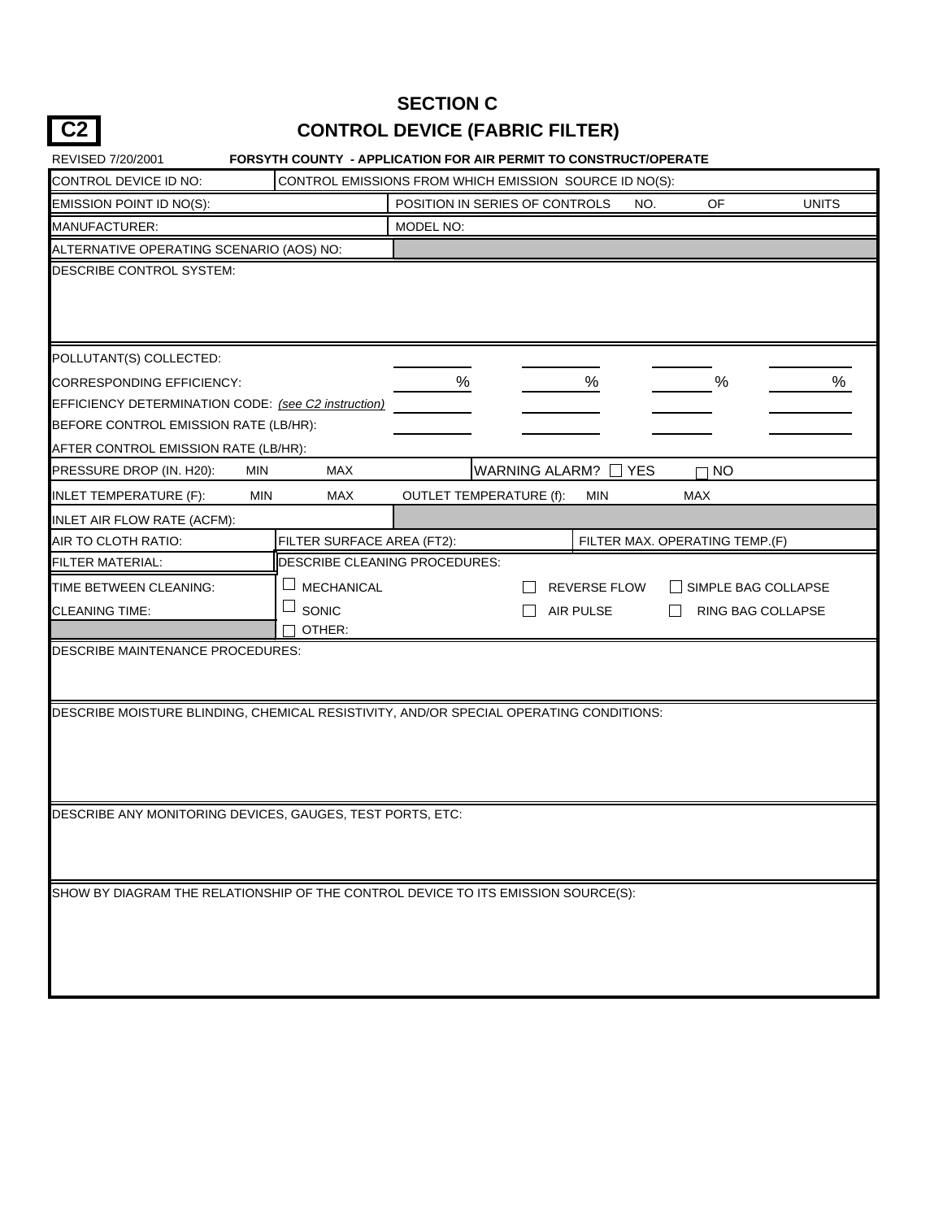**C2**

# SECTION C

## CONTROL DEVICE (FABRIC FILTER)

REVISED 7/20/2001 **FORSYTH COUNTY - APPLICATION FOR AIR PERMIT TO CONSTRUCT/OPERATE**

| | | | | | |
|---|---|---|---|---|---|
| CONTROL DEVICE ID NO: | CONTROL EMISSIONS FROM WHICH EMISSION SOURCE ID NO(S): | | | | |
| EMISSION POINT ID NO(S): | | POSITION IN SERIES OF CONTROLS NO. OF UNITS | | | |
| MANUFACTURER: | | MODEL NO: | | | |
| ALTERNATIVE OPERATING SCENARIO (AOS) NO: | | | | | |

DESCRIBE CONTROL SYSTEM:

| | | | | |
|---|---|---|---|---|
| POLLUTANT(S) COLLECTED: | | | | |
| CORRESPONDING EFFICIENCY: | % | % | % | % |
| EFFICIENCY DETERMINATION CODE: *(see C2 instruction)* | | | | |
| BEFORE CONTROL EMISSION RATE (LB/HR): | | | | |
| AFTER CONTROL EMISSION RATE (LB/HR): | | | | |

| | | | |
|---|---|---|---|
| PRESSURE DROP (IN. H20): MIN MAX | | WARNING ALARM? ☐ YES ☐ NO | |
| INLET TEMPERATURE (F): MIN MAX | | OUTLET TEMPERATURE (f): MIN MAX | |
| INLET AIR FLOW RATE (ACFM): | | | |
| AIR TO CLOTH RATIO: | FILTER SURFACE AREA (FT2): | | FILTER MAX. OPERATING TEMP.(F) |
| FILTER MATERIAL: | DESCRIBE CLEANING PROCEDURES: | | |
| TIME BETWEEN CLEANING: | ☐ MECHANICAL | ☐ REVERSE FLOW | ☐ SIMPLE BAG COLLAPSE |
| CLEANING TIME: | ☐ SONIC | ☐ AIR PULSE | ☐ RING BAG COLLAPSE |
| | ☐ OTHER: | | |

DESCRIBE MAINTENANCE PROCEDURES:

DESCRIBE MOISTURE BLINDING, CHEMICAL RESISTIVITY, AND/OR SPECIAL OPERATING CONDITIONS:

DESCRIBE ANY MONITORING DEVICES, GAUGES, TEST PORTS, ETC:

SHOW BY DIAGRAM THE RELATIONSHIP OF THE CONTROL DEVICE TO ITS EMISSION SOURCE(S):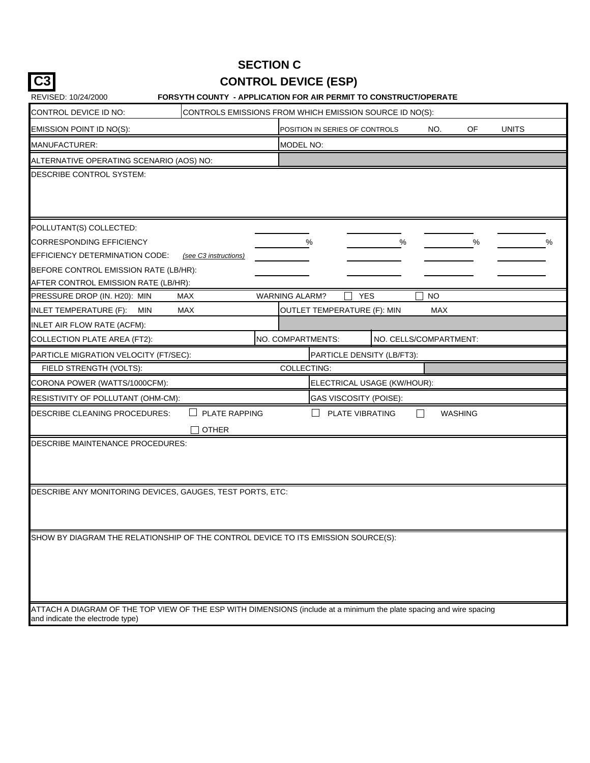# SECTION C

**C3**

## CONTROL DEVICE (ESP)

REVISED: 10/24/2000 **FORSYTH COUNTY - APPLICATION FOR AIR PERMIT TO CONSTRUCT/OPERATE**

| | | | | |
|---|---|---|---|---|
| CONTROL DEVICE ID NO: | CONTROLS EMISSIONS FROM WHICH EMISSION SOURCE ID NO(S): | | | |
| EMISSION POINT ID NO(S): | | POSITION IN SERIES OF CONTROLS NO. OF UNITS | | |
| MANUFACTURER: | | MODEL NO: | | |
| ALTERNATIVE OPERATING SCENARIO (AOS) NO: | | | | |

DESCRIBE CONTROL SYSTEM:

| | | | | |
|---|---|---|---|---|
| POLLUTANT(S) COLLECTED: | | | | |
| CORRESPONDING EFFICIENCY | % | % | % | % |
| EFFICIENCY DETERMINATION CODE: *(see C3 instructions)* | | | | |
| BEFORE CONTROL EMISSION RATE (LB/HR): | | | | |
| AFTER CONTROL EMISSION RATE (LB/HR): | | | | |

| | | |
|---|---|---|
| PRESSURE DROP (IN. H20): MIN MAX | WARNING ALARM? ☐ YES ☐ NO | |
| INLET TEMPERATURE (F): MIN MAX | OUTLET TEMPERATURE (F): MIN MAX | |
| INLET AIR FLOW RATE (ACFM): | | |
| COLLECTION PLATE AREA (FT2): | NO. COMPARTMENTS: | NO. CELLS/COMPARTMENT: |
| PARTICLE MIGRATION VELOCITY (FT/SEC): | PARTICLE DENSITY (LB/FT3): | |
| FIELD STRENGTH (VOLTS): | COLLECTING: | |
| CORONA POWER (WATTS/1000CFM): | ELECTRICAL USAGE (KW/HOUR): | |
| RESISTIVITY OF POLLUTANT (OHM-CM): | GAS VISCOSITY (POISE): | |

DESCRIBE CLEANING PROCEDURES: ☐ PLATE RAPPING ☐ PLATE VIBRATING ☐ WASHING ☐ OTHER

DESCRIBE MAINTENANCE PROCEDURES:

DESCRIBE ANY MONITORING DEVICES, GAUGES, TEST PORTS, ETC:

SHOW BY DIAGRAM THE RELATIONSHIP OF THE CONTROL DEVICE TO ITS EMISSION SOURCE(S):

ATTACH A DIAGRAM OF THE TOP VIEW OF THE ESP WITH DIMENSIONS (include at a minimum the plate spacing and wire spacing and indicate the electrode type)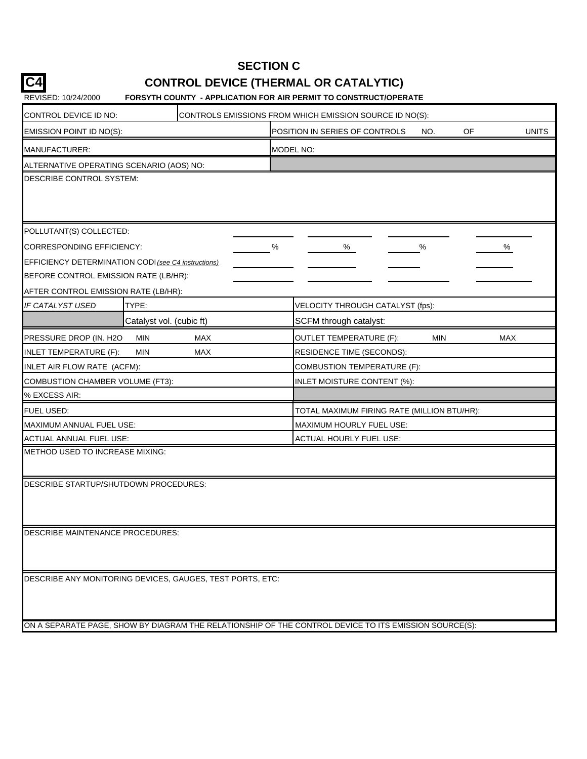# SECTION C

**C4** **CONTROL DEVICE (THERMAL OR CATALYTIC)**

REVISED: 10/24/2000 **FORSYTH COUNTY - APPLICATION FOR AIR PERMIT TO CONSTRUCT/OPERATE**

| | | | |
|---|---|---|---|
| CONTROL DEVICE ID NO: | CONTROLS EMISSIONS FROM WHICH EMISSION SOURCE ID NO(S): | | |
| EMISSION POINT ID NO(S): | | POSITION IN SERIES OF CONTROLS NO. OF UNITS | |
| MANUFACTURER: | | MODEL NO: | |
| ALTERNATIVE OPERATING SCENARIO (AOS) NO: | | | |
| DESCRIBE CONTROL SYSTEM: | | | |

| | | | | |
|---|---|---|---|---|
| POLLUTANT(S) COLLECTED: | | | | |
| CORRESPONDING EFFICIENCY: | % | % | % | % |
| EFFICIENCY DETERMINATION CODE *(see C4 instructions)* | | | | |
| BEFORE CONTROL EMISSION RATE (LB/HR): | | | | |
| AFTER CONTROL EMISSION RATE (LB/HR): | | | | |

| | | |
|---|---|---|
| *IF CATALYST USED* | TYPE: | VELOCITY THROUGH CATALYST (fps): |
| | Catalyst vol. (cubic ft) | SCFM through catalyst: |
| PRESSURE DROP (IN. H2O MIN MAX | | OUTLET TEMPERATURE (F): MIN MAX |
| INLET TEMPERATURE (F): MIN MAX | | RESIDENCE TIME (SECONDS): |
| INLET AIR FLOW RATE (ACFM): | | COMBUSTION TEMPERATURE (F): |
| COMBUSTION CHAMBER VOLUME (FT3): | | INLET MOISTURE CONTENT (%): |
| % EXCESS AIR: | | |
| FUEL USED: | | TOTAL MAXIMUM FIRING RATE (MILLION BTU/HR): |
| MAXIMUM ANNUAL FUEL USE: | | MAXIMUM HOURLY FUEL USE: |
| ACTUAL ANNUAL FUEL USE: | | ACTUAL HOURLY FUEL USE: |

METHOD USED TO INCREASE MIXING:

DESCRIBE STARTUP/SHUTDOWN PROCEDURES:

DESCRIBE MAINTENANCE PROCEDURES:

DESCRIBE ANY MONITORING DEVICES, GAUGES, TEST PORTS, ETC:

ON A SEPARATE PAGE, SHOW BY DIAGRAM THE RELATIONSHIP OF THE CONTROL DEVICE TO ITS EMISSION SOURCE(S):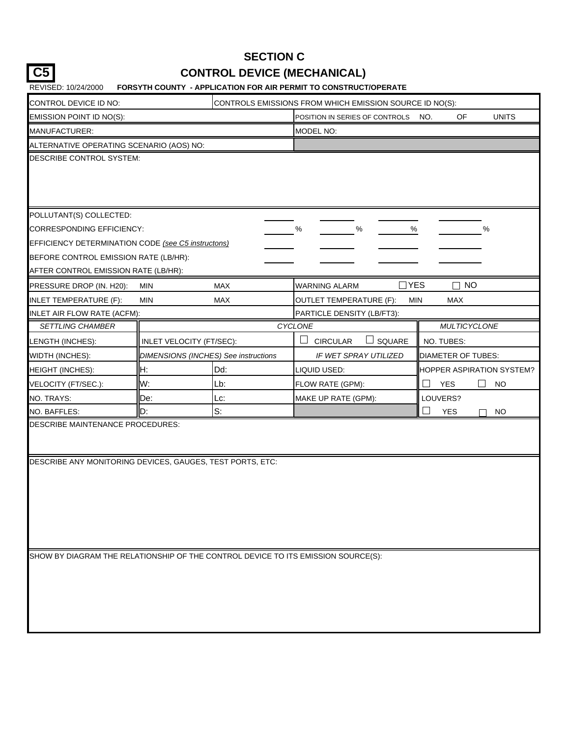# SECTION C

## C5 CONTROL DEVICE (MECHANICAL)

REVISED: 10/24/2000 **FORSYTH COUNTY - APPLICATION FOR AIR PERMIT TO CONSTRUCT/OPERATE**

| | | | |
|---|---|---|---|
| CONTROL DEVICE ID NO: | | CONTROLS EMISSIONS FROM WHICH EMISSION SOURCE ID NO(S): | |
| EMISSION POINT ID NO(S): | | POSITION IN SERIES OF CONTROLS NO. OF UNITS | |
| MANUFACTURER: | | MODEL NO: | |
| ALTERNATIVE OPERATING SCENARIO (AOS) NO: | | | |

DESCRIBE CONTROL SYSTEM:

| | | | | |
|---|---|---|---|---|
| POLLUTANT(S) COLLECTED: | | | | |
| CORRESPONDING EFFICIENCY: | % | % | % | % |
| EFFICIENCY DETERMINATION CODE *(see C5 instructons)* | | | | |
| BEFORE CONTROL EMISSION RATE (LB/HR): | | | | |
| AFTER CONTROL EMISSION RATE (LB/HR): | | | | |

| | | | |
|---|---|---|---|
| PRESSURE DROP (IN. H20): MIN | MAX | WARNING ALARM ☐ YES ☐ NO | |
| INLET TEMPERATURE (F): MIN | MAX | OUTLET TEMPERATURE (F): MIN | MAX |
| INLET AIR FLOW RATE (ACFM): | | PARTICLE DENSITY (LB/FT3): | |

| *SETTLING CHAMBER* | *CYCLONE* | | | *MULTICYCLONE* |
|---|---|---|---|---|
| LENGTH (INCHES): | INLET VELOCITY (FT/SEC): | | ☐ CIRCULAR ☐ SQUARE | NO. TUBES: |
| WIDTH (INCHES): | *DIMENSIONS (INCHES) See instructions* | | *IF WET SPRAY UTILIZED* | DIAMETER OF TUBES: |
| HEIGHT (INCHES): | H: | Dd: | LIQUID USED: | HOPPER ASPIRATION SYSTEM? |
| VELOCITY (FT/SEC.): | W: | Lb: | FLOW RATE (GPM): | ☐ YES ☐ NO |
| NO. TRAYS: | De: | Lc: | MAKE UP RATE (GPM): | LOUVERS? |
| NO. BAFFLES: | D: | S: | | ☐ YES ☐ NO |

DESCRIBE MAINTENANCE PROCEDURES:

DESCRIBE ANY MONITORING DEVICES, GAUGES, TEST PORTS, ETC:

SHOW BY DIAGRAM THE RELATIONSHIP OF THE CONTROL DEVICE TO ITS EMISSION SOURCE(S):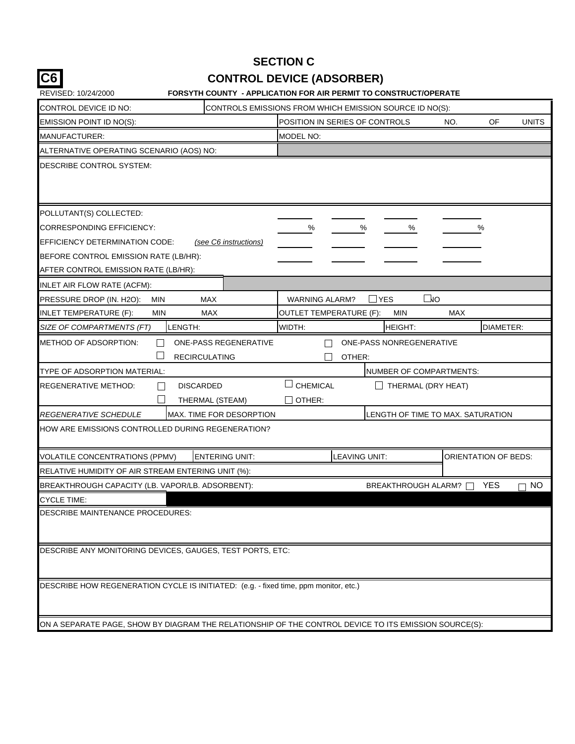# SECTION C

## C6 CONTROL DEVICE (ADSORBER)

REVISED: 10/24/2000 **FORSYTH COUNTY - APPLICATION FOR AIR PERMIT TO CONSTRUCT/OPERATE**

| | | | | |
|---|---|---|---|---|
| CONTROL DEVICE ID NO: | CONTROLS EMISSIONS FROM WHICH EMISSION SOURCE ID NO(S): | | | |
| EMISSION POINT ID NO(S): | | POSITION IN SERIES OF CONTROLS NO. OF UNITS | | |
| MANUFACTURER: | | MODEL NO: | | |
| ALTERNATIVE OPERATING SCENARIO (AOS) NO: | | | | |
| DESCRIBE CONTROL SYSTEM: | | | | |

| | | | | |
|---|---|---|---|---|
| POLLUTANT(S) COLLECTED: | | | | |
| CORRESPONDING EFFICIENCY: | % | % | % | % |
| EFFICIENCY DETERMINATION CODE: *(see C6 instructions)* | | | | |
| BEFORE CONTROL EMISSION RATE (LB/HR): | | | | |
| AFTER CONTROL EMISSION RATE (LB/HR): | | | | |

| | | | |
|---|---|---|---|
| INLET AIR FLOW RATE (ACFM): | | | |
| PRESSURE DROP (IN. H2O): MIN MAX | WARNING ALARM? ☐ YES ☐ NO | | |
| INLET TEMPERATURE (F): MIN MAX | OUTLET TEMPERATURE (F): MIN MAX | | |
| *SIZE OF COMPARTMENTS (FT)* LENGTH: | WIDTH: | HEIGHT: | DIAMETER: |
| METHOD OF ADSORPTION: ☐ ONE-PASS REGENERATIVE ☐ RECIRCULATING | ☐ ONE-PASS NONREGENERATIVE ☐ OTHER: | | |
| TYPE OF ADSORPTION MATERIAL: | NUMBER OF COMPARTMENTS: | | |
| REGENERATIVE METHOD: ☐ DISCARDED ☐ THERMAL (STEAM) | ☐ CHEMICAL ☐ OTHER: | ☐ THERMAL (DRY HEAT) | |
| *REGENERATIVE SCHEDULE* MAX. TIME FOR DESORPTION | LENGTH OF TIME TO MAX. SATURATION | | |
| HOW ARE EMISSIONS CONTROLLED DURING REGENERATION? | | | |
| VOLATILE CONCENTRATIONS (PPMV) ENTERING UNIT: | LEAVING UNIT: | | ORIENTATION OF BEDS: |
| RELATIVE HUMIDITY OF AIR STREAM ENTERING UNIT (%): | | | |
| BREAKTHROUGH CAPACITY (LB. VAPOR/LB. ADSORBENT): | BREAKTHROUGH ALARM? ☐ YES ☐ NO | | |
| CYCLE TIME: | | | |
| DESCRIBE MAINTENANCE PROCEDURES: | | | |
| DESCRIBE ANY MONITORING DEVICES, GAUGES, TEST PORTS, ETC: | | | |
| DESCRIBE HOW REGENERATION CYCLE IS INITIATED: (e.g. - fixed time, ppm monitor, etc.) | | | |
| ON A SEPARATE PAGE, SHOW BY DIAGRAM THE RELATIONSHIP OF THE CONTROL DEVICE TO ITS EMISSION SOURCE(S): | | | |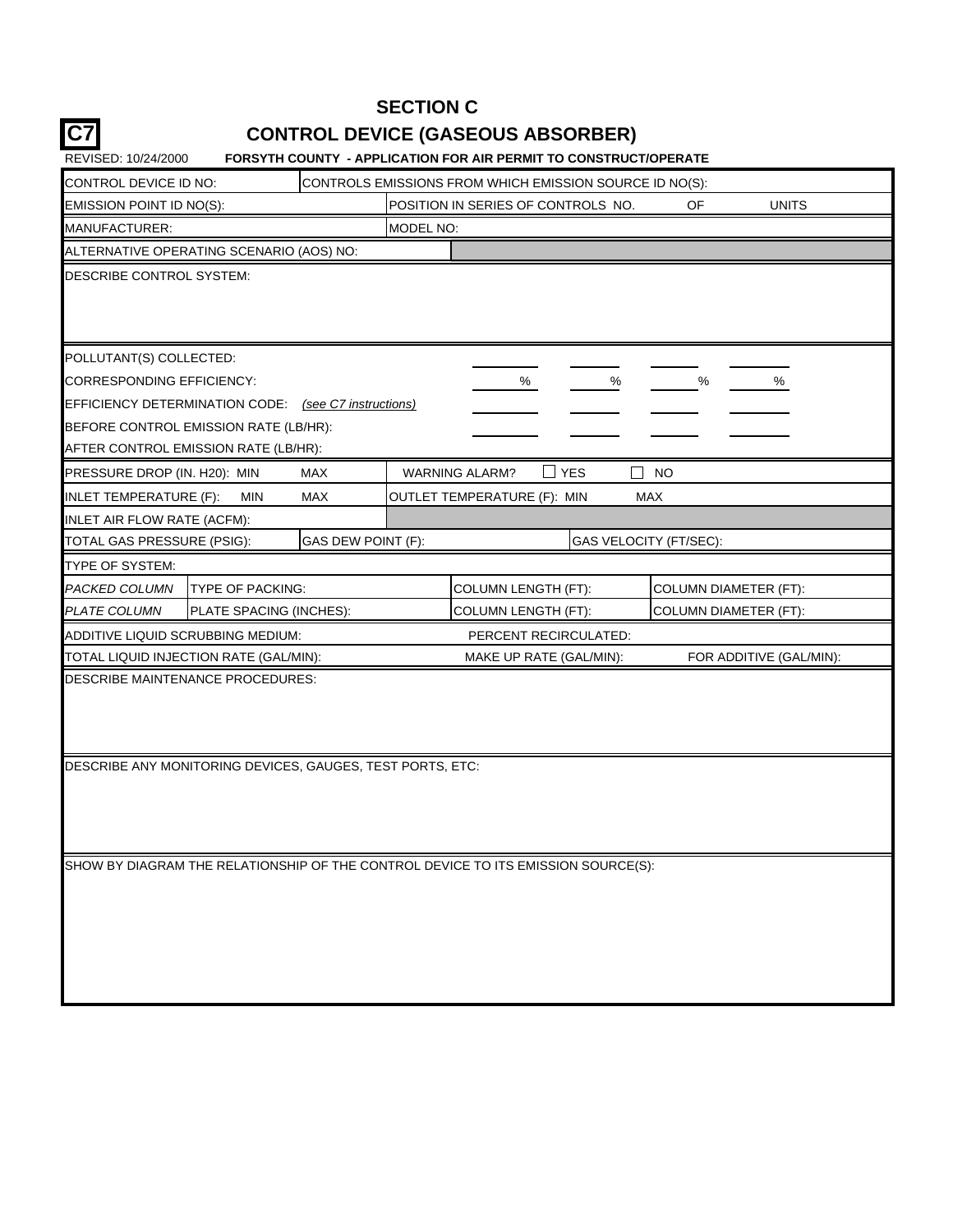# SECTION C

## C7 CONTROL DEVICE (GASEOUS ABSORBER)

REVISED: 10/24/2000 **FORSYTH COUNTY - APPLICATION FOR AIR PERMIT TO CONSTRUCT/OPERATE**

| | | | |
|---|---|---|---|
| CONTROL DEVICE ID NO: | CONTROLS EMISSIONS FROM WHICH EMISSION SOURCE ID NO(S): | | |
| EMISSION POINT ID NO(S): | POSITION IN SERIES OF CONTROLS NO. OF UNITS | | |
| MANUFACTURER: | MODEL NO: | | |
| ALTERNATIVE OPERATING SCENARIO (AOS) NO: | | | |

DESCRIBE CONTROL SYSTEM:

| | | | | |
|---|---|---|---|---|
| POLLUTANT(S) COLLECTED: | | | | |
| CORRESPONDING EFFICIENCY: | % | % | % | % |
| EFFICIENCY DETERMINATION CODE: *(see C7 instructions)* | | | | |
| BEFORE CONTROL EMISSION RATE (LB/HR): | | | | |
| AFTER CONTROL EMISSION RATE (LB/HR): | | | | |

| | | |
|---|---|---|
| PRESSURE DROP (IN. H20): MIN MAX | WARNING ALARM? ☐ YES ☐ NO | |
| INLET TEMPERATURE (F): MIN MAX | OUTLET TEMPERATURE (F): MIN MAX | |
| INLET AIR FLOW RATE (ACFM): | | |
| TOTAL GAS PRESSURE (PSIG): | GAS DEW POINT (F): | GAS VELOCITY (FT/SEC): |

TYPE OF SYSTEM:

| | | | |
|---|---|---|---|
| *PACKED COLUMN* | TYPE OF PACKING: | COLUMN LENGTH (FT): | COLUMN DIAMETER (FT): |
| *PLATE COLUMN* | PLATE SPACING (INCHES): | COLUMN LENGTH (FT): | COLUMN DIAMETER (FT): |

| | | |
|---|---|---|
| ADDITIVE LIQUID SCRUBBING MEDIUM: | PERCENT RECIRCULATED: | |
| TOTAL LIQUID INJECTION RATE (GAL/MIN): | MAKE UP RATE (GAL/MIN): | FOR ADDITIVE (GAL/MIN): |

DESCRIBE MAINTENANCE PROCEDURES:

DESCRIBE ANY MONITORING DEVICES, GAUGES, TEST PORTS, ETC:

SHOW BY DIAGRAM THE RELATIONSHIP OF THE CONTROL DEVICE TO ITS EMISSION SOURCE(S):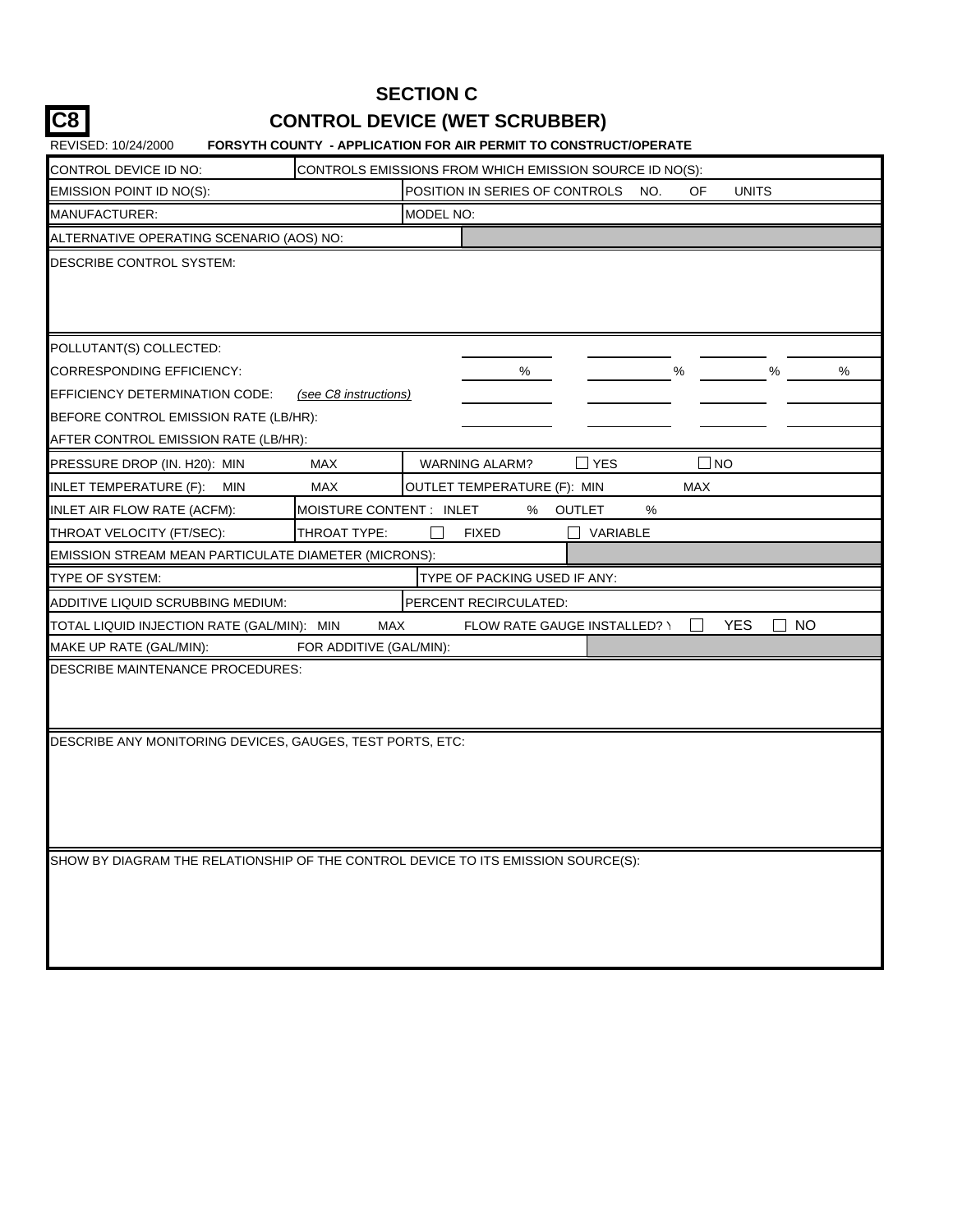# SECTION C

## C8 CONTROL DEVICE (WET SCRUBBER)

REVISED: 10/24/2000 **FORSYTH COUNTY - APPLICATION FOR AIR PERMIT TO CONSTRUCT/OPERATE**

| | | | |
|---|---|---|---|
| CONTROL DEVICE ID NO: | CONTROLS EMISSIONS FROM WHICH EMISSION SOURCE ID NO(S): | | |
| EMISSION POINT ID NO(S): | | POSITION IN SERIES OF CONTROLS NO. OF UNITS | |
| MANUFACTURER: | | MODEL NO: | |
| ALTERNATIVE OPERATING SCENARIO (AOS) NO: | | | |

DESCRIBE CONTROL SYSTEM:

| | | | | |
|---|---|---|---|---|
| POLLUTANT(S) COLLECTED: | | | | |
| CORRESPONDING EFFICIENCY: | % | % | % | % |
| EFFICIENCY DETERMINATION CODE: *(see C8 instructions)* | | | | |
| BEFORE CONTROL EMISSION RATE (LB/HR): | | | | |
| AFTER CONTROL EMISSION RATE (LB/HR): | | | | |

| | | |
|---|---|---|
| PRESSURE DROP (IN. H20): MIN MAX | WARNING ALARM? ☐ YES ☐ NO | |
| INLET TEMPERATURE (F): MIN MAX | OUTLET TEMPERATURE (F): MIN MAX | |
| INLET AIR FLOW RATE (ACFM): | MOISTURE CONTENT : INLET % OUTLET % | |
| THROAT VELOCITY (FT/SEC): | THROAT TYPE: ☐ FIXED ☐ VARIABLE | |
| EMISSION STREAM MEAN PARTICULATE DIAMETER (MICRONS): | | |
| TYPE OF SYSTEM: | TYPE OF PACKING USED IF ANY: | |
| ADDITIVE LIQUID SCRUBBING MEDIUM: | PERCENT RECIRCULATED: | |
| TOTAL LIQUID INJECTION RATE (GAL/MIN): MIN MAX | FLOW RATE GAUGE INSTALLED? ☐ YES ☐ NO | |
| MAKE UP RATE (GAL/MIN): | FOR ADDITIVE (GAL/MIN): | |

DESCRIBE MAINTENANCE PROCEDURES:

DESCRIBE ANY MONITORING DEVICES, GAUGES, TEST PORTS, ETC:

SHOW BY DIAGRAM THE RELATIONSHIP OF THE CONTROL DEVICE TO ITS EMISSION SOURCE(S):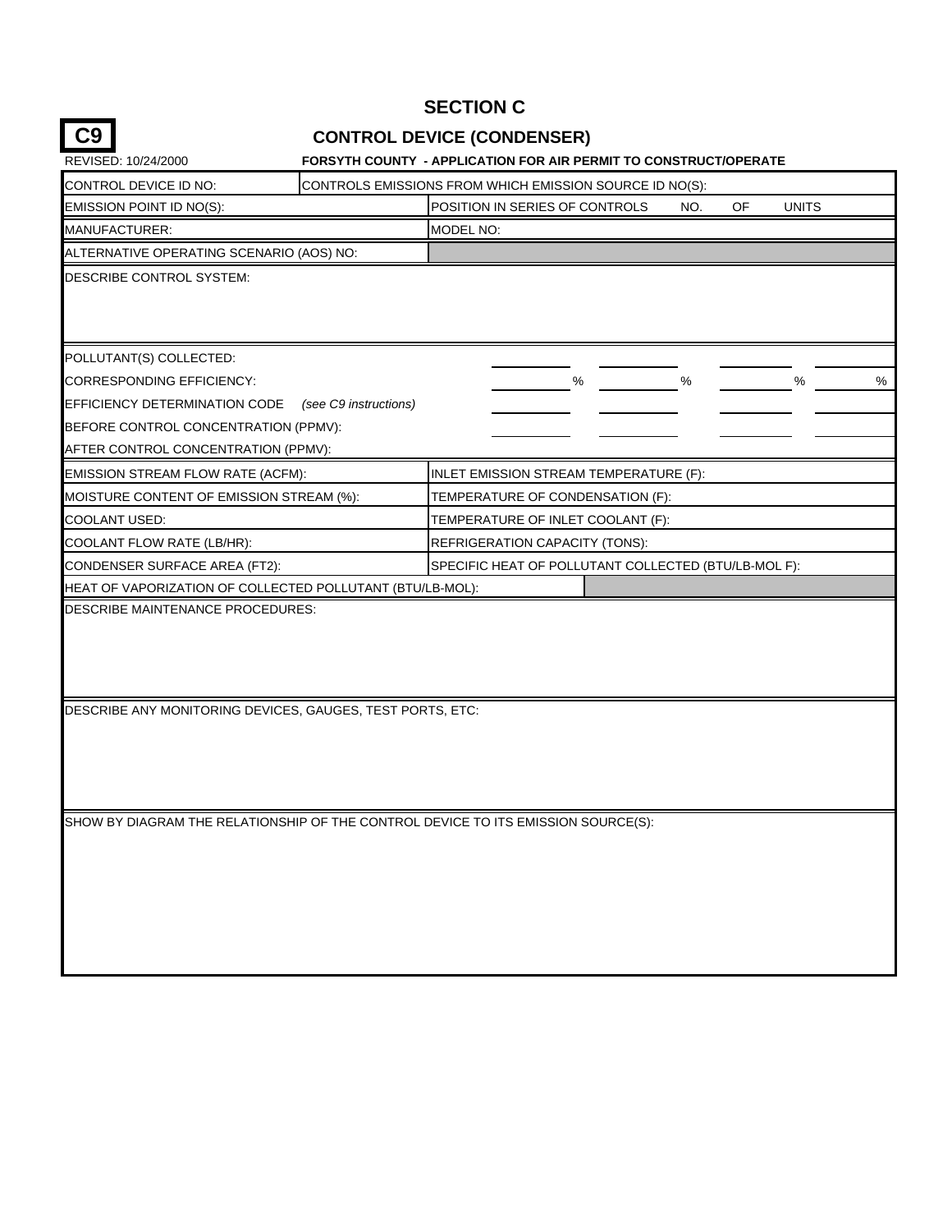# SECTION C

**C9**

## CONTROL DEVICE (CONDENSER)

REVISED: 10/24/2000

**FORSYTH COUNTY - APPLICATION FOR AIR PERMIT TO CONSTRUCT/OPERATE**

| | | | | | |
|---|---|---|---|---|---|
| CONTROL DEVICE ID NO: | CONTROLS EMISSIONS FROM WHICH EMISSION SOURCE ID NO(S): | | | | |
| EMISSION POINT ID NO(S): | POSITION IN SERIES OF CONTROLS NO. OF UNITS | | | | |
| MANUFACTURER: | MODEL NO: | | | | |
| ALTERNATIVE OPERATING SCENARIO (AOS) NO: | | | | | |
| DESCRIBE CONTROL SYSTEM: | | | | | |
| POLLUTANT(S) COLLECTED: | | | | | |
| CORRESPONDING EFFICIENCY: | | % | % | % | % |
| EFFICIENCY DETERMINATION CODE *(see C9 instructions)* | | | | | |
| BEFORE CONTROL CONCENTRATION (PPMV): | | | | | |
| AFTER CONTROL CONCENTRATION (PPMV): | | | | | |
| EMISSION STREAM FLOW RATE (ACFM): | INLET EMISSION STREAM TEMPERATURE (F): | | | | |
| MOISTURE CONTENT OF EMISSION STREAM (%): | TEMPERATURE OF CONDENSATION (F): | | | | |
| COOLANT USED: | TEMPERATURE OF INLET COOLANT (F): | | | | |
| COOLANT FLOW RATE (LB/HR): | REFRIGERATION CAPACITY (TONS): | | | | |
| CONDENSER SURFACE AREA (FT2): | SPECIFIC HEAT OF POLLUTANT COLLECTED (BTU/LB-MOL F): | | | | |
| HEAT OF VAPORIZATION OF COLLECTED POLLUTANT (BTU/LB-MOL): | | | | | |
| DESCRIBE MAINTENANCE PROCEDURES: | | | | | |
| DESCRIBE ANY MONITORING DEVICES, GAUGES, TEST PORTS, ETC: | | | | | |
| SHOW BY DIAGRAM THE RELATIONSHIP OF THE CONTROL DEVICE TO ITS EMISSION SOURCE(S): | | | | | |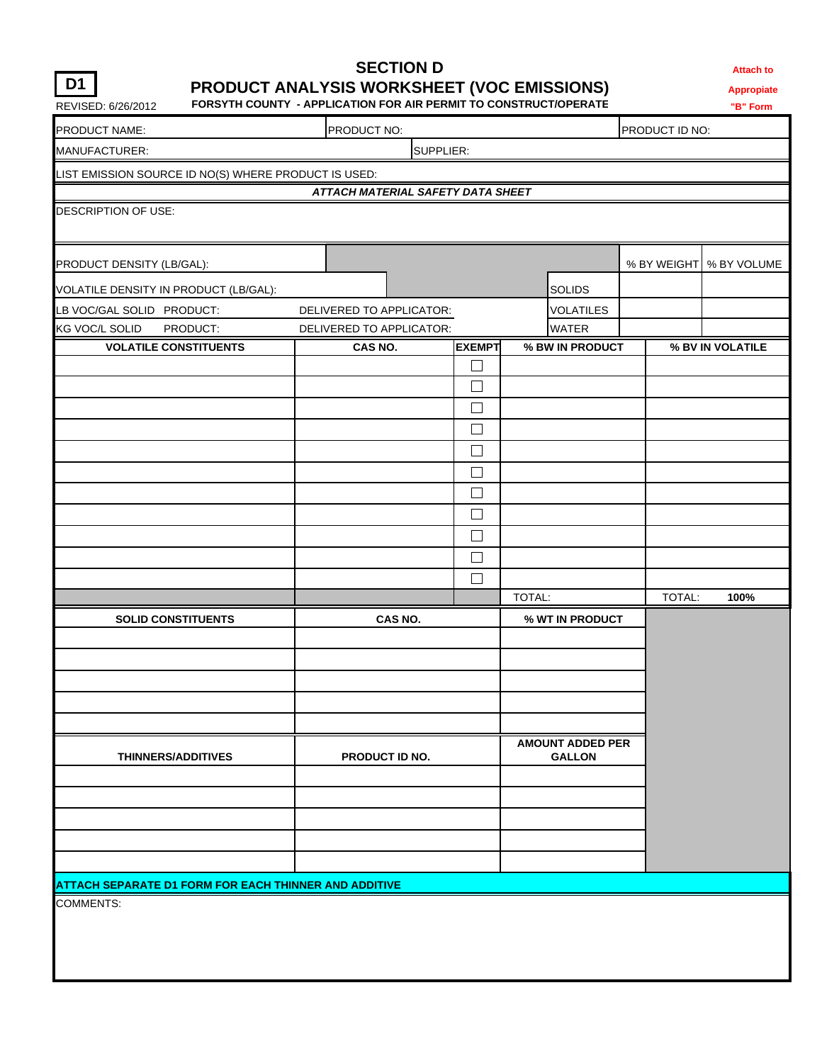**D1**

REVISED: 6/26/2012

# SECTION D

## PRODUCT ANALYSIS WORKSHEET (VOC EMISSIONS)

**FORSYTH COUNTY - APPLICATION FOR AIR PERMIT TO CONSTRUCT/OPERATE**

**Attach to Appropiate "B" Form**

| PRODUCT NAME: | PRODUCT NO: | PRODUCT ID NO: |
|---|---|---|
| MANUFACTURER: | SUPPLIER: | |

LIST EMISSION SOURCE ID NO(S) WHERE PRODUCT IS USED:

***ATTACH MATERIAL SAFETY DATA SHEET***

DESCRIPTION OF USE:

| | | % BY WEIGHT | % BY VOLUME |
|---|---|---|---|
| PRODUCT DENSITY (LB/GAL): | | | |
| VOLATILE DENSITY IN PRODUCT (LB/GAL): | SOLIDS | | |
| LB VOC/GAL SOLID PRODUCT: DELIVERED TO APPLICATOR: | VOLATILES | | |
| KG VOC/L SOLID PRODUCT: DELIVERED TO APPLICATOR: | WATER | | |

| VOLATILE CONSTITUENTS | CAS NO. | EXEMPT | % BW IN PRODUCT | % BV IN VOLATILE |
|---|---|---|---|---|
| | | ☐ | | |
| | | ☐ | | |
| | | ☐ | | |
| | | ☐ | | |
| | | ☐ | | |
| | | ☐ | | |
| | | ☐ | | |
| | | ☐ | | |
| | | ☐ | | |
| | | ☐ | | |
| | | ☐ | | |
| | | | TOTAL: | TOTAL: **100%** |

| SOLID CONSTITUENTS | CAS NO. | % WT IN PRODUCT |
|---|---|---|
| | | |
| | | |
| | | |
| | | |
| | | |

| THINNERS/ADDITIVES | PRODUCT ID NO. | AMOUNT ADDED PER GALLON |
|---|---|---|
| | | |
| | | |
| | | |
| | | |
| | | |

**ATTACH SEPARATE D1 FORM FOR EACH THINNER AND ADDITIVE**

COMMENTS: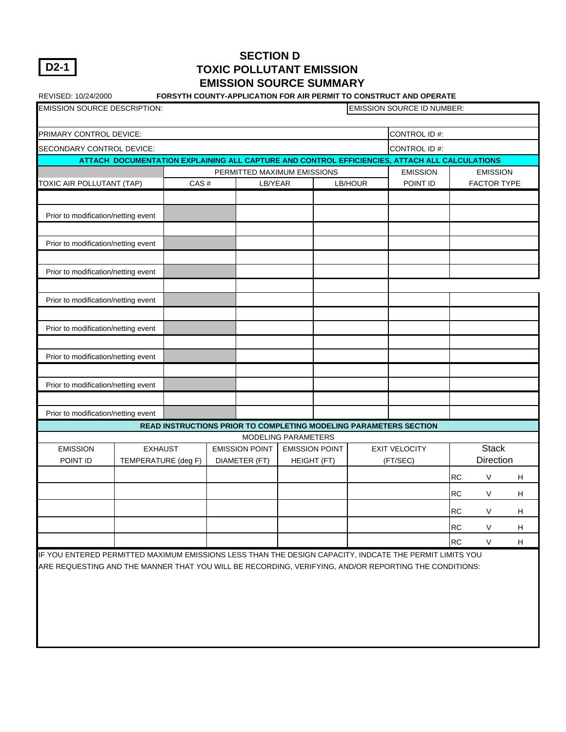D2-1

# SECTION D
## TOXIC POLLUTANT EMISSION
## EMISSION SOURCE SUMMARY

REVISED: 10/24/2000

**FORSYTH COUNTY-APPLICATION FOR AIR PERMIT TO CONSTRUCT AND OPERATE**

| EMISSION SOURCE DESCRIPTION: | EMISSION SOURCE ID NUMBER: |
|---|---|
| PRIMARY CONTROL DEVICE: | CONTROL ID #: |
| SECONDARY CONTROL DEVICE: | CONTROL ID #: |

**ATTACH DOCUMENTATION EXPLAINING ALL CAPTURE AND CONTROL EFFICIENCIES, ATTACH ALL CALCULATIONS**

| | PERMITTED MAXIMUM EMISSIONS | | | EMISSION | EMISSION |
|---|---|---|---|---|---|
| TOXIC AIR POLLUTANT (TAP) | CAS # | LB/YEAR | LB/HOUR | POINT ID | FACTOR TYPE |
| | | | | | |
| Prior to modification/netting event | | | | | |
| | | | | | |
| Prior to modification/netting event | | | | | |
| | | | | | |
| Prior to modification/netting event | | | | | |
| | | | | | |
| Prior to modification/netting event | | | | | |
| | | | | | |
| Prior to modification/netting event | | | | | |
| | | | | | |
| Prior to modification/netting event | | | | | |
| | | | | | |
| Prior to modification/netting event | | | | | |
| | | | | | |
| Prior to modification/netting event | | | | | |

**READ INSTRUCTIONS PRIOR TO COMPLETING MODELING PARAMETERS SECTION**

MODELING PARAMETERS

| EMISSION POINT ID | EXHAUST TEMPERATURE (deg F) | EMISSION POINT DIAMETER (FT) | EMISSION POINT HEIGHT (FT) | EXIT VELOCITY (FT/SEC) | Stack Direction |
|---|---|---|---|---|---|
| | | | | | RC V H |
| | | | | | RC V H |
| | | | | | RC V H |
| | | | | | RC V H |
| | | | | | RC V H |

IF YOU ENTERED PERMITTED MAXIMUM EMISSIONS LESS THAN THE DESIGN CAPACITY, INDCATE THE PERMIT LIMITS YOU ARE REQUESTING AND THE MANNER THAT YOU WILL BE RECORDING, VERIFYING, AND/OR REPORTING THE CONDITIONS: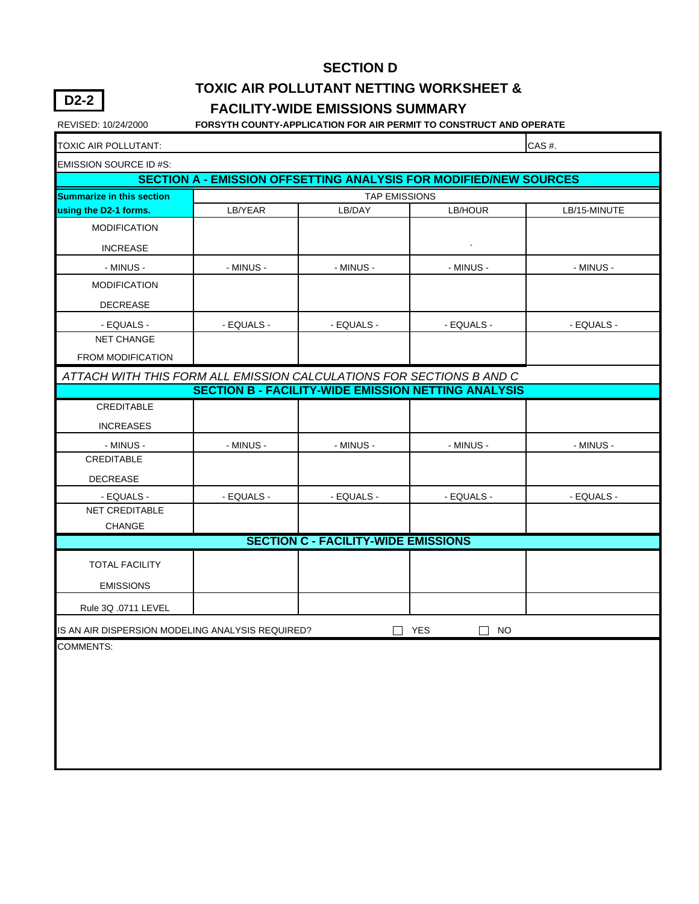**D2-2**

# SECTION D

## TOXIC AIR POLLUTANT NETTING WORKSHEET & FACILITY-WIDE EMISSIONS SUMMARY

REVISED: 10/24/2000

**FORSYTH COUNTY-APPLICATION FOR AIR PERMIT TO CONSTRUCT AND OPERATE**

TOXIC AIR POLLUTANT: CAS #.

EMISSION SOURCE ID #S:

| **SECTION A - EMISSION OFFSETTING ANALYSIS FOR MODIFIED/NEW SOURCES** | | | | |
|---|---|---|---|---|
| **Summarize in this section** | TAP EMISSIONS | | | |
| **using the D2-1 forms.** | LB/YEAR | LB/DAY | LB/HOUR | LB/15-MINUTE |
| MODIFICATION INCREASE | | | ` | |
| - MINUS - | - MINUS - | - MINUS - | - MINUS - | - MINUS - |
| MODIFICATION DECREASE | | | | |
| - EQUALS - | - EQUALS - | - EQUALS - | - EQUALS - | - EQUALS - |
| NET CHANGE FROM MODIFICATION | | | | |

*ATTACH WITH THIS FORM ALL EMISSION CALCULATIONS FOR SECTIONS B AND C*

| **SECTION B - FACILITY-WIDE EMISSION NETTING ANALYSIS** | | | | |
|---|---|---|---|---|
| CREDITABLE INCREASES | | | | |
| - MINUS - | - MINUS - | - MINUS - | - MINUS - | - MINUS - |
| CREDITABLE DECREASE | | | | |
| - EQUALS - | - EQUALS - | - EQUALS - | - EQUALS - | - EQUALS - |
| NET CREDITABLE CHANGE | | | | |

| **SECTION C - FACILITY-WIDE EMISSIONS** | | | | |
|---|---|---|---|---|
| TOTAL FACILITY EMISSIONS | | | | |
| Rule 3Q .0711 LEVEL | | | | |

IS AN AIR DISPERSION MODELING ANALYSIS REQUIRED? ☐ YES ☐ NO

COMMENTS: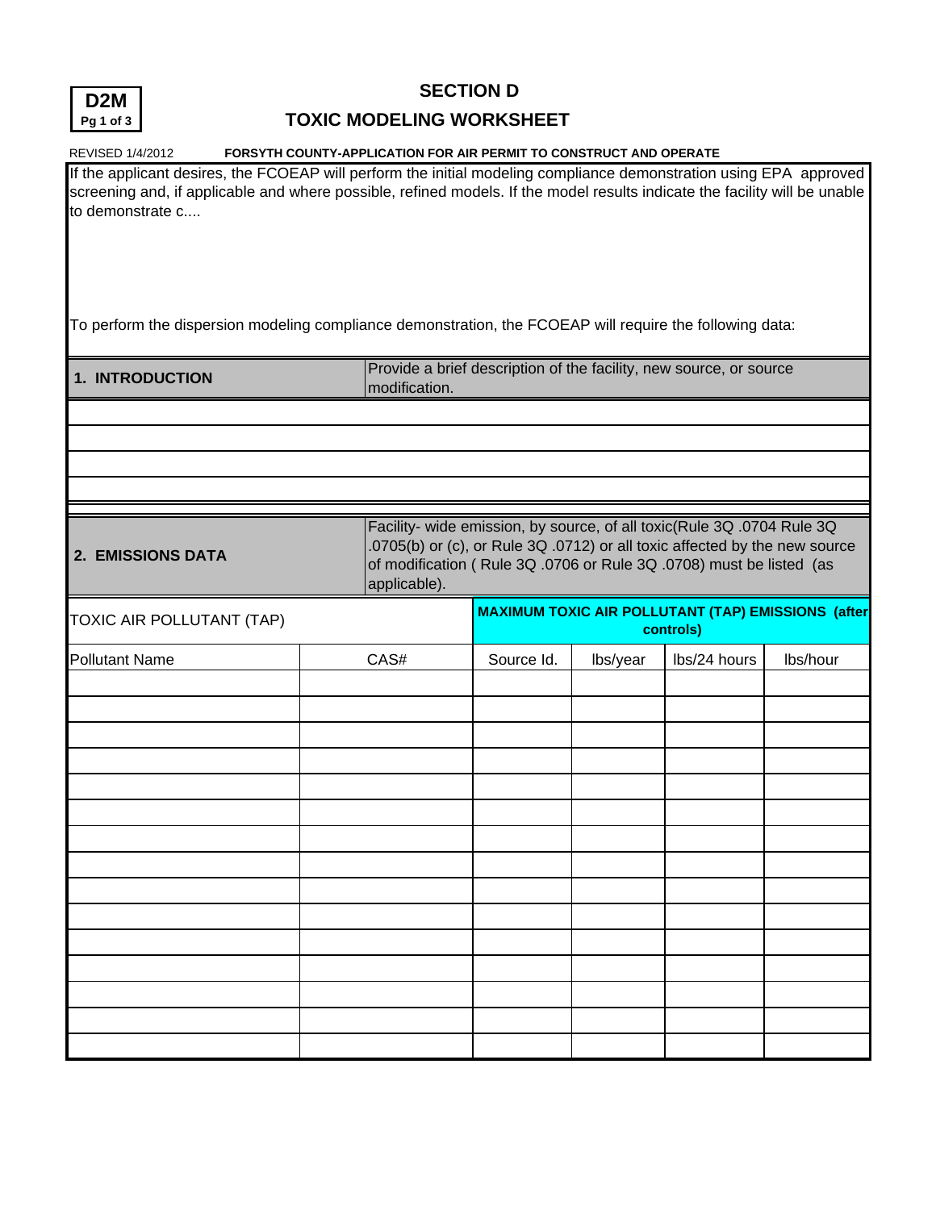**D2M**
**Pg 1 of 3**

# SECTION D

## TOXIC MODELING WORKSHEET

REVISED 1/4/2012 **FORSYTH COUNTY-APPLICATION FOR AIR PERMIT TO CONSTRUCT AND OPERATE**

If the applicant desires, the FCOEAP will perform the initial modeling compliance demonstration using EPA approved screening and, if applicable and where possible, refined models. If the model results indicate the facility will be unable to demonstrate c....

To perform the dispersion modeling compliance demonstration, the FCOEAP will require the following data:

| **1. INTRODUCTION** | Provide a brief description of the facility, new source, or source modification. |
|---|---|
| | |
| | |
| | |
| | |

| **2. EMISSIONS DATA** | Facility- wide emission, by source, of all toxic(Rule 3Q .0704 Rule 3Q .0705(b) or (c), or Rule 3Q .0712) or all toxic affected by the new source of modification ( Rule 3Q .0706 or Rule 3Q .0708) must be listed (as applicable). |
|---|---|

| TOXIC AIR POLLUTANT (TAP) | | **MAXIMUM TOXIC AIR POLLUTANT (TAP) EMISSIONS (after controls)** | | | |
|---|---|---|---|---|---|
| Pollutant Name | CAS# | Source Id. | lbs/year | lbs/24 hours | lbs/hour |
| | | | | | |
| | | | | | |
| | | | | | |
| | | | | | |
| | | | | | |
| | | | | | |
| | | | | | |
| | | | | | |
| | | | | | |
| | | | | | |
| | | | | | |
| | | | | | |
| | | | | | |
| | | | | | |
| | | | | | |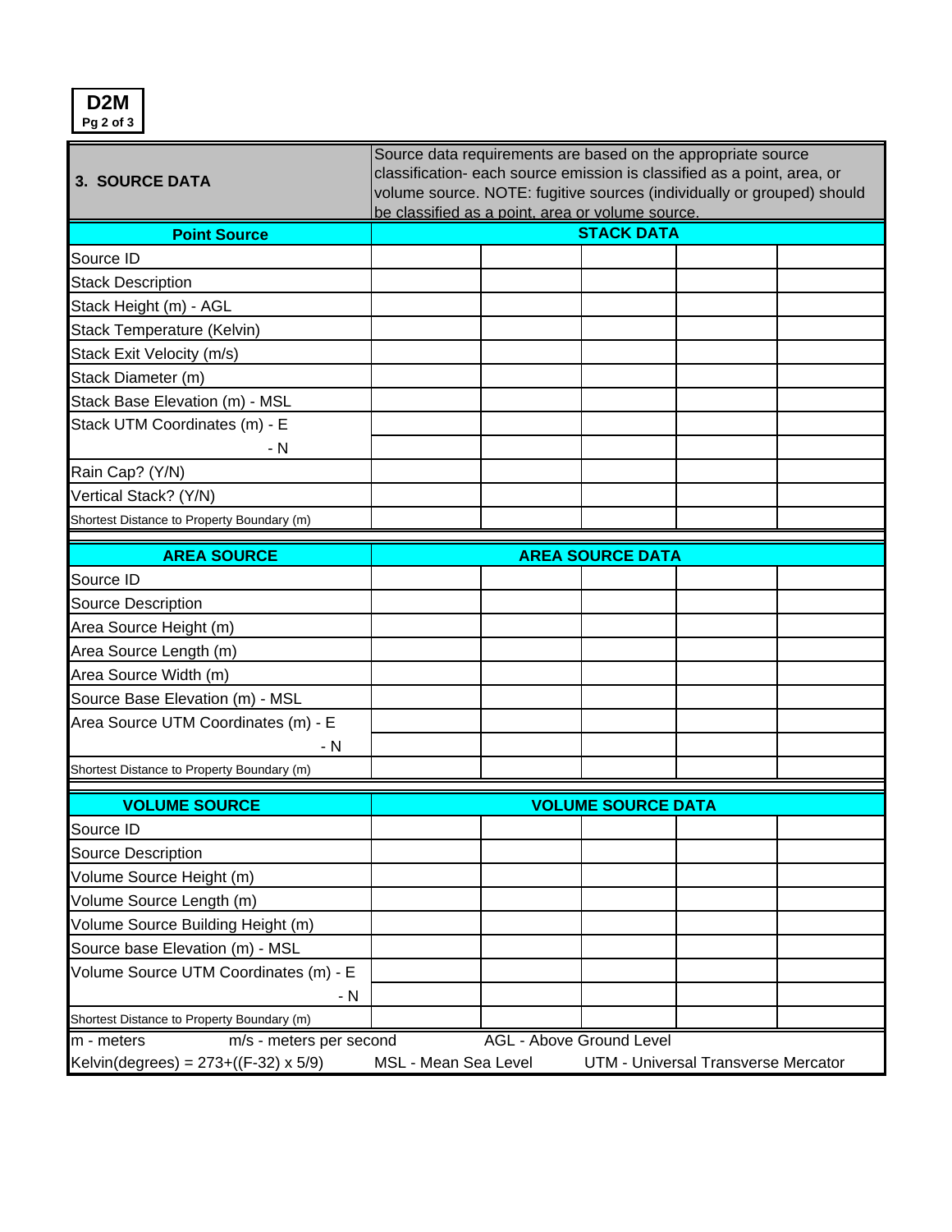**D2M**
**Pg 2 of 3**

| **3. SOURCE DATA** | Source data requirements are based on the appropriate source classification- each source emission is classified as a point, area, or volume source. NOTE: fugitive sources (individually or grouped) should be classified as a point, area or volume source. | | | | |
|---|---|---|---|---|---|
| **Point Source** | **STACK DATA** | | | | |
| Source ID | | | | | |
| Stack Description | | | | | |
| Stack Height (m) - AGL | | | | | |
| Stack Temperature (Kelvin) | | | | | |
| Stack Exit Velocity (m/s) | | | | | |
| Stack Diameter (m) | | | | | |
| Stack Base Elevation (m) - MSL | | | | | |
| Stack UTM Coordinates (m) - E | | | | | |
| - N | | | | | |
| Rain Cap? (Y/N) | | | | | |
| Vertical Stack? (Y/N) | | | | | |
| Shortest Distance to Property Boundary (m) | | | | | |
| **AREA SOURCE** | **AREA SOURCE DATA** | | | | |
| Source ID | | | | | |
| Source Description | | | | | |
| Area Source Height (m) | | | | | |
| Area Source Length (m) | | | | | |
| Area Source Width (m) | | | | | |
| Source Base Elevation (m) - MSL | | | | | |
| Area Source UTM Coordinates (m) - E | | | | | |
| - N | | | | | |
| Shortest Distance to Property Boundary (m) | | | | | |
| **VOLUME SOURCE** | **VOLUME SOURCE DATA** | | | | |
| Source ID | | | | | |
| Source Description | | | | | |
| Volume Source Height (m) | | | | | |
| Volume Source Length (m) | | | | | |
| Volume Source Building Height (m) | | | | | |
| Source base Elevation (m) - MSL | | | | | |
| Volume Source UTM Coordinates (m) - E | | | | | |
| - N | | | | | |
| Shortest Distance to Property Boundary (m) | | | | | |

m - meters      m/s - meters per second      AGL - Above Ground Level

Kelvin(degrees) = 273+((F-32) x 5/9)      MSL - Mean Sea Level      UTM - Universal Transverse Mercator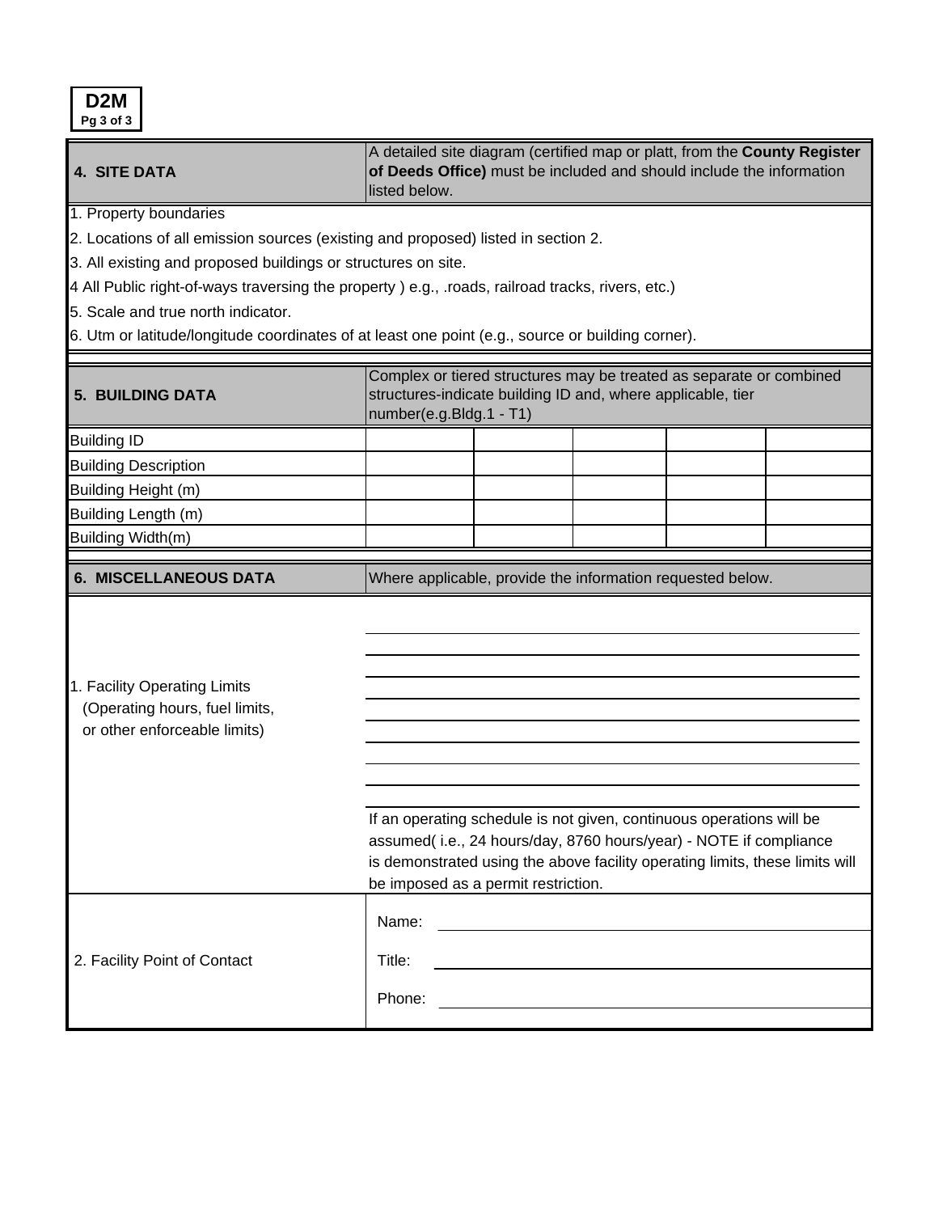**D2M**
**Pg 3 of 3**

## 4. SITE DATA

A detailed site diagram (certified map or platt, from the **County Register of Deeds Office)** must be included and should include the information listed below.

1. Property boundaries
2. Locations of all emission sources (existing and proposed) listed in section 2.
3. All existing and proposed buildings or structures on site.
4 All Public right-of-ways traversing the property ) e.g., .roads, railroad tracks, rivers, etc.)
5. Scale and true north indicator.
6. Utm or latitude/longitude coordinates of at least one point (e.g., source or building corner).

## 5. BUILDING DATA

Complex or tiered structures may be treated as separate or combined structures-indicate building ID and, where applicable, tier number(e.g.Bldg.1 - T1)

| Building ID | | | | | |
|---|---|---|---|---|---|
| Building Description | | | | | |
| Building Height (m) | | | | | |
| Building Length (m) | | | | | |
| Building Width(m) | | | | | |

## 6. MISCELLANEOUS DATA

Where applicable, provide the information requested below.

1. Facility Operating Limits (Operating hours, fuel limits, or other enforceable limits)

\_\_\_\_\_\_\_\_\_\_\_\_\_\_\_\_\_\_\_\_\_\_\_\_\_\_\_\_\_\_\_\_\_\_\_\_\_\_\_\_

If an operating schedule is not given, continuous operations will be assumed( i.e., 24 hours/day, 8760 hours/year) - NOTE if compliance is demonstrated using the above facility operating limits, these limits will be imposed as a permit restriction.

2. Facility Point of Contact

Name: \_\_\_\_\_\_\_\_\_\_\_\_\_\_\_\_\_\_\_\_

Title: \_\_\_\_\_\_\_\_\_\_\_\_\_\_\_\_\_\_\_\_

Phone: \_\_\_\_\_\_\_\_\_\_\_\_\_\_\_\_\_\_\_\_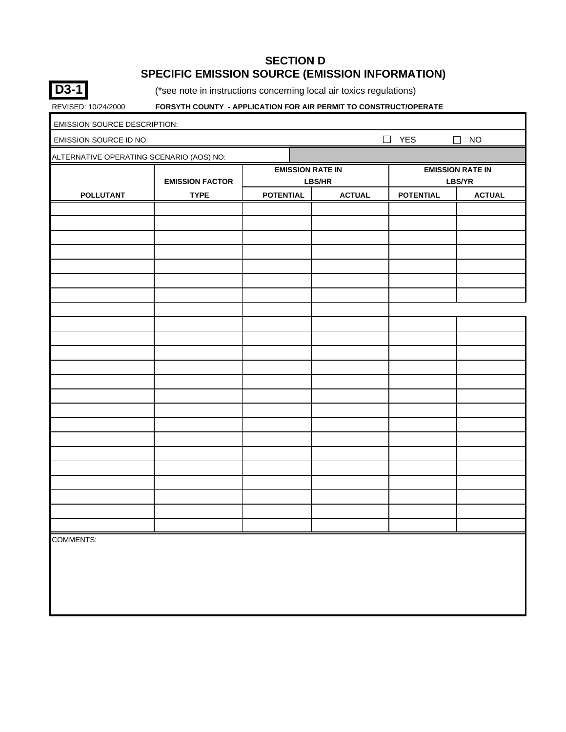# SECTION D
## SPECIFIC EMISSION SOURCE (EMISSION INFORMATION)

**D3-1** (*see note in instructions concerning local air toxics regulations)

REVISED: 10/24/2000 **FORSYTH COUNTY - APPLICATION FOR AIR PERMIT TO CONSTRUCT/OPERATE**

EMISSION SOURCE DESCRIPTION:

EMISSION SOURCE ID NO: ☐ YES ☐ NO

ALTERNATIVE OPERATING SCENARIO (AOS) NO:

| | EMISSION FACTOR | EMISSION RATE IN LBS/HR | | EMISSION RATE IN LBS/YR | |
|---|---|---|---|---|---|
| **POLLUTANT** | **TYPE** | **POTENTIAL** | **ACTUAL** | **POTENTIAL** | **ACTUAL** |
| | | | | | |
| | | | | | |
| | | | | | |
| | | | | | |
| | | | | | |
| | | | | | |
| | | | | | |
| | | | | | |
| | | | | | |
| | | | | | |
| | | | | | |
| | | | | | |
| | | | | | |
| | | | | | |
| | | | | | |
| | | | | | |
| | | | | | |
| | | | | | |
| | | | | | |
| | | | | | |
| | | | | | |
| | | | | | |
| | | | | | |

COMMENTS: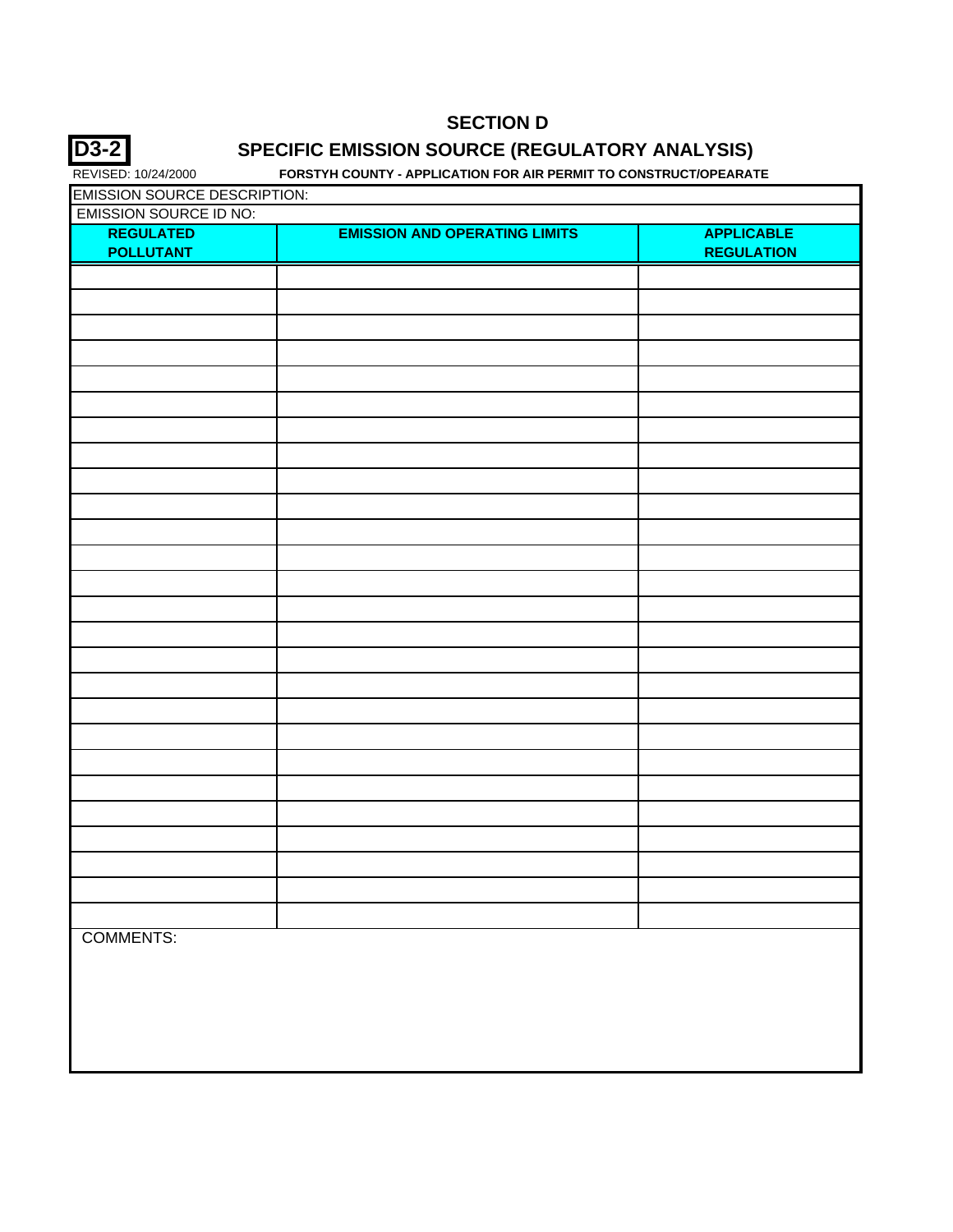## SECTION D

**D3-2** — SPECIFIC EMISSION SOURCE (REGULATORY ANALYSIS)

REVISED: 10/24/2000

**FORSTYH COUNTY - APPLICATION FOR AIR PERMIT TO CONSTRUCT/OPEARATE**

EMISSION SOURCE DESCRIPTION:

EMISSION SOURCE ID NO:

| REGULATED POLLUTANT | EMISSION AND OPERATING LIMITS | APPLICABLE REGULATION |
|---|---|---|
| | | |
| | | |
| | | |
| | | |
| | | |
| | | |
| | | |
| | | |
| | | |
| | | |
| | | |
| | | |
| | | |
| | | |
| | | |
| | | |
| | | |
| | | |
| | | |
| | | |
| | | |
| | | |
| | | |
| | | |
| | | |
| | | |

COMMENTS: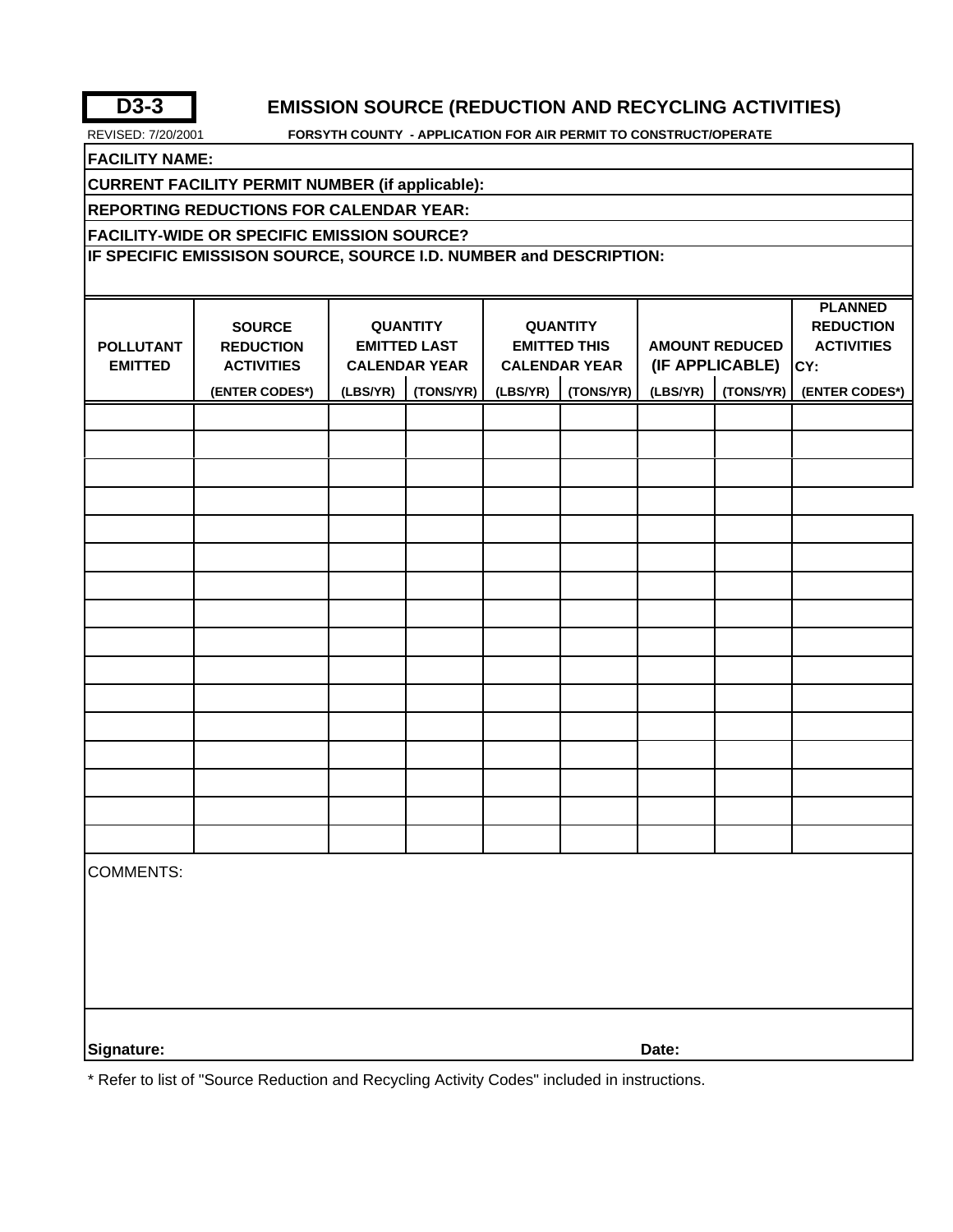**D3-3**

# EMISSION SOURCE (REDUCTION AND RECYCLING ACTIVITIES)

REVISED: 7/20/2001

**FORSYTH COUNTY - APPLICATION FOR AIR PERMIT TO CONSTRUCT/OPERATE**

**FACILITY NAME:**

**CURRENT FACILITY PERMIT NUMBER (if applicable):**

**REPORTING REDUCTIONS FOR CALENDAR YEAR:**

**FACILITY-WIDE OR SPECIFIC EMISSION SOURCE?**

**IF SPECIFIC EMISSISON SOURCE, SOURCE I.D. NUMBER and DESCRIPTION:**

| POLLUTANT EMITTED | SOURCE REDUCTION ACTIVITIES | QUANTITY EMITTED LAST CALENDAR YEAR | | QUANTITY EMITTED THIS CALENDAR YEAR | | AMOUNT REDUCED (IF APPLICABLE) | | PLANNED REDUCTION ACTIVITIES CY: |
|---|---|---|---|---|---|---|---|---|
| | (ENTER CODES*) | (LBS/YR) | (TONS/YR) | (LBS/YR) | (TONS/YR) | (LBS/YR) | (TONS/YR) | (ENTER CODES*) |
| | | | | | | | | |
| | | | | | | | | |
| | | | | | | | | |
| | | | | | | | | |
| | | | | | | | | |
| | | | | | | | | |
| | | | | | | | | |
| | | | | | | | | |
| | | | | | | | | |
| | | | | | | | | |
| | | | | | | | | |
| | | | | | | | | |
| | | | | | | | | |
| | | | | | | | | |
| | | | | | | | | |
| | | | | | | | | |

COMMENTS:

**Signature:** **Date:**

* Refer to list of "Source Reduction and Recycling Activity Codes" included in instructions.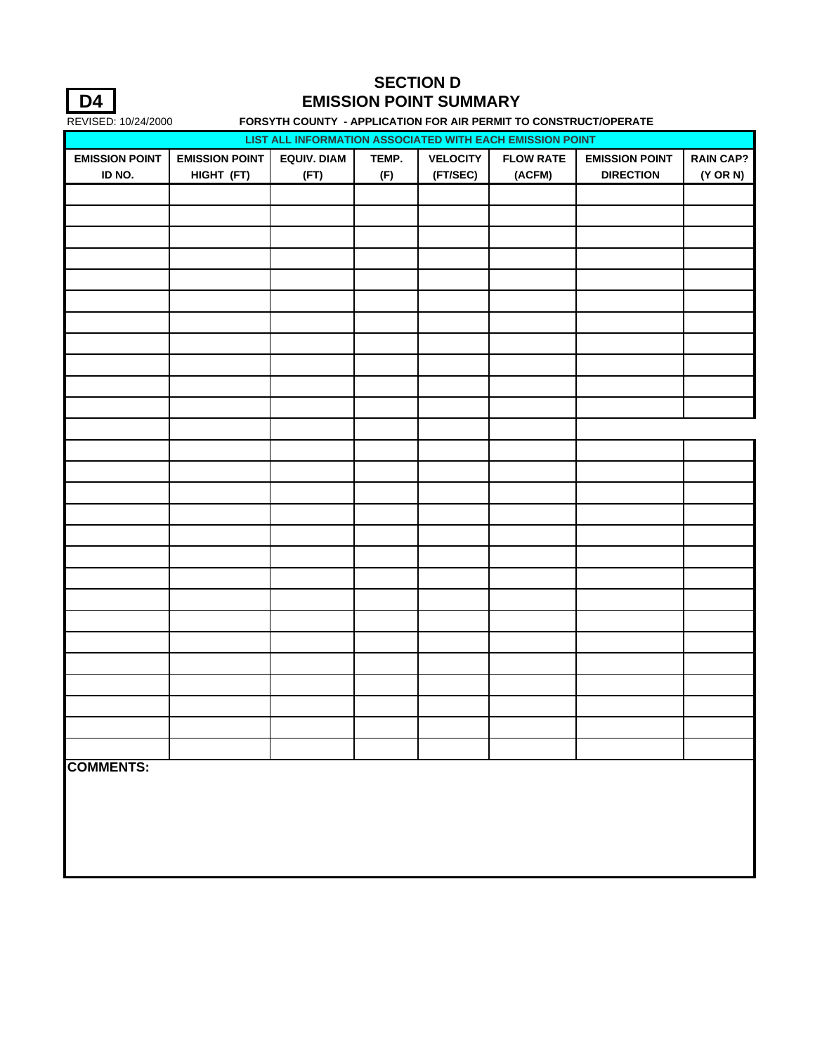**D4**

REVISED: 10/24/2000

# SECTION D
# EMISSION POINT SUMMARY

**FORSYTH COUNTY - APPLICATION FOR AIR PERMIT TO CONSTRUCT/OPERATE**

| LIST ALL INFORMATION ASSOCIATED WITH EACH EMISSION POINT | | | | | | | |
|---|---|---|---|---|---|---|---|
| **EMISSION POINT ID NO.** | **EMISSION POINT HIGHT (FT)** | **EQUIV. DIAM (FT)** | **TEMP. (F)** | **VELOCITY (FT/SEC)** | **FLOW RATE (ACFM)** | **EMISSION POINT DIRECTION** | **RAIN CAP? (Y OR N)** |
| | | | | | | | |
| | | | | | | | |
| | | | | | | | |
| | | | | | | | |
| | | | | | | | |
| | | | | | | | |
| | | | | | | | |
| | | | | | | | |
| | | | | | | | |
| | | | | | | | |
| | | | | | | | |
| | | | | | | | |
| | | | | | | | |
| | | | | | | | |
| | | | | | | | |
| | | | | | | | |
| | | | | | | | |
| | | | | | | | |
| | | | | | | | |
| | | | | | | | |
| | | | | | | | |
| | | | | | | | |
| | | | | | | | |
| | | | | | | | |
| | | | | | | | |
| | | | | | | | |
| | | | | | | | |

**COMMENTS:**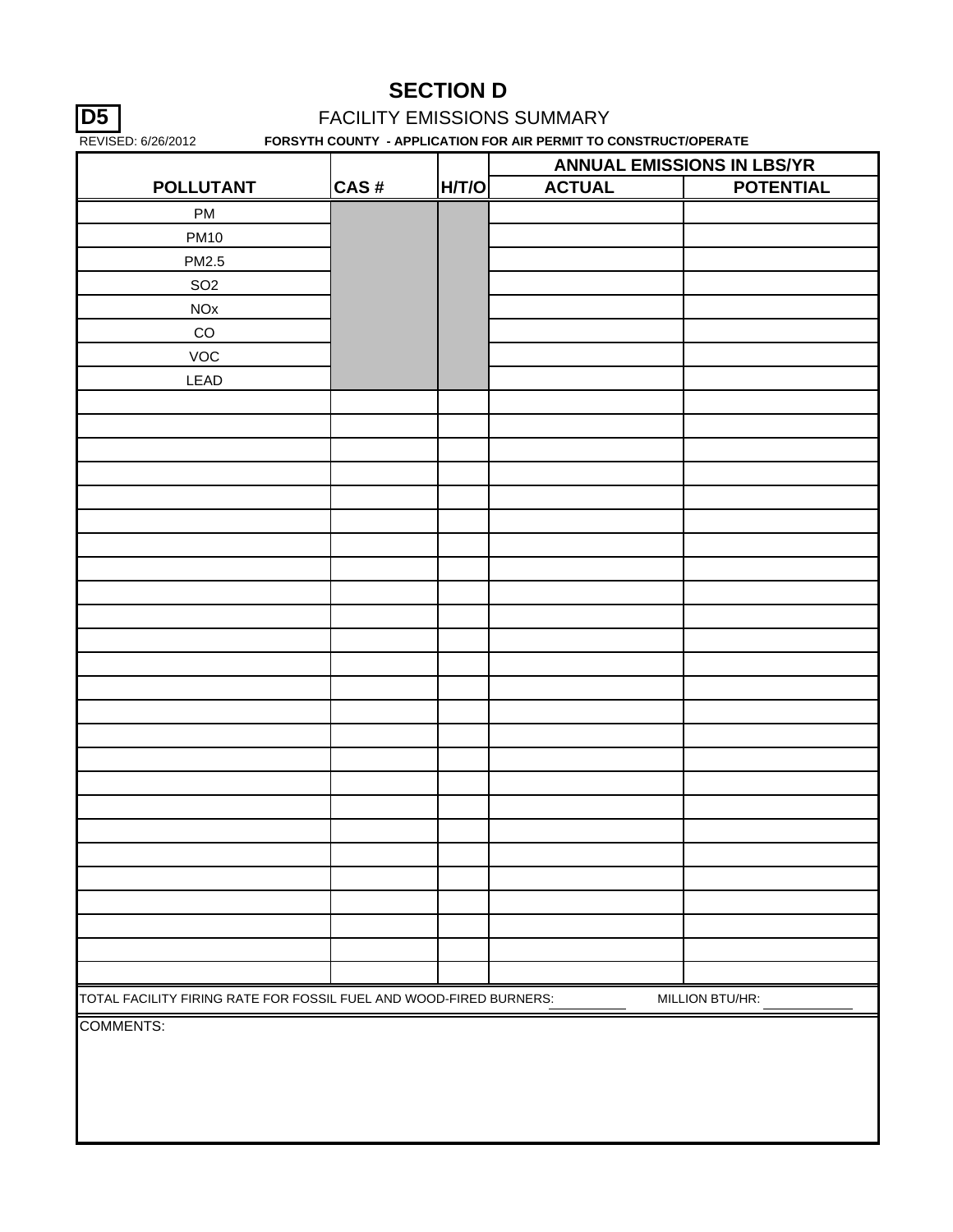# SECTION D

**D5**

FACILITY EMISSIONS SUMMARY

REVISED: 6/26/2012 **FORSYTH COUNTY - APPLICATION FOR AIR PERMIT TO CONSTRUCT/OPERATE**

| POLLUTANT | CAS # | H/T/O | ANNUAL EMISSIONS IN LBS/YR | |
|---|---|---|---|---|
| | | | ACTUAL | POTENTIAL |
| PM | | | | |
| PM10 | | | | |
| PM2.5 | | | | |
| SO2 | | | | |
| NOx | | | | |
| CO | | | | |
| VOC | | | | |
| LEAD | | | | |
| | | | | |
| | | | | |
| | | | | |
| | | | | |
| | | | | |
| | | | | |
| | | | | |
| | | | | |
| | | | | |
| | | | | |
| | | | | |
| | | | | |
| | | | | |
| | | | | |
| | | | | |
| | | | | |
| | | | | |
| | | | | |
| | | | | |
| | | | | |
| | | | | |
| | | | | |
| | | | | |
| | | | | |
| | | | | |

TOTAL FACILITY FIRING RATE FOR FOSSIL FUEL AND WOOD-FIRED BURNERS: ______ MILLION BTU/HR: ______

COMMENTS: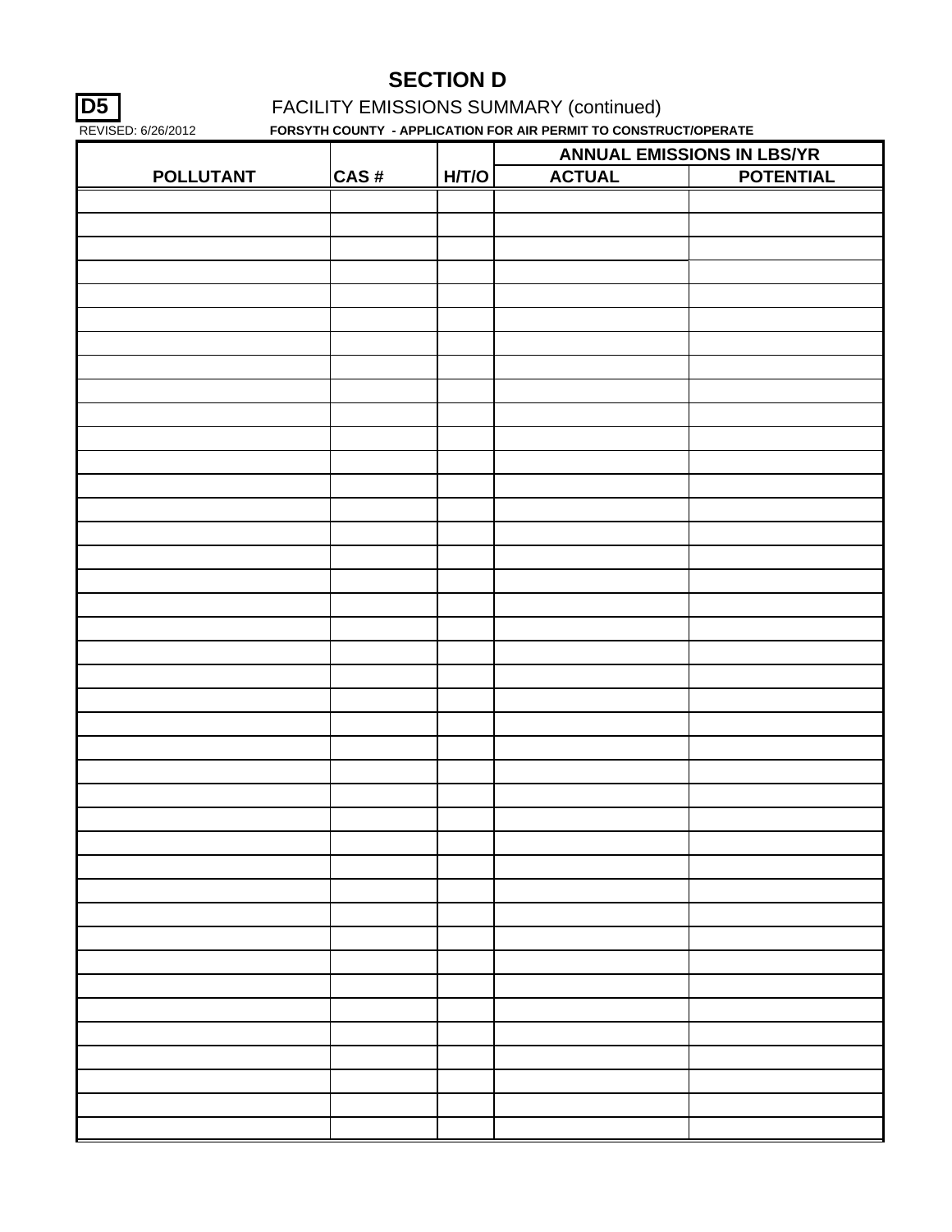# SECTION D

**D5** FACILITY EMISSIONS SUMMARY (continued)

REVISED: 6/26/2012 **FORSYTH COUNTY - APPLICATION FOR AIR PERMIT TO CONSTRUCT/OPERATE**

| POLLUTANT | CAS # | H/T/O | ANNUAL EMISSIONS IN LBS/YR | |
|---|---|---|---|---|
| | | | ACTUAL | POTENTIAL |
| | | | | |
| | | | | |
| | | | | |
| | | | | |
| | | | | |
| | | | | |
| | | | | |
| | | | | |
| | | | | |
| | | | | |
| | | | | |
| | | | | |
| | | | | |
| | | | | |
| | | | | |
| | | | | |
| | | | | |
| | | | | |
| | | | | |
| | | | | |
| | | | | |
| | | | | |
| | | | | |
| | | | | |
| | | | | |
| | | | | |
| | | | | |
| | | | | |
| | | | | |
| | | | | |
| | | | | |
| | | | | |
| | | | | |
| | | | | |
| | | | | |
| | | | | |
| | | | | |
| | | | | |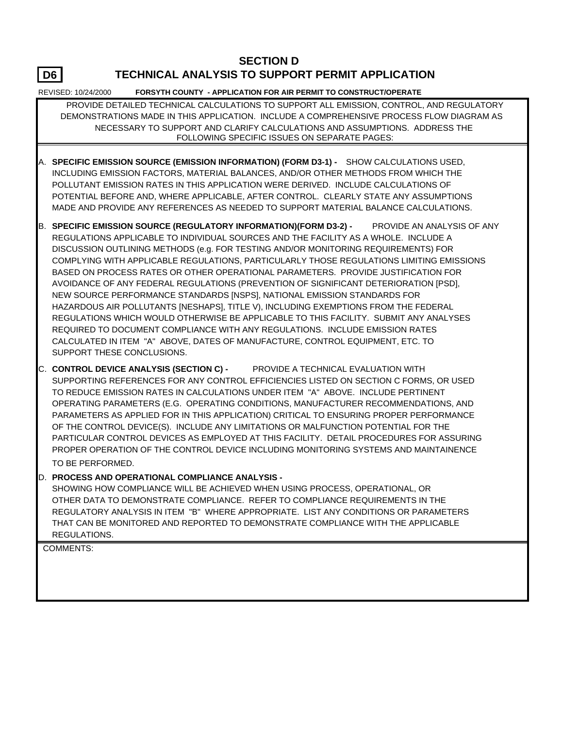**D6**

# SECTION D
## TECHNICAL ANALYSIS TO SUPPORT PERMIT APPLICATION

REVISED: 10/24/2000 **FORSYTH COUNTY - APPLICATION FOR AIR PERMIT TO CONSTRUCT/OPERATE**

PROVIDE DETAILED TECHNICAL CALCULATIONS TO SUPPORT ALL EMISSION, CONTROL, AND REGULATORY DEMONSTRATIONS MADE IN THIS APPLICATION. INCLUDE A COMPREHENSIVE PROCESS FLOW DIAGRAM AS NECESSARY TO SUPPORT AND CLARIFY CALCULATIONS AND ASSUMPTIONS. ADDRESS THE FOLLOWING SPECIFIC ISSUES ON SEPARATE PAGES:

A. **SPECIFIC EMISSION SOURCE (EMISSION INFORMATION) (FORM D3-1) -** SHOW CALCULATIONS USED, INCLUDING EMISSION FACTORS, MATERIAL BALANCES, AND/OR OTHER METHODS FROM WHICH THE POLLUTANT EMISSION RATES IN THIS APPLICATION WERE DERIVED. INCLUDE CALCULATIONS OF POTENTIAL BEFORE AND, WHERE APPLICABLE, AFTER CONTROL. CLEARLY STATE ANY ASSUMPTIONS MADE AND PROVIDE ANY REFERENCES AS NEEDED TO SUPPORT MATERIAL BALANCE CALCULATIONS.

B. **SPECIFIC EMISSION SOURCE (REGULATORY INFORMATION)(FORM D3-2) -** PROVIDE AN ANALYSIS OF ANY REGULATIONS APPLICABLE TO INDIVIDUAL SOURCES AND THE FACILITY AS A WHOLE. INCLUDE A DISCUSSION OUTLINING METHODS (e.g. FOR TESTING AND/OR MONITORING REQUIREMENTS) FOR COMPLYING WITH APPLICABLE REGULATIONS, PARTICULARLY THOSE REGULATIONS LIMITING EMISSIONS BASED ON PROCESS RATES OR OTHER OPERATIONAL PARAMETERS. PROVIDE JUSTIFICATION FOR AVOIDANCE OF ANY FEDERAL REGULATIONS (PREVENTION OF SIGNIFICANT DETERIORATION [PSD], NEW SOURCE PERFORMANCE STANDARDS [NSPS], NATIONAL EMISSION STANDARDS FOR HAZARDOUS AIR POLLUTANTS [NESHAPS], TITLE V), INCLUDING EXEMPTIONS FROM THE FEDERAL REGULATIONS WHICH WOULD OTHERWISE BE APPLICABLE TO THIS FACILITY. SUBMIT ANY ANALYSES REQUIRED TO DOCUMENT COMPLIANCE WITH ANY REGULATIONS. INCLUDE EMISSION RATES CALCULATED IN ITEM "A" ABOVE, DATES OF MANUFACTURE, CONTROL EQUIPMENT, ETC. TO SUPPORT THESE CONCLUSIONS.

C. **CONTROL DEVICE ANALYSIS (SECTION C) -** PROVIDE A TECHNICAL EVALUATION WITH SUPPORTING REFERENCES FOR ANY CONTROL EFFICIENCIES LISTED ON SECTION C FORMS, OR USED TO REDUCE EMISSION RATES IN CALCULATIONS UNDER ITEM "A" ABOVE. INCLUDE PERTINENT OPERATING PARAMETERS (E.G. OPERATING CONDITIONS, MANUFACTURER RECOMMENDATIONS, AND PARAMETERS AS APPLIED FOR IN THIS APPLICATION) CRITICAL TO ENSURING PROPER PERFORMANCE OF THE CONTROL DEVICE(S). INCLUDE ANY LIMITATIONS OR MALFUNCTION POTENTIAL FOR THE PARTICULAR CONTROL DEVICES AS EMPLOYED AT THIS FACILITY. DETAIL PROCEDURES FOR ASSURING PROPER OPERATION OF THE CONTROL DEVICE INCLUDING MONITORING SYSTEMS AND MAINTAINENCE TO BE PERFORMED.

D. **PROCESS AND OPERATIONAL COMPLIANCE ANALYSIS -** SHOWING HOW COMPLIANCE WILL BE ACHIEVED WHEN USING PROCESS, OPERATIONAL, OR OTHER DATA TO DEMONSTRATE COMPLIANCE. REFER TO COMPLIANCE REQUIREMENTS IN THE REGULATORY ANALYSIS IN ITEM "B" WHERE APPROPRIATE. LIST ANY CONDITIONS OR PARAMETERS THAT CAN BE MONITORED AND REPORTED TO DEMONSTRATE COMPLIANCE WITH THE APPLICABLE REGULATIONS.

COMMENTS: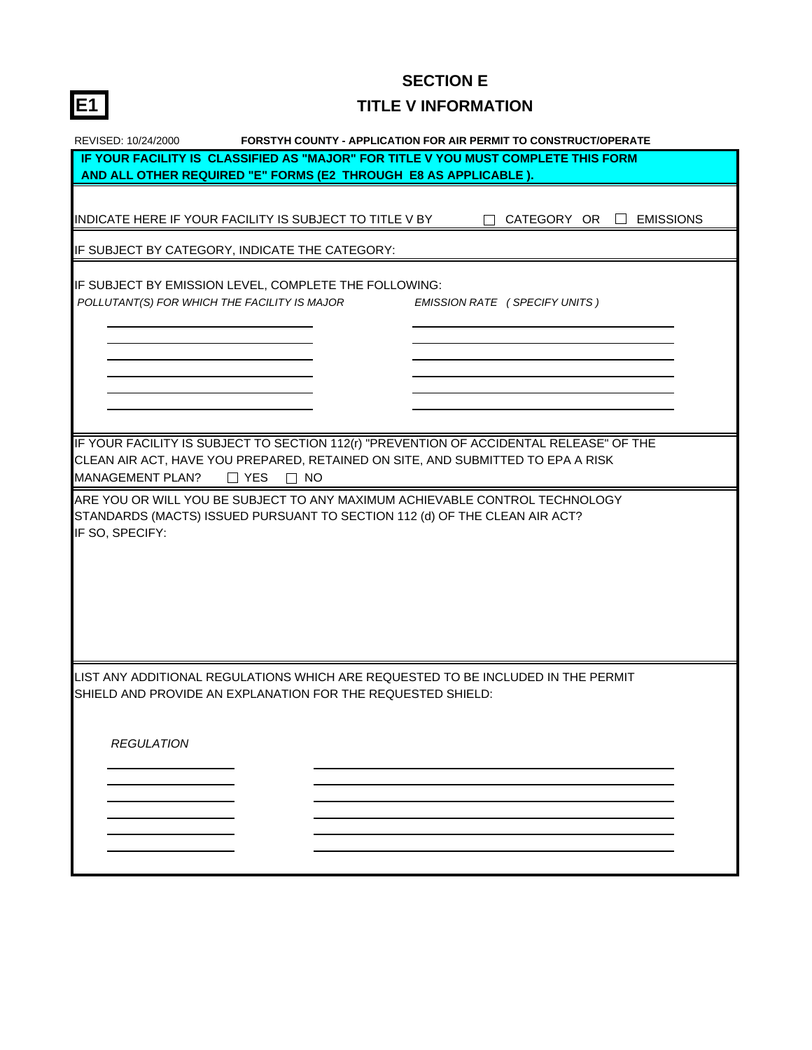**E1**

# SECTION E

## TITLE V INFORMATION

REVISED: 10/24/2000 **FORSTYH COUNTY - APPLICATION FOR AIR PERMIT TO CONSTRUCT/OPERATE**

**IF YOUR FACILITY IS CLASSIFIED AS "MAJOR" FOR TITLE V YOU MUST COMPLETE THIS FORM AND ALL OTHER REQUIRED "E" FORMS (E2 THROUGH E8 AS APPLICABLE ).**

INDICATE HERE IF YOUR FACILITY IS SUBJECT TO TITLE V BY ☐ CATEGORY OR ☐ EMISSIONS

IF SUBJECT BY CATEGORY, INDICATE THE CATEGORY:

IF SUBJECT BY EMISSION LEVEL, COMPLETE THE FOLLOWING:

| *POLLUTANT(S) FOR WHICH THE FACILITY IS MAJOR* | *EMISSION RATE ( SPECIFY UNITS )* |
|---|---|
| | |
| | |
| | |
| | |
| | |
| | |

IF YOUR FACILITY IS SUBJECT TO SECTION 112(r) "PREVENTION OF ACCIDENTAL RELEASE" OF THE CLEAN AIR ACT, HAVE YOU PREPARED, RETAINED ON SITE, AND SUBMITTED TO EPA A RISK MANAGEMENT PLAN? ☐ YES ☐ NO

ARE YOU OR WILL YOU BE SUBJECT TO ANY MAXIMUM ACHIEVABLE CONTROL TECHNOLOGY STANDARDS (MACTS) ISSUED PURSUANT TO SECTION 112 (d) OF THE CLEAN AIR ACT? IF SO, SPECIFY:

LIST ANY ADDITIONAL REGULATIONS WHICH ARE REQUESTED TO BE INCLUDED IN THE PERMIT SHIELD AND PROVIDE AN EXPLANATION FOR THE REQUESTED SHIELD:

| *REGULATION* | |
|---|---|
| | |
| | |
| | |
| | |
| | |
| | |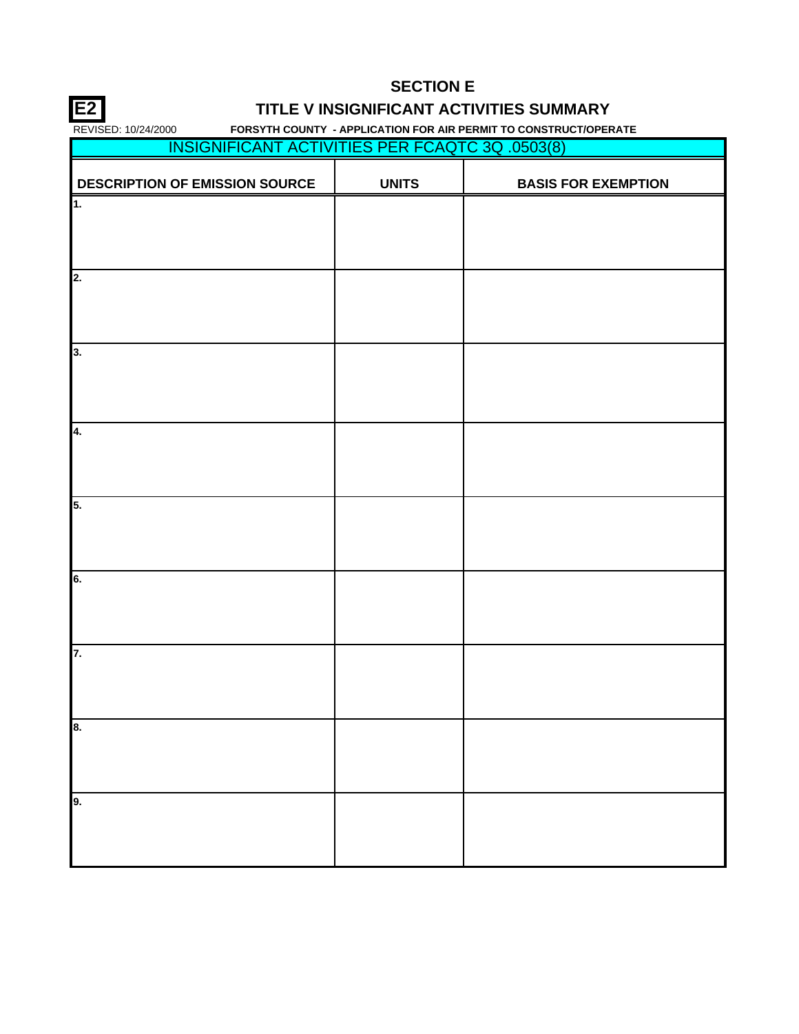## SECTION E

**E2**

## TITLE V INSIGNIFICANT ACTIVITIES SUMMARY

REVISED: 10/24/2000 **FORSYTH COUNTY - APPLICATION FOR AIR PERMIT TO CONSTRUCT/OPERATE**

| INSIGNIFICANT ACTIVITIES PER FCAQTC 3Q .0503(8) | | |
|---|---|---|
| **DESCRIPTION OF EMISSION SOURCE** | **UNITS** | **BASIS FOR EXEMPTION** |
| **1.** | | |
| **2.** | | |
| **3.** | | |
| **4.** | | |
| **5.** | | |
| **6.** | | |
| **7.** | | |
| **8.** | | |
| **9.** | | |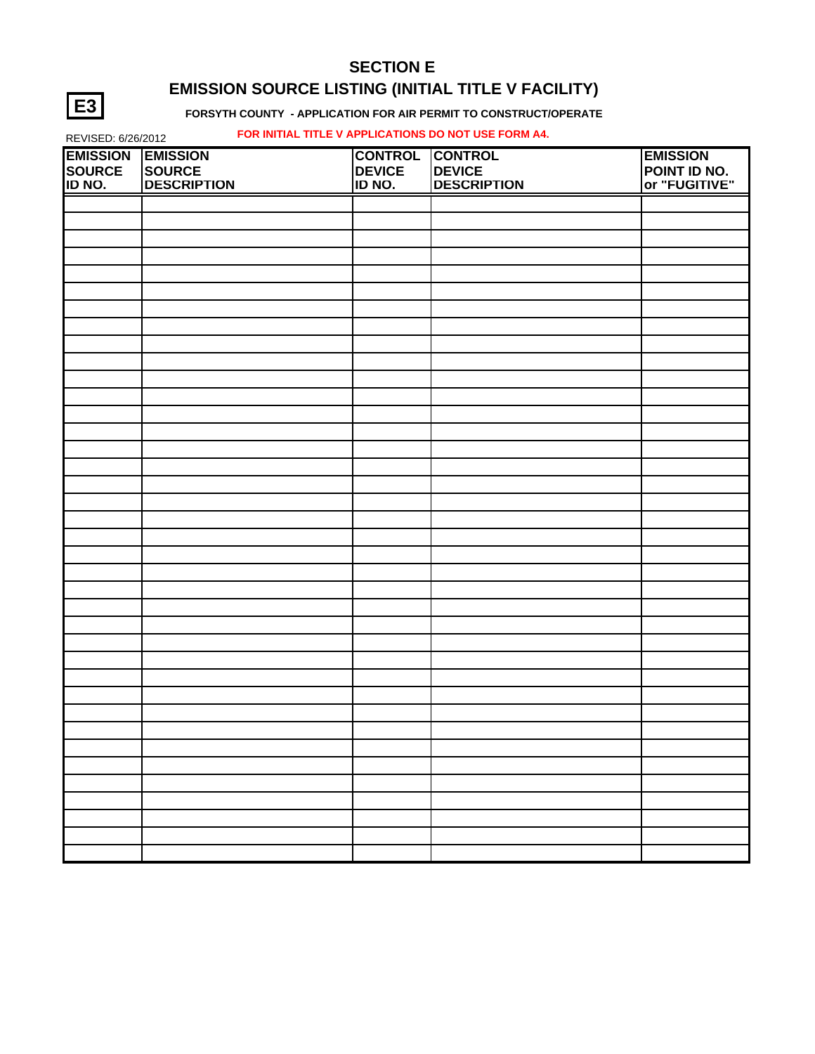**E3**

# SECTION E

## EMISSION SOURCE LISTING (INITIAL TITLE V FACILITY)

**FORSYTH COUNTY - APPLICATION FOR AIR PERMIT TO CONSTRUCT/OPERATE**

REVISED: 6/26/2012

**FOR INITIAL TITLE V APPLICATIONS DO NOT USE FORM A4.**

| EMISSION SOURCE ID NO. | EMISSION SOURCE DESCRIPTION | CONTROL DEVICE ID NO. | CONTROL DEVICE DESCRIPTION | EMISSION POINT ID NO. or "FUGITIVE" |
|---|---|---|---|---|
| | | | | |
| | | | | |
| | | | | |
| | | | | |
| | | | | |
| | | | | |
| | | | | |
| | | | | |
| | | | | |
| | | | | |
| | | | | |
| | | | | |
| | | | | |
| | | | | |
| | | | | |
| | | | | |
| | | | | |
| | | | | |
| | | | | |
| | | | | |
| | | | | |
| | | | | |
| | | | | |
| | | | | |
| | | | | |
| | | | | |
| | | | | |
| | | | | |
| | | | | |
| | | | | |
| | | | | |
| | | | | |
| | | | | |
| | | | | |
| | | | | |
| | | | | |
| | | | | |
| | | | | |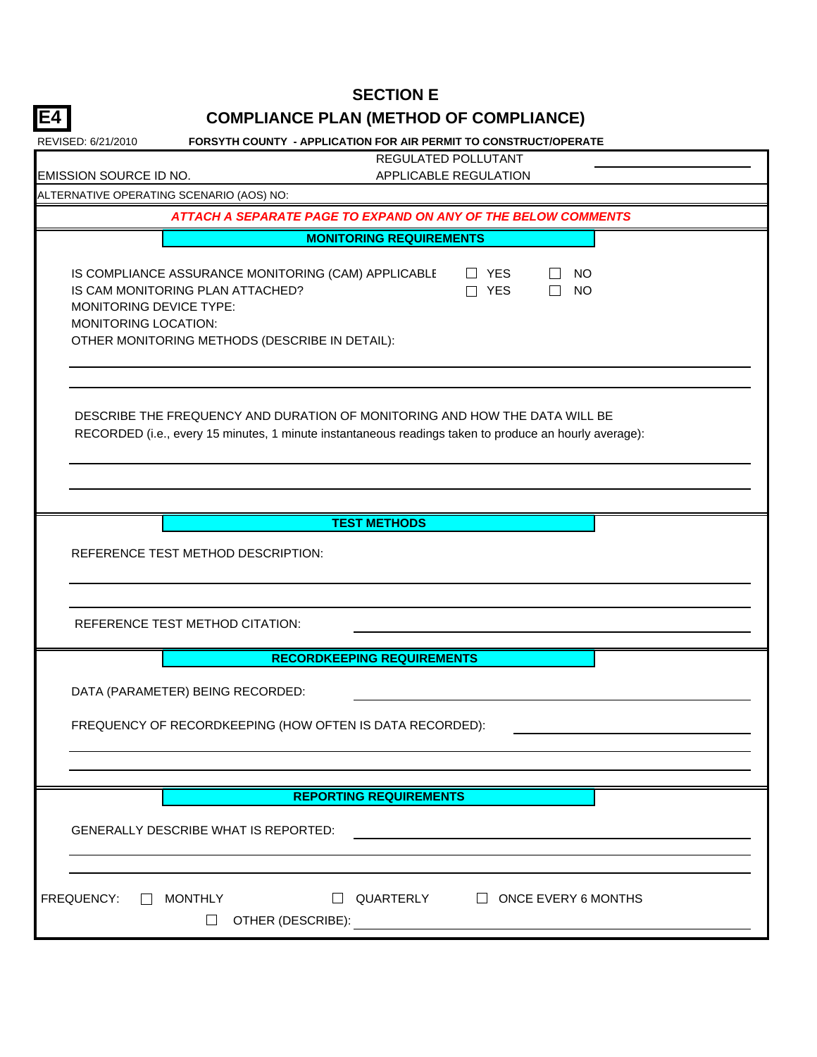# SECTION E

**E4**

## COMPLIANCE PLAN (METHOD OF COMPLIANCE)

REVISED: 6/21/2010 **FORSYTH COUNTY - APPLICATION FOR AIR PERMIT TO CONSTRUCT/OPERATE**

EMISSION SOURCE ID NO.

REGULATED POLLUTANT

APPLICABLE REGULATION

ALTERNATIVE OPERATING SCENARIO (AOS) NO:

***ATTACH A SEPARATE PAGE TO EXPAND ON ANY OF THE BELOW COMMENTS***

### MONITORING REQUIREMENTS

IS COMPLIANCE ASSURANCE MONITORING (CAM) APPLICABLE ☐ YES ☐ NO

IS CAM MONITORING PLAN ATTACHED? ☐ YES ☐ NO

MONITORING DEVICE TYPE:

MONITORING LOCATION:

OTHER MONITORING METHODS (DESCRIBE IN DETAIL):

DESCRIBE THE FREQUENCY AND DURATION OF MONITORING AND HOW THE DATA WILL BE RECORDED (i.e., every 15 minutes, 1 minute instantaneous readings taken to produce an hourly average):

### TEST METHODS

REFERENCE TEST METHOD DESCRIPTION:

REFERENCE TEST METHOD CITATION:

### RECORDKEEPING REQUIREMENTS

DATA (PARAMETER) BEING RECORDED:

FREQUENCY OF RECORDKEEPING (HOW OFTEN IS DATA RECORDED):

### REPORTING REQUIREMENTS

GENERALLY DESCRIBE WHAT IS REPORTED:

FREQUENCY: ☐ MONTHLY ☐ QUARTERLY ☐ ONCE EVERY 6 MONTHS

☐ OTHER (DESCRIBE):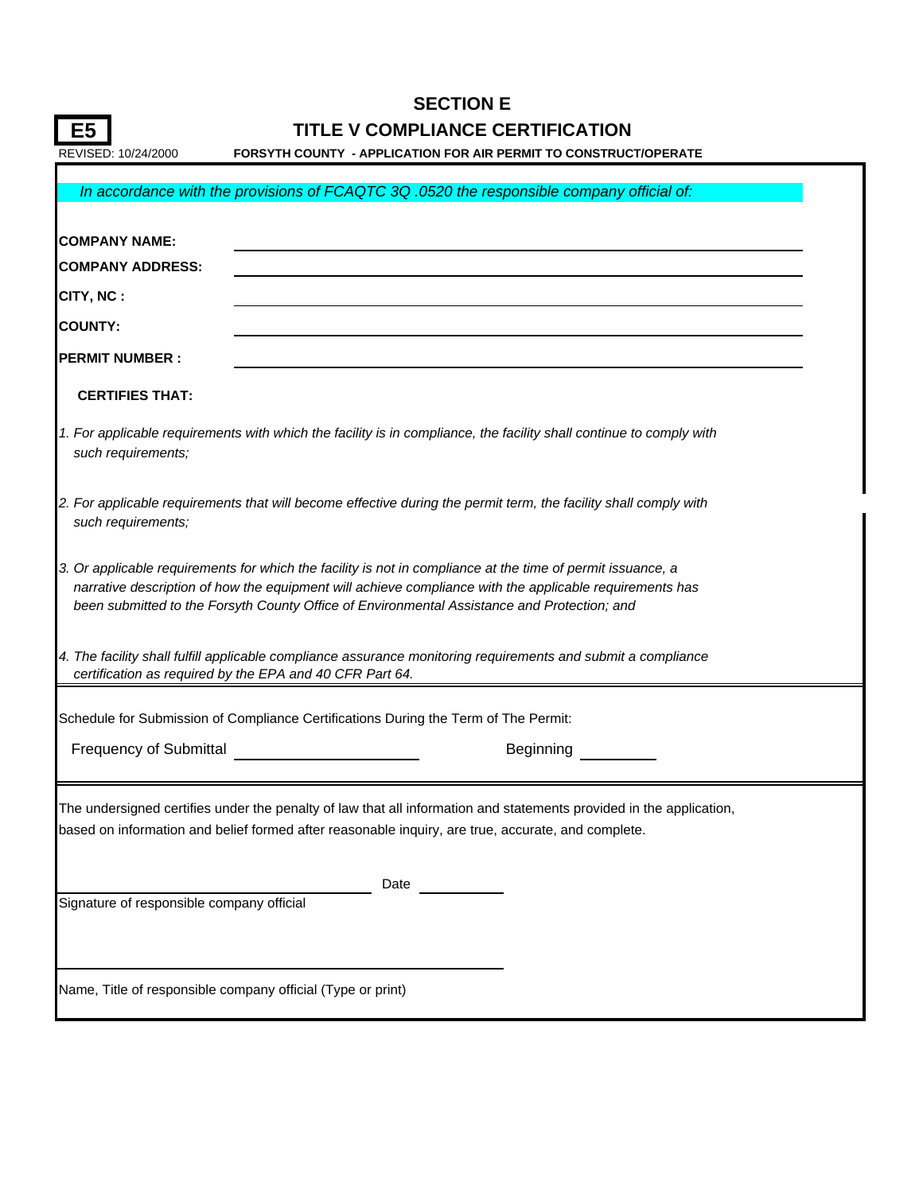# SECTION E

**E5**

## TITLE V COMPLIANCE CERTIFICATION

REVISED: 10/24/2000

**FORSYTH COUNTY - APPLICATION FOR AIR PERMIT TO CONSTRUCT/OPERATE**

*In accordance with the provisions of FCAQTC 3Q .0520 the responsible company official of:*

**COMPANY NAME:** ______________________________

**COMPANY ADDRESS:** ______________________________

**CITY, NC :** ______________________________

**COUNTY:** ______________________________

**PERMIT NUMBER :** ______________________________

**CERTIFIES THAT:**

*1. For applicable requirements with which the facility is in compliance, the facility shall continue to comply with such requirements;*

*2. For applicable requirements that will become effective during the permit term, the facility shall comply with such requirements;*

*3. Or applicable requirements for which the facility is not in compliance at the time of permit issuance, a narrative description of how the equipment will achieve compliance with the applicable requirements has been submitted to the Forsyth County Office of Environmental Assistance and Protection; and*

*4. The facility shall fulfill applicable compliance assurance monitoring requirements and submit a compliance certification as required by the EPA and 40 CFR Part 64.*

Schedule for Submission of Compliance Certifications During the Term of The Permit:

Frequency of Submittal ____________________ Beginning __________

The undersigned certifies under the penalty of law that all information and statements provided in the application, based on information and belief formed after reasonable inquiry, are true, accurate, and complete.

______________________________ Date __________

Signature of responsible company official

______________________________

Name, Title of responsible company official (Type or print)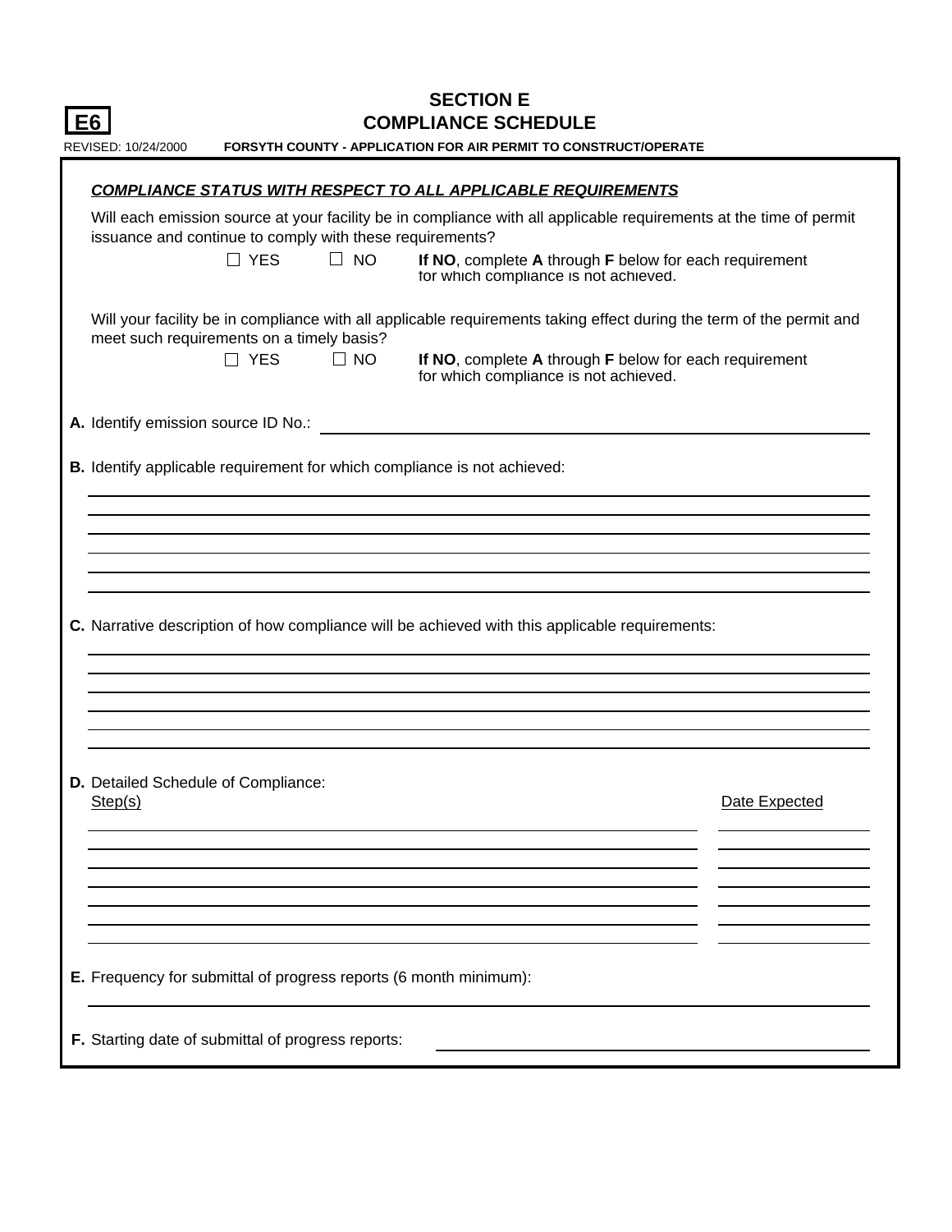E6

# SECTION E
# COMPLIANCE SCHEDULE

REVISED: 10/24/2000 **FORSYTH COUNTY - APPLICATION FOR AIR PERMIT TO CONSTRUCT/OPERATE**

***COMPLIANCE STATUS WITH RESPECT TO ALL APPLICABLE REQUIREMENTS***

Will each emission source at your facility be in compliance with all applicable requirements at the time of permit issuance and continue to comply with these requirements?

☐ YES ☐ NO **If NO**, complete **A** through **F** below for each requirement for which compliance is not achieved.

Will your facility be in compliance with all applicable requirements taking effect during the term of the permit and meet such requirements on a timely basis?

☐ YES ☐ NO **If NO**, complete **A** through **F** below for each requirement for which compliance is not achieved.

**A.** Identify emission source ID No.: ______________________________

**B.** Identify applicable requirement for which compliance is not achieved:

______________________________
______________________________
______________________________
______________________________
______________________________
______________________________

**C.** Narrative description of how compliance will be achieved with this applicable requirements:

______________________________
______________________________
______________________________
______________________________
______________________________
______________________________

**D.** Detailed Schedule of Compliance:

| Step(s) | Date Expected |
|---|---|
| | |
| | |
| | |
| | |
| | |
| | |
| | |

**E.** Frequency for submittal of progress reports (6 month minimum):

______________________________

**F.** Starting date of submittal of progress reports: ______________________________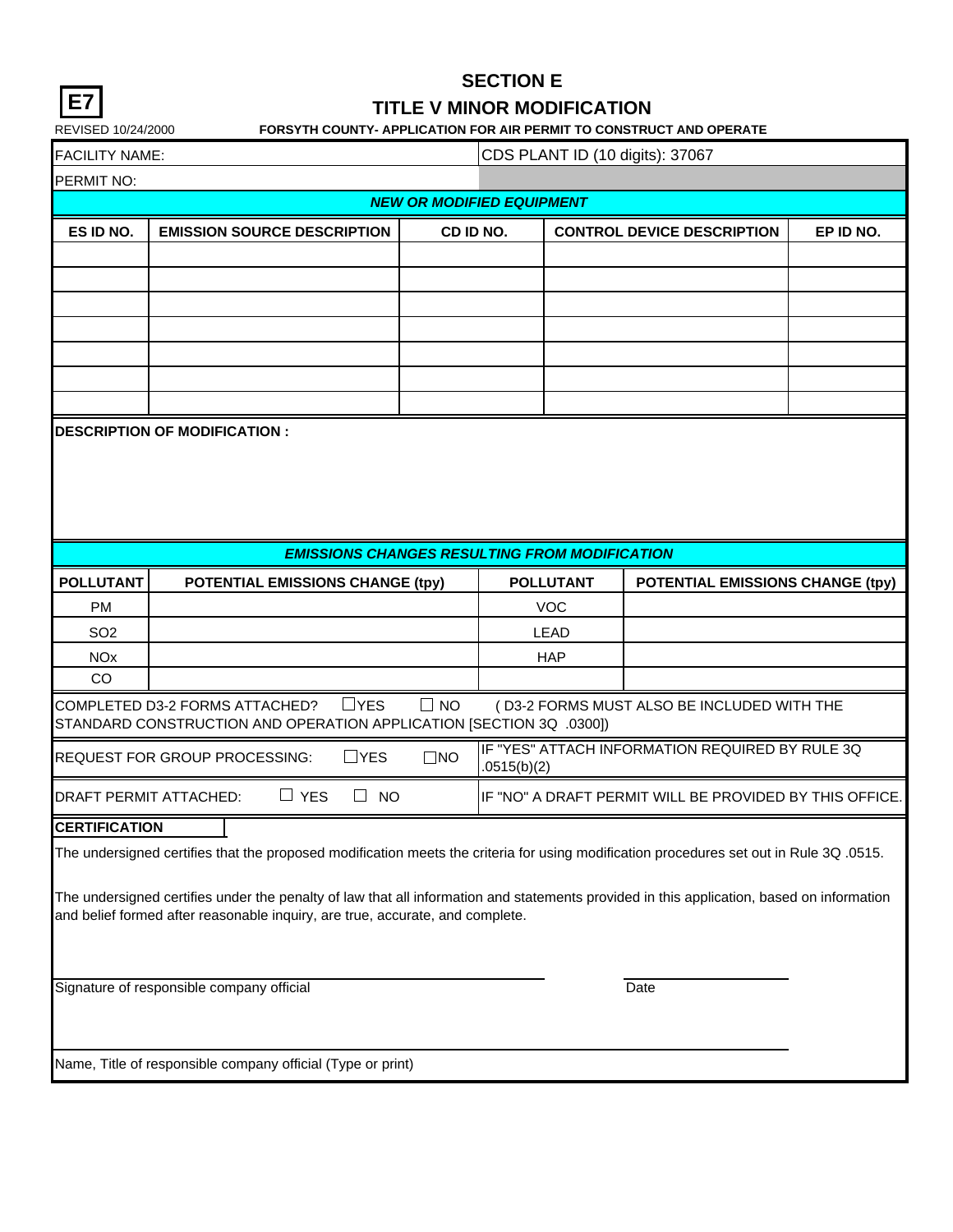**E7**

REVISED 10/24/2000

# SECTION E

## TITLE V MINOR MODIFICATION

**FORSYTH COUNTY- APPLICATION FOR AIR PERMIT TO CONSTRUCT AND OPERATE**

| FACILITY NAME: | CDS PLANT ID (10 digits): 37067 |
|---|---|
| PERMIT NO: | |

***NEW OR MODIFIED EQUIPMENT***

| ES ID NO. | EMISSION SOURCE DESCRIPTION | CD ID NO. | CONTROL DEVICE DESCRIPTION | EP ID NO. |
|---|---|---|---|---|
| | | | | |
| | | | | |
| | | | | |
| | | | | |
| | | | | |
| | | | | |
| | | | | |

**DESCRIPTION OF MODIFICATION :**

***EMISSIONS CHANGES RESULTING FROM MODIFICATION***

| POLLUTANT | POTENTIAL EMISSIONS CHANGE (tpy) | POLLUTANT | POTENTIAL EMISSIONS CHANGE (tpy) |
|---|---|---|---|
| PM | | VOC | |
| SO2 | | LEAD | |
| NOx | | HAP | |
| CO | | | |

COMPLETED D3-2 FORMS ATTACHED? ☐YES ☐ NO ( D3-2 FORMS MUST ALSO BE INCLUDED WITH THE STANDARD CONSTRUCTION AND OPERATION APPLICATION [SECTION 3Q .0300])

REQUEST FOR GROUP PROCESSING: ☐YES ☐NO IF "YES" ATTACH INFORMATION REQUIRED BY RULE 3Q .0515(b)(2)

DRAFT PERMIT ATTACHED: ☐ YES ☐ NO IF "NO" A DRAFT PERMIT WILL BE PROVIDED BY THIS OFFICE.

**CERTIFICATION**

The undersigned certifies that the proposed modification meets the criteria for using modification procedures set out in Rule 3Q .0515.

The undersigned certifies under the penalty of law that all information and statements provided in this application, based on information and belief formed after reasonable inquiry, are true, accurate, and complete.

Signature of responsible company official ____________________ Date ____________

Name, Title of responsible company official (Type or print)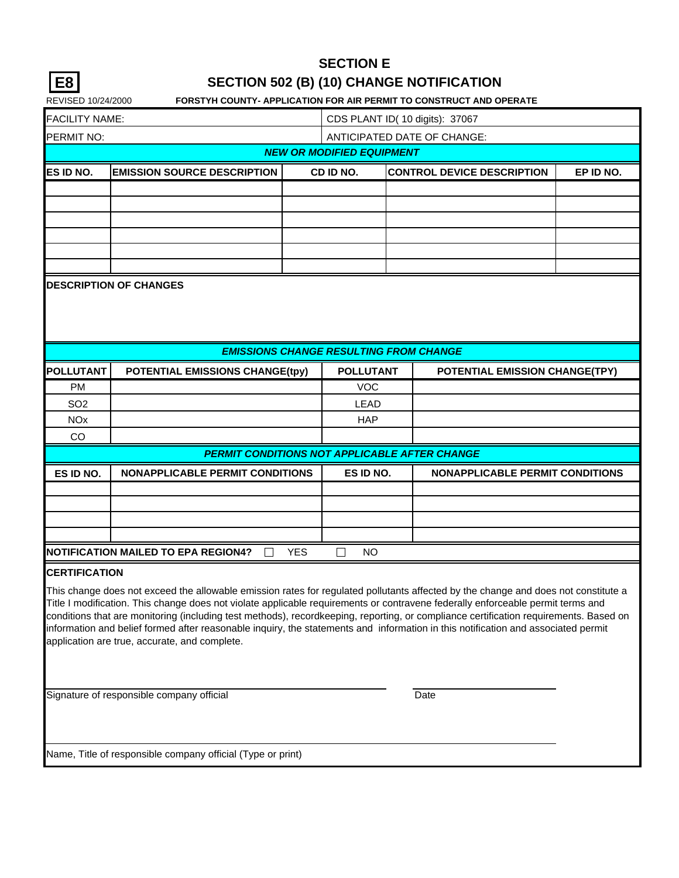# SECTION E

**E8**

## SECTION 502 (B) (10) CHANGE NOTIFICATION

REVISED 10/24/2000

**FORSTYH COUNTY- APPLICATION FOR AIR PERMIT TO CONSTRUCT AND OPERATE**

| FACILITY NAME: | CDS PLANT ID( 10 digits): 37067 |
|---|---|
| PERMIT NO: | ANTICIPATED DATE OF CHANGE: |

***NEW OR MODIFIED EQUIPMENT***

| ES ID NO. | EMISSION SOURCE DESCRIPTION | CD ID NO. | CONTROL DEVICE DESCRIPTION | EP ID NO. |
|---|---|---|---|---|
| | | | | |
| | | | | |
| | | | | |
| | | | | |
| | | | | |
| | | | | |

**DESCRIPTION OF CHANGES**

***EMISSIONS CHANGE RESULTING FROM CHANGE***

| POLLUTANT | POTENTIAL EMISSIONS CHANGE(tpy) | POLLUTANT | POTENTIAL EMISSION CHANGE(TPY) |
|---|---|---|---|
| PM | | VOC | |
| SO2 | | LEAD | |
| NOx | | HAP | |
| CO | | | |

***PERMIT CONDITIONS NOT APPLICABLE AFTER CHANGE***

| ES ID NO. | NONAPPLICABLE PERMIT CONDITIONS | ES ID NO. | NONAPPLICABLE PERMIT CONDITIONS |
|---|---|---|---|
| | | | |
| | | | |
| | | | |
| | | | |

**NOTIFICATION MAILED TO EPA REGION4?** ☐ YES ☐ NO

**CERTIFICATION**

This change does not exceed the allowable emission rates for regulated pollutants affected by the change and does not constitute a Title I modification. This change does not violate applicable requirements or contravene federally enforceable permit terms and conditions that are monitoring (including test methods), recordkeeping, reporting, or compliance certification requirements. Based on information and belief formed after reasonable inquiry, the statements and information in this notification and associated permit application are true, accurate, and complete.

Signature of responsible company official ______________________ Date ______________

Name, Title of responsible company official (Type or print) ______________________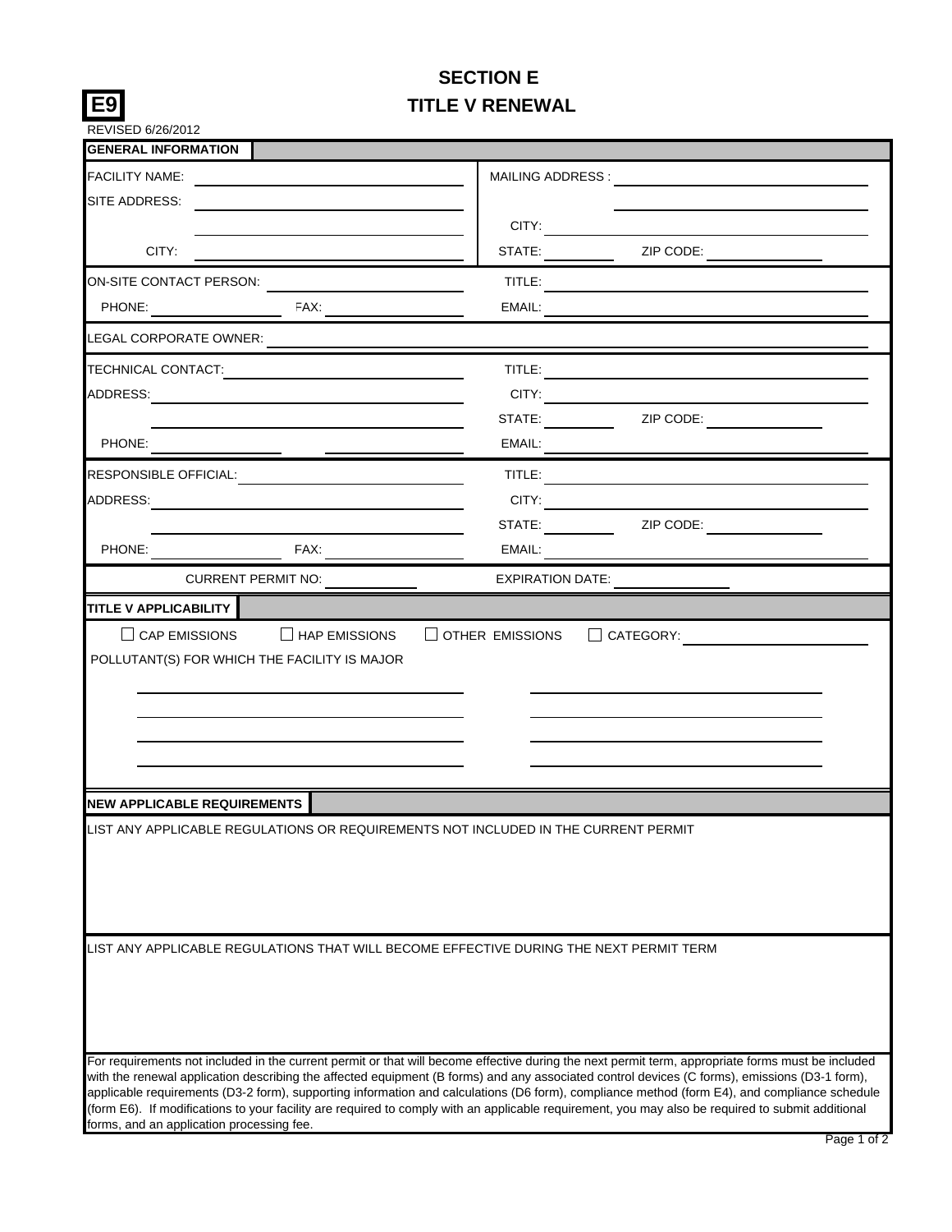# SECTION E

## TITLE V RENEWAL

**E9**

REVISED 6/26/2012

### GENERAL INFORMATION

| | |
|---|---|
| FACILITY NAME: | MAILING ADDRESS : |
| SITE ADDRESS: | |
| | CITY: |
| CITY: | STATE: ZIP CODE: |
| ON-SITE CONTACT PERSON: | TITLE: |
| PHONE: FAX: | EMAIL: |
| LEGAL CORPORATE OWNER: | |
| TECHNICAL CONTACT: | TITLE: |
| ADDRESS: | CITY: |
| | STATE: ZIP CODE: |
| PHONE: | EMAIL: |
| RESPONSIBLE OFFICIAL: | TITLE: |
| ADDRESS: | CITY: |
| | STATE: ZIP CODE: |
| PHONE: FAX: | EMAIL: |
| CURRENT PERMIT NO: | EXPIRATION DATE: |

### TITLE V APPLICABILITY

☐ CAP EMISSIONS ☐ HAP EMISSIONS ☐ OTHER EMISSIONS ☐ CATEGORY:

POLLUTANT(S) FOR WHICH THE FACILITY IS MAJOR

### NEW APPLICABLE REQUIREMENTS

LIST ANY APPLICABLE REGULATIONS OR REQUIREMENTS NOT INCLUDED IN THE CURRENT PERMIT

LIST ANY APPLICABLE REGULATIONS THAT WILL BECOME EFFECTIVE DURING THE NEXT PERMIT TERM

For requirements not included in the current permit or that will become effective during the next permit term, appropriate forms must be included with the renewal application describing the affected equipment (B forms) and any associated control devices (C forms), emissions (D3-1 form), applicable requirements (D3-2 form), supporting information and calculations (D6 form), compliance method (form E4), and compliance schedule (form E6). If modifications to your facility are required to comply with an applicable requirement, you may also be required to submit additional forms, and an application processing fee.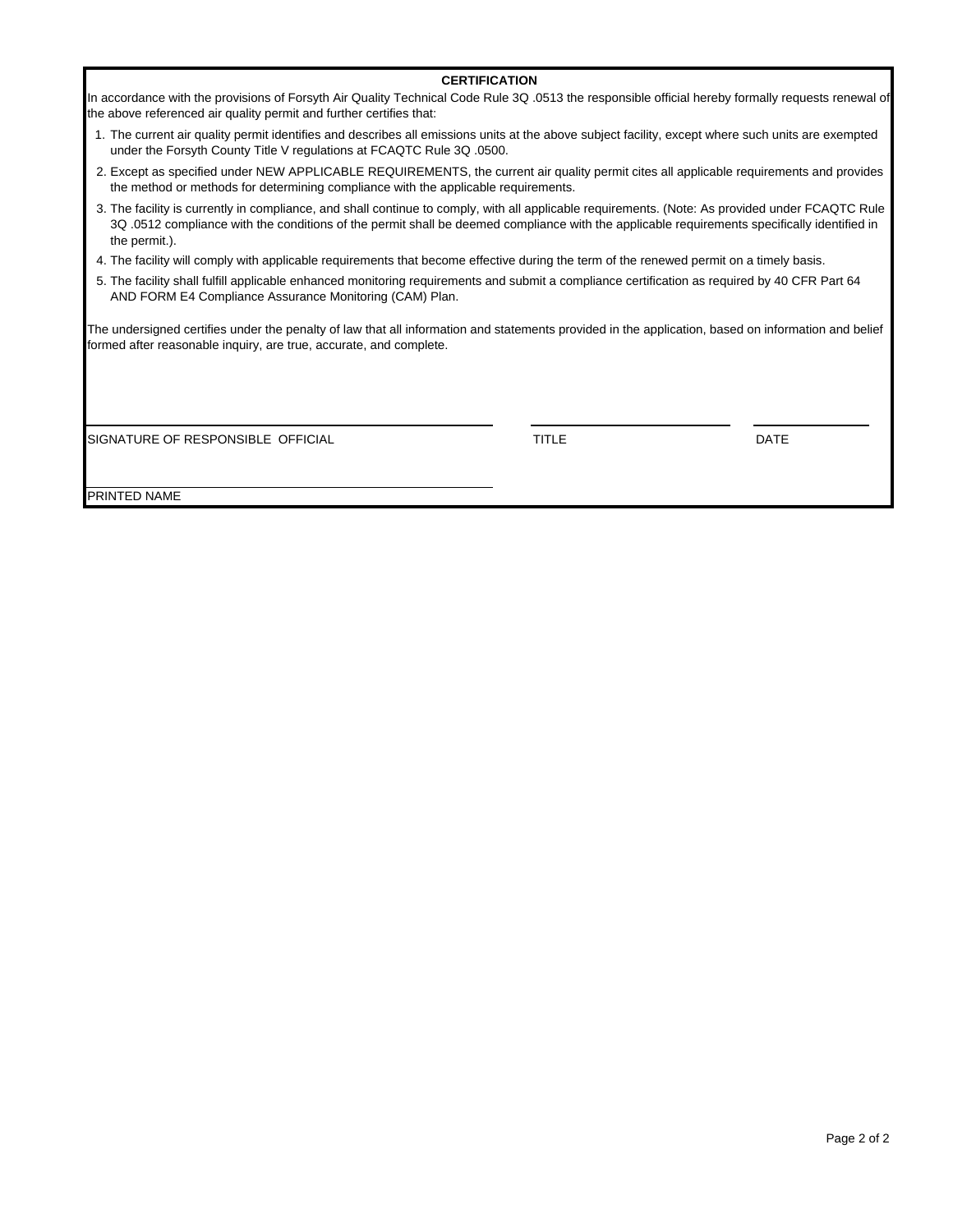## CERTIFICATION

In accordance with the provisions of Forsyth Air Quality Technical Code Rule 3Q .0513 the responsible official hereby formally requests renewal of the above referenced air quality permit and further certifies that:

1. The current air quality permit identifies and describes all emissions units at the above subject facility, except where such units are exempted under the Forsyth County Title V regulations at FCAQTC Rule 3Q .0500.
2. Except as specified under NEW APPLICABLE REQUIREMENTS, the current air quality permit cites all applicable requirements and provides the method or methods for determining compliance with the applicable requirements.
3. The facility is currently in compliance, and shall continue to comply, with all applicable requirements. (Note: As provided under FCAQTC Rule 3Q .0512 compliance with the conditions of the permit shall be deemed compliance with the applicable requirements specifically identified in the permit.).
4. The facility will comply with applicable requirements that become effective during the term of the renewed permit on a timely basis.
5. The facility shall fulfill applicable enhanced monitoring requirements and submit a compliance certification as required by 40 CFR Part 64 AND FORM E4 Compliance Assurance Monitoring (CAM) Plan.

The undersigned certifies under the penalty of law that all information and statements provided in the application, based on information and belief formed after reasonable inquiry, are true, accurate, and complete.

| | | |
|---|---|---|
| SIGNATURE OF RESPONSIBLE OFFICIAL | TITLE | DATE |
| PRINTED NAME | | |